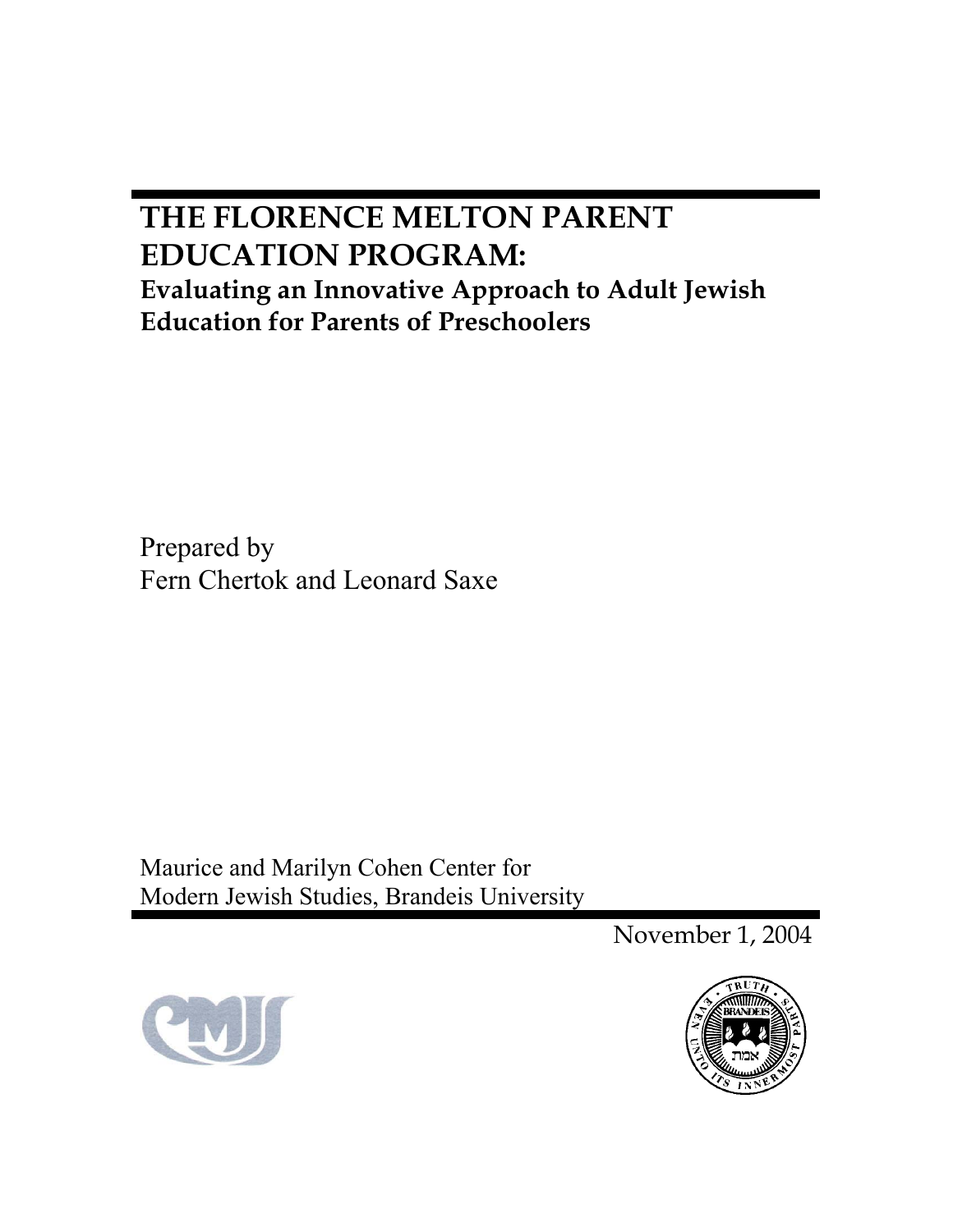# THE FLORENCE MELTON PARENT EDUCATION PROGRAM:

## Evaluating an Innovative Approach to Adult Jewish Education for Parents of Preschoolers

Prepared by
Fern Chertok and Leonard Saxe

Maurice and Marilyn Cohen Center for
Modern Jewish Studies, Brandeis University

November 1, 2004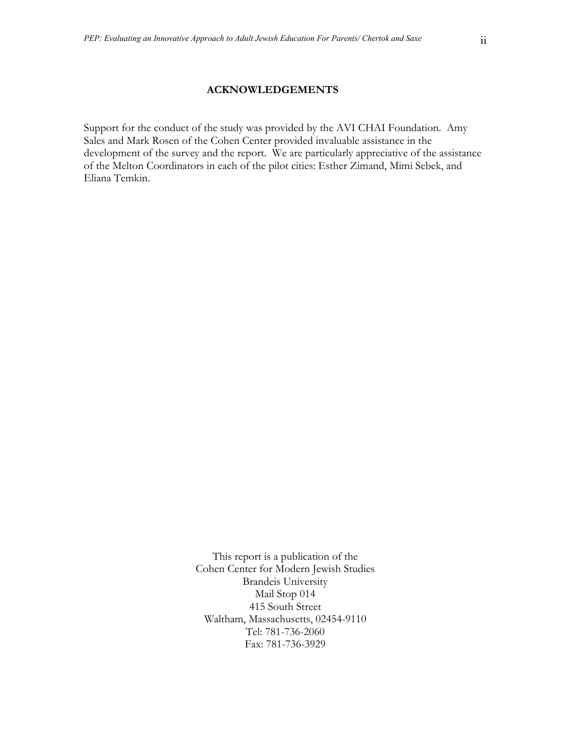**ACKNOWLEDGEMENTS**

Support for the conduct of the study was provided by the AVI CHAI Foundation. Amy Sales and Mark Rosen of the Cohen Center provided invaluable assistance in the development of the survey and the report. We are particularly appreciative of the assistance of the Melton Coordinators in each of the pilot cities: Esther Zimand, Mimi Sebek, and Eliana Temkin.

This report is a publication of the  
Cohen Center for Modern Jewish Studies  
Brandeis University  
Mail Stop 014  
415 South Street  
Waltham, Massachusetts, 02454-9110  
Tel: 781-736-2060  
Fax: 781-736-3929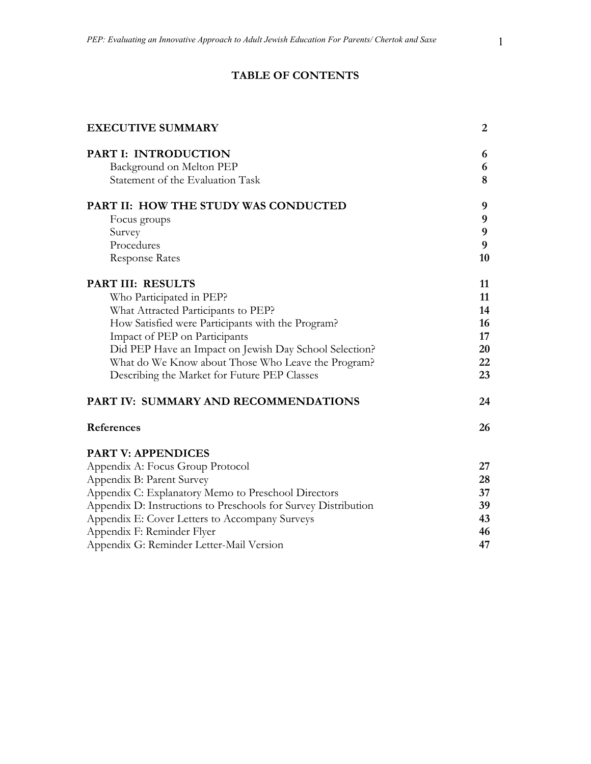# TABLE OF CONTENTS

| | |
|---|---|
| **EXECUTIVE SUMMARY** | **2** |
| **PART I: INTRODUCTION** | **6** |
| Background on Melton PEP | **6** |
| Statement of the Evaluation Task | **8** |
| **PART II: HOW THE STUDY WAS CONDUCTED** | **9** |
| Focus groups | **9** |
| Survey | **9** |
| Procedures | **9** |
| Response Rates | **10** |
| **PART III: RESULTS** | **11** |
| Who Participated in PEP? | **11** |
| What Attracted Participants to PEP? | **14** |
| How Satisfied were Participants with the Program? | **16** |
| Impact of PEP on Participants | **17** |
| Did PEP Have an Impact on Jewish Day School Selection? | **20** |
| What do We Know about Those Who Leave the Program? | **22** |
| Describing the Market for Future PEP Classes | **23** |
| **PART IV: SUMMARY AND RECOMMENDATIONS** | **24** |
| **References** | **26** |
| **PART V: APPENDICES** | |
| Appendix A: Focus Group Protocol | **27** |
| Appendix B: Parent Survey | **28** |
| Appendix C: Explanatory Memo to Preschool Directors | **37** |
| Appendix D: Instructions to Preschools for Survey Distribution | **39** |
| Appendix E: Cover Letters to Accompany Surveys | **43** |
| Appendix F: Reminder Flyer | **46** |
| Appendix G: Reminder Letter-Mail Version | **47** |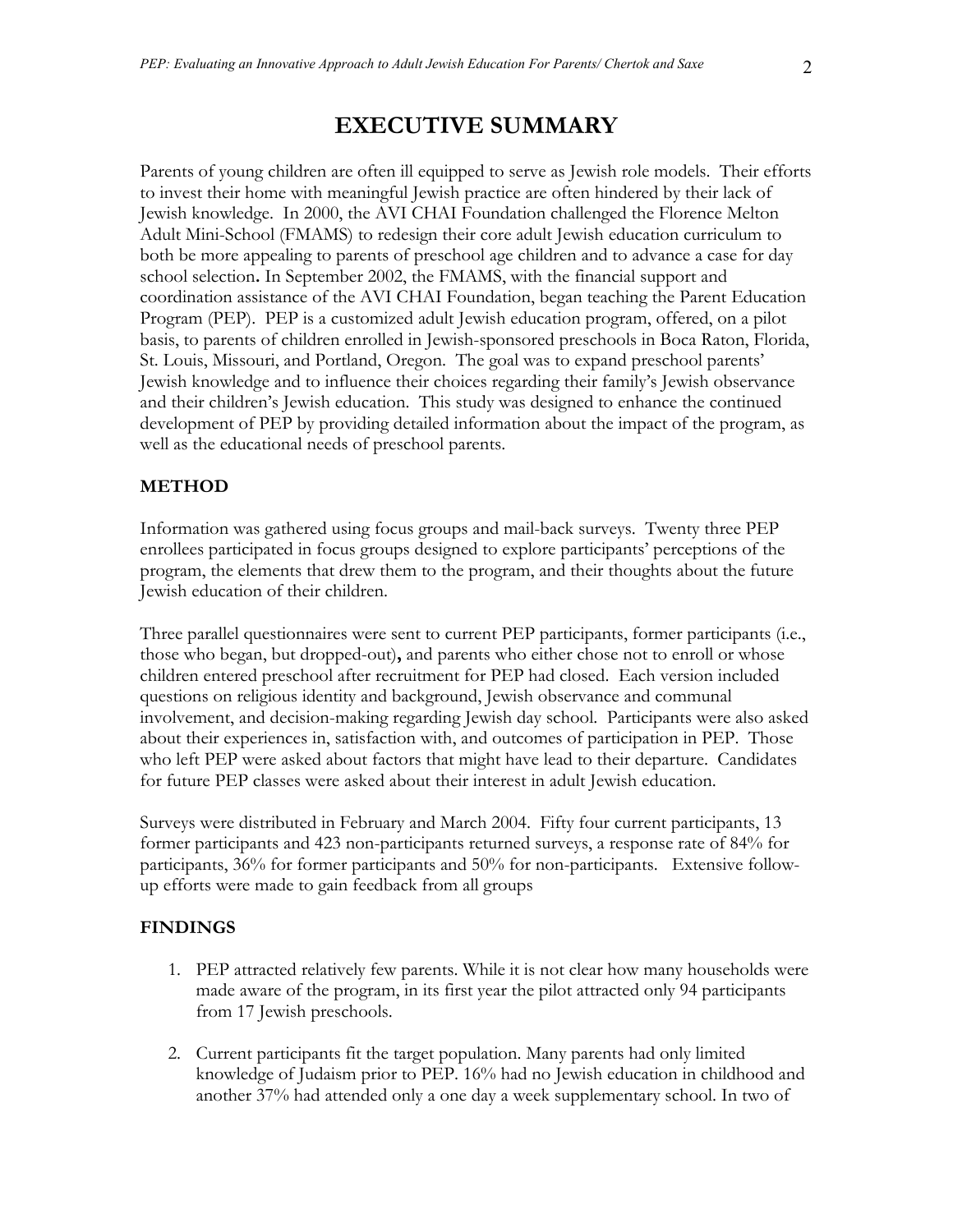# EXECUTIVE SUMMARY

Parents of young children are often ill equipped to serve as Jewish role models. Their efforts to invest their home with meaningful Jewish practice are often hindered by their lack of Jewish knowledge. In 2000, the AVI CHAI Foundation challenged the Florence Melton Adult Mini-School (FMAMS) to redesign their core adult Jewish education curriculum to both be more appealing to parents of preschool age children and to advance a case for day school selection**.** In September 2002, the FMAMS, with the financial support and coordination assistance of the AVI CHAI Foundation, began teaching the Parent Education Program (PEP). PEP is a customized adult Jewish education program, offered, on a pilot basis, to parents of children enrolled in Jewish-sponsored preschools in Boca Raton, Florida, St. Louis, Missouri, and Portland, Oregon. The goal was to expand preschool parents' Jewish knowledge and to influence their choices regarding their family's Jewish observance and their children's Jewish education. This study was designed to enhance the continued development of PEP by providing detailed information about the impact of the program, as well as the educational needs of preschool parents.

## METHOD

Information was gathered using focus groups and mail-back surveys. Twenty three PEP enrollees participated in focus groups designed to explore participants' perceptions of the program, the elements that drew them to the program, and their thoughts about the future Jewish education of their children.

Three parallel questionnaires were sent to current PEP participants, former participants (i.e., those who began, but dropped-out)**,** and parents who either chose not to enroll or whose children entered preschool after recruitment for PEP had closed. Each version included questions on religious identity and background, Jewish observance and communal involvement, and decision-making regarding Jewish day school. Participants were also asked about their experiences in, satisfaction with, and outcomes of participation in PEP. Those who left PEP were asked about factors that might have lead to their departure. Candidates for future PEP classes were asked about their interest in adult Jewish education.

Surveys were distributed in February and March 2004. Fifty four current participants, 13 former participants and 423 non-participants returned surveys, a response rate of 84% for participants, 36% for former participants and 50% for non-participants. Extensive follow-up efforts were made to gain feedback from all groups

## FINDINGS

1. PEP attracted relatively few parents. While it is not clear how many households were made aware of the program, in its first year the pilot attracted only 94 participants from 17 Jewish preschools.
2. Current participants fit the target population. Many parents had only limited knowledge of Judaism prior to PEP. 16% had no Jewish education in childhood and another 37% had attended only a one day a week supplementary school. In two of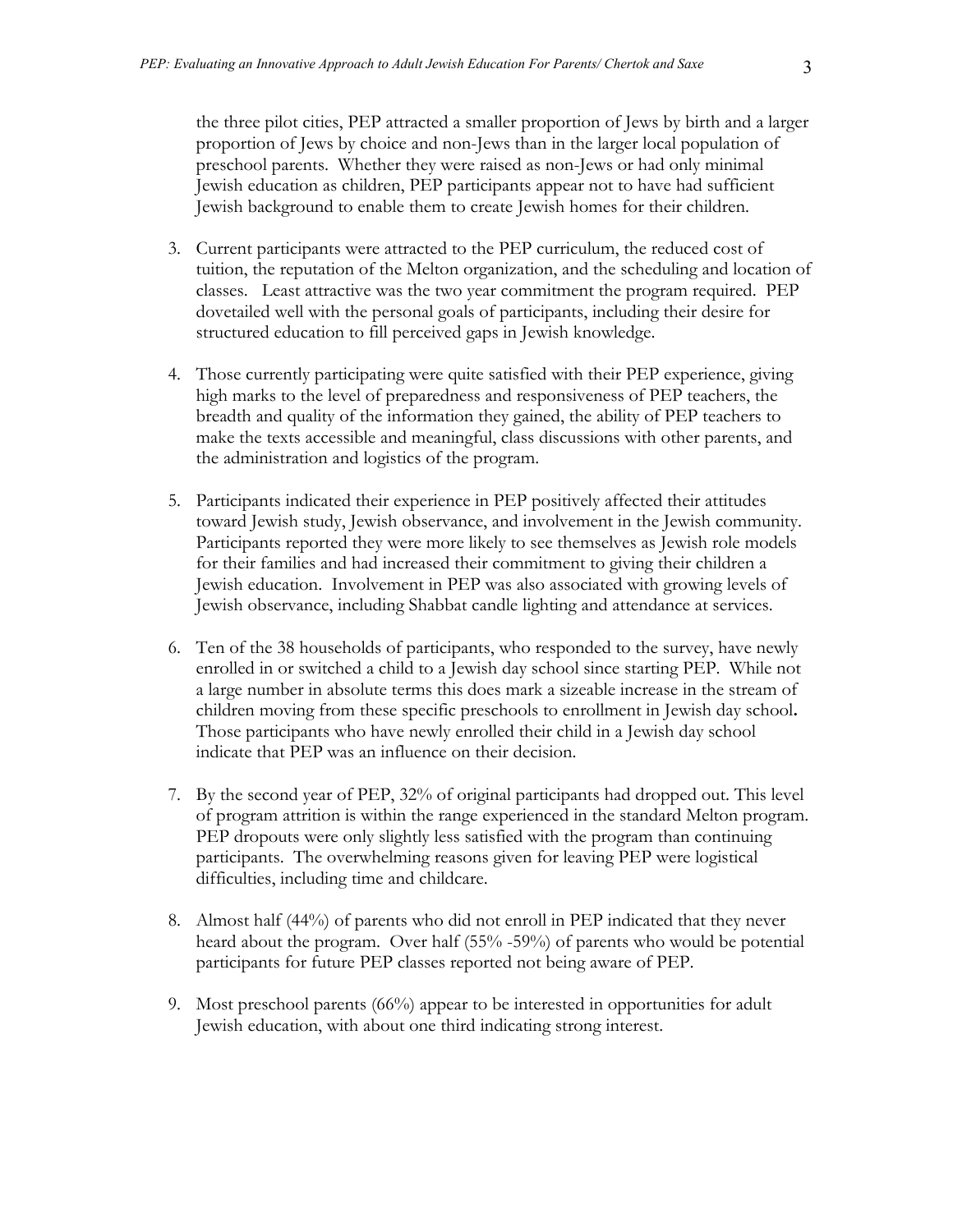the three pilot cities, PEP attracted a smaller proportion of Jews by birth and a larger proportion of Jews by choice and non-Jews than in the larger local population of preschool parents. Whether they were raised as non-Jews or had only minimal Jewish education as children, PEP participants appear not to have had sufficient Jewish background to enable them to create Jewish homes for their children.

3. Current participants were attracted to the PEP curriculum, the reduced cost of tuition, the reputation of the Melton organization, and the scheduling and location of classes. Least attractive was the two year commitment the program required. PEP dovetailed well with the personal goals of participants, including their desire for structured education to fill perceived gaps in Jewish knowledge.

4. Those currently participating were quite satisfied with their PEP experience, giving high marks to the level of preparedness and responsiveness of PEP teachers, the breadth and quality of the information they gained, the ability of PEP teachers to make the texts accessible and meaningful, class discussions with other parents, and the administration and logistics of the program.

5. Participants indicated their experience in PEP positively affected their attitudes toward Jewish study, Jewish observance, and involvement in the Jewish community. Participants reported they were more likely to see themselves as Jewish role models for their families and had increased their commitment to giving their children a Jewish education. Involvement in PEP was also associated with growing levels of Jewish observance, including Shabbat candle lighting and attendance at services.

6. Ten of the 38 households of participants, who responded to the survey, have newly enrolled in or switched a child to a Jewish day school since starting PEP. While not a large number in absolute terms this does mark a sizeable increase in the stream of children moving from these specific preschools to enrollment in Jewish day school**.** Those participants who have newly enrolled their child in a Jewish day school indicate that PEP was an influence on their decision.

7. By the second year of PEP, 32% of original participants had dropped out. This level of program attrition is within the range experienced in the standard Melton program. PEP dropouts were only slightly less satisfied with the program than continuing participants. The overwhelming reasons given for leaving PEP were logistical difficulties, including time and childcare.

8. Almost half (44%) of parents who did not enroll in PEP indicated that they never heard about the program. Over half (55% -59%) of parents who would be potential participants for future PEP classes reported not being aware of PEP.

9. Most preschool parents (66%) appear to be interested in opportunities for adult Jewish education, with about one third indicating strong interest.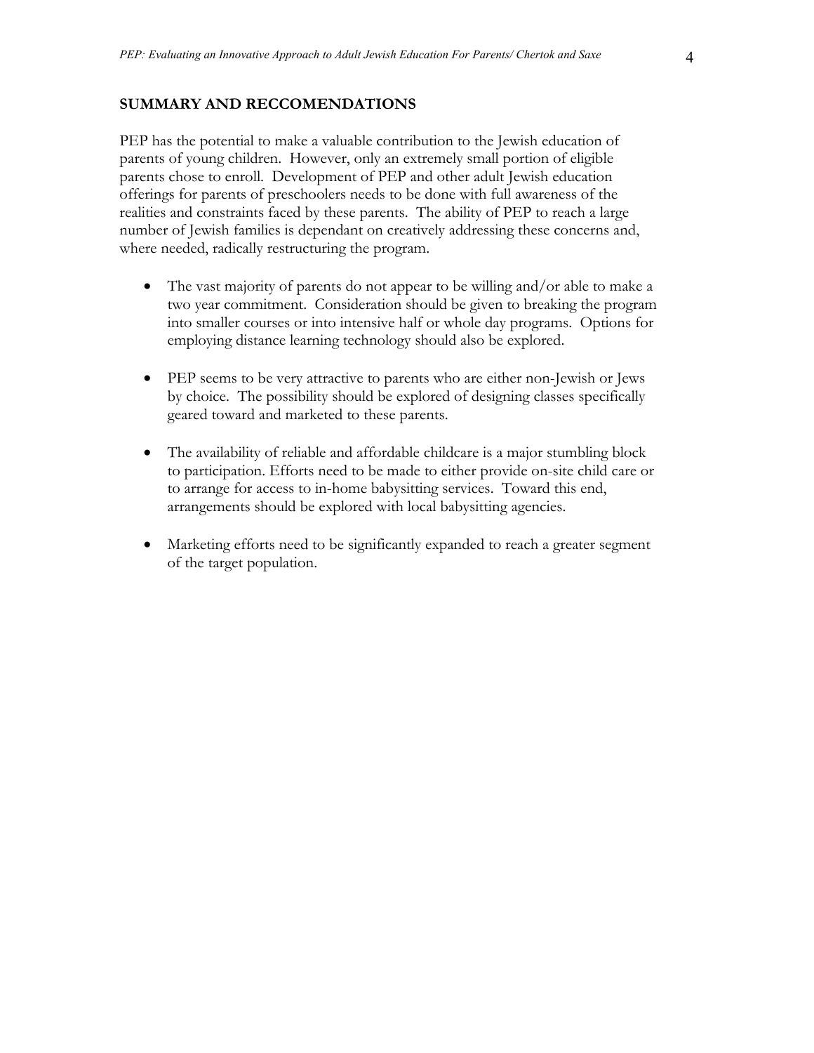## SUMMARY AND RECCOMENDATIONS

PEP has the potential to make a valuable contribution to the Jewish education of parents of young children. However, only an extremely small portion of eligible parents chose to enroll. Development of PEP and other adult Jewish education offerings for parents of preschoolers needs to be done with full awareness of the realities and constraints faced by these parents. The ability of PEP to reach a large number of Jewish families is dependant on creatively addressing these concerns and, where needed, radically restructuring the program.

- The vast majority of parents do not appear to be willing and/or able to make a two year commitment. Consideration should be given to breaking the program into smaller courses or into intensive half or whole day programs. Options for employing distance learning technology should also be explored.

- PEP seems to be very attractive to parents who are either non-Jewish or Jews by choice. The possibility should be explored of designing classes specifically geared toward and marketed to these parents.

- The availability of reliable and affordable childcare is a major stumbling block to participation. Efforts need to be made to either provide on-site child care or to arrange for access to in-home babysitting services. Toward this end, arrangements should be explored with local babysitting agencies.

- Marketing efforts need to be significantly expanded to reach a greater segment of the target population.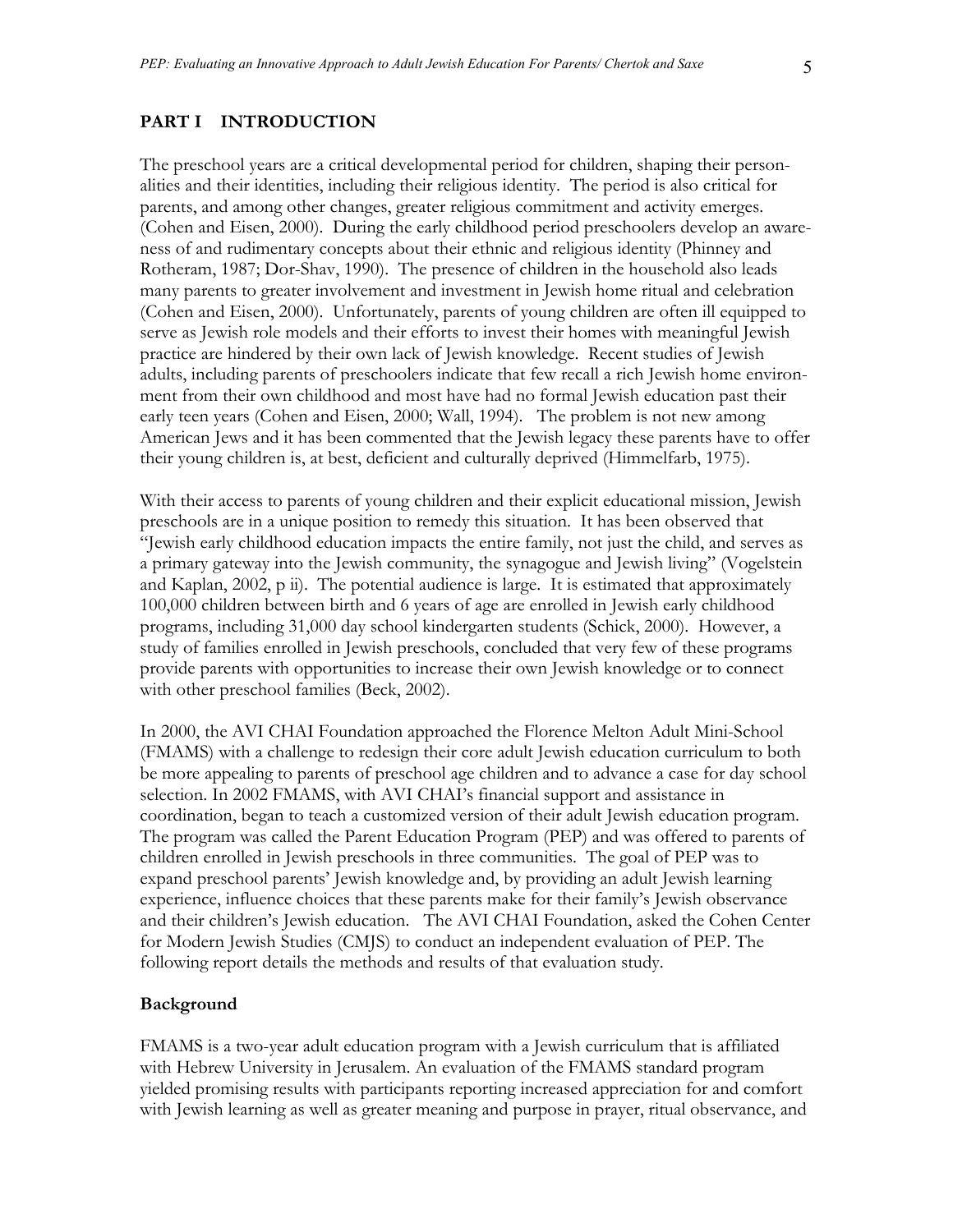## PART I INTRODUCTION

The preschool years are a critical developmental period for children, shaping their personalities and their identities, including their religious identity. The period is also critical for parents, and among other changes, greater religious commitment and activity emerges. (Cohen and Eisen, 2000). During the early childhood period preschoolers develop an awareness of and rudimentary concepts about their ethnic and religious identity (Phinney and Rotheram, 1987; Dor-Shav, 1990). The presence of children in the household also leads many parents to greater involvement and investment in Jewish home ritual and celebration (Cohen and Eisen, 2000). Unfortunately, parents of young children are often ill equipped to serve as Jewish role models and their efforts to invest their homes with meaningful Jewish practice are hindered by their own lack of Jewish knowledge. Recent studies of Jewish adults, including parents of preschoolers indicate that few recall a rich Jewish home environment from their own childhood and most have had no formal Jewish education past their early teen years (Cohen and Eisen, 2000; Wall, 1994). The problem is not new among American Jews and it has been commented that the Jewish legacy these parents have to offer their young children is, at best, deficient and culturally deprived (Himmelfarb, 1975).

With their access to parents of young children and their explicit educational mission, Jewish preschools are in a unique position to remedy this situation. It has been observed that "Jewish early childhood education impacts the entire family, not just the child, and serves as a primary gateway into the Jewish community, the synagogue and Jewish living" (Vogelstein and Kaplan, 2002, p ii). The potential audience is large. It is estimated that approximately 100,000 children between birth and 6 years of age are enrolled in Jewish early childhood programs, including 31,000 day school kindergarten students (Schick, 2000). However, a study of families enrolled in Jewish preschools, concluded that very few of these programs provide parents with opportunities to increase their own Jewish knowledge or to connect with other preschool families (Beck, 2002).

In 2000, the AVI CHAI Foundation approached the Florence Melton Adult Mini-School (FMAMS) with a challenge to redesign their core adult Jewish education curriculum to both be more appealing to parents of preschool age children and to advance a case for day school selection. In 2002 FMAMS, with AVI CHAI's financial support and assistance in coordination, began to teach a customized version of their adult Jewish education program. The program was called the Parent Education Program (PEP) and was offered to parents of children enrolled in Jewish preschools in three communities. The goal of PEP was to expand preschool parents' Jewish knowledge and, by providing an adult Jewish learning experience, influence choices that these parents make for their family's Jewish observance and their children's Jewish education. The AVI CHAI Foundation, asked the Cohen Center for Modern Jewish Studies (CMJS) to conduct an independent evaluation of PEP. The following report details the methods and results of that evaluation study.

### Background

FMAMS is a two-year adult education program with a Jewish curriculum that is affiliated with Hebrew University in Jerusalem. An evaluation of the FMAMS standard program yielded promising results with participants reporting increased appreciation for and comfort with Jewish learning as well as greater meaning and purpose in prayer, ritual observance, and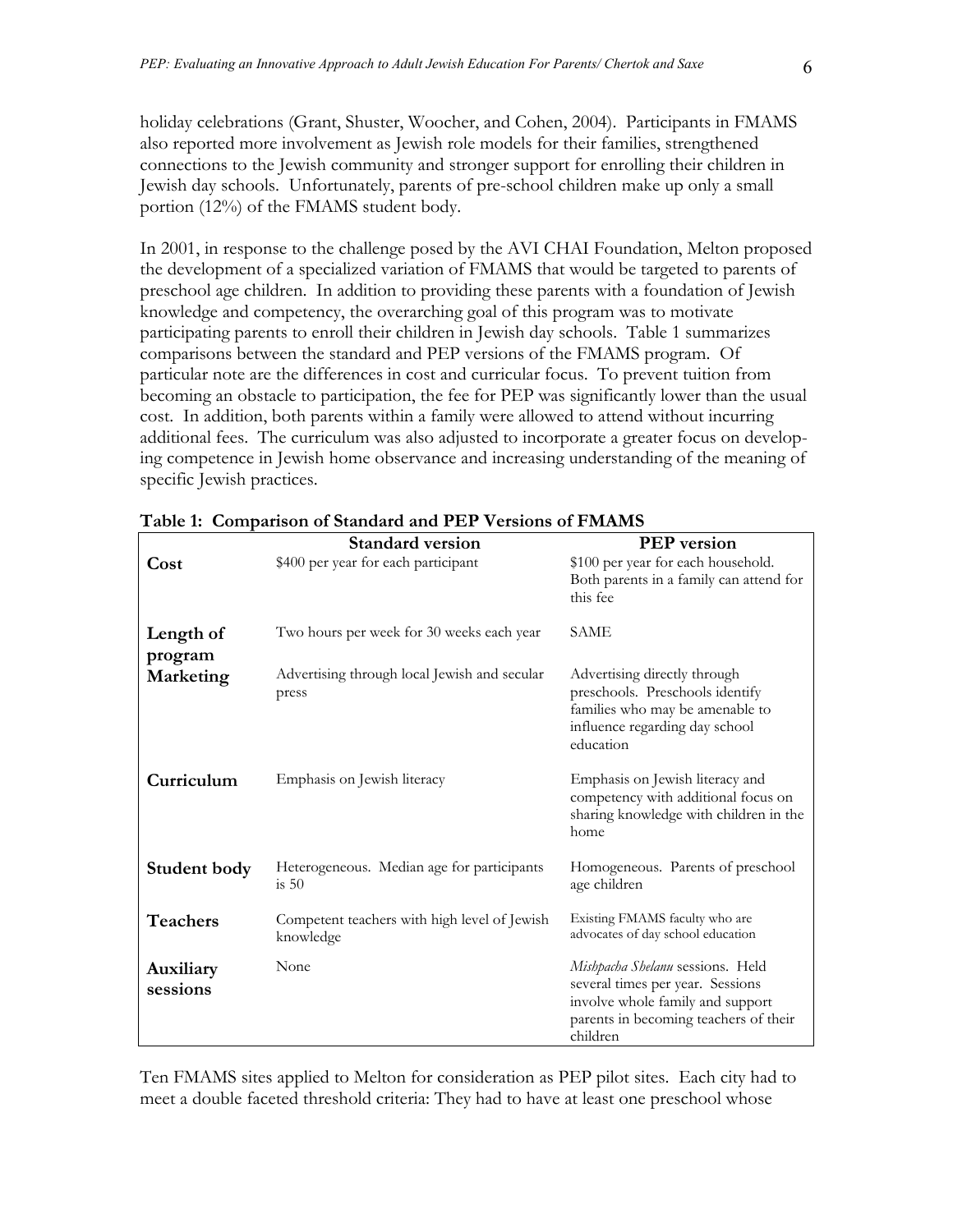holiday celebrations (Grant, Shuster, Woocher, and Cohen, 2004). Participants in FMAMS also reported more involvement as Jewish role models for their families, strengthened connections to the Jewish community and stronger support for enrolling their children in Jewish day schools. Unfortunately, parents of pre-school children make up only a small portion (12%) of the FMAMS student body.

In 2001, in response to the challenge posed by the AVI CHAI Foundation, Melton proposed the development of a specialized variation of FMAMS that would be targeted to parents of preschool age children. In addition to providing these parents with a foundation of Jewish knowledge and competency, the overarching goal of this program was to motivate participating parents to enroll their children in Jewish day schools. Table 1 summarizes comparisons between the standard and PEP versions of the FMAMS program. Of particular note are the differences in cost and curricular focus. To prevent tuition from becoming an obstacle to participation, the fee for PEP was significantly lower than the usual cost. In addition, both parents within a family were allowed to attend without incurring additional fees. The curriculum was also adjusted to incorporate a greater focus on developing competence in Jewish home observance and increasing understanding of the meaning of specific Jewish practices.

**Table 1: Comparison of Standard and PEP Versions of FMAMS**

| | Standard version | PEP version |
|---|---|---|
| **Cost** | $400 per year for each participant | $100 per year for each household. Both parents in a family can attend for this fee |
| **Length of program** | Two hours per week for 30 weeks each year | SAME |
| **Marketing** | Advertising through local Jewish and secular press | Advertising directly through preschools. Preschools identify families who may be amenable to influence regarding day school education |
| **Curriculum** | Emphasis on Jewish literacy | Emphasis on Jewish literacy and competency with additional focus on sharing knowledge with children in the home |
| **Student body** | Heterogeneous. Median age for participants is 50 | Homogeneous. Parents of preschool age children |
| **Teachers** | Competent teachers with high level of Jewish knowledge | Existing FMAMS faculty who are advocates of day school education |
| **Auxiliary sessions** | None | *Mishpacha Shelanu* sessions. Held several times per year. Sessions involve whole family and support parents in becoming teachers of their children |

Ten FMAMS sites applied to Melton for consideration as PEP pilot sites. Each city had to meet a double faceted threshold criteria: They had to have at least one preschool whose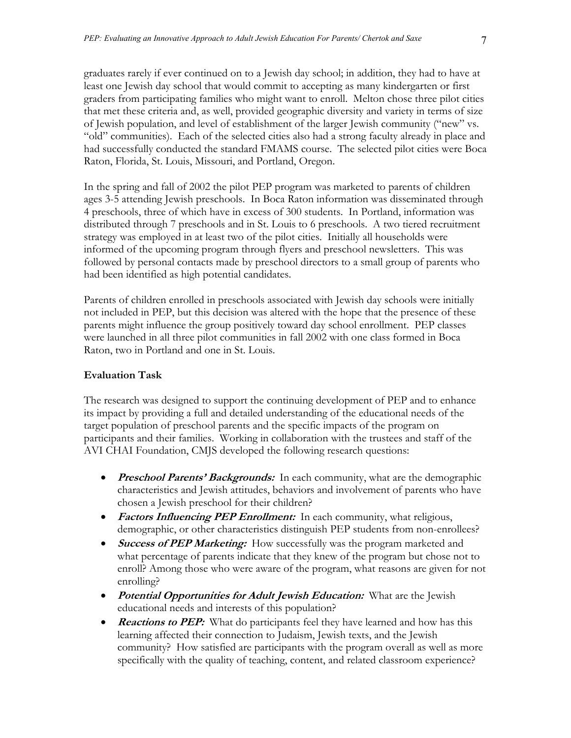graduates rarely if ever continued on to a Jewish day school; in addition, they had to have at least one Jewish day school that would commit to accepting as many kindergarten or first graders from participating families who might want to enroll. Melton chose three pilot cities that met these criteria and, as well, provided geographic diversity and variety in terms of size of Jewish population, and level of establishment of the larger Jewish community ("new" vs. "old" communities). Each of the selected cities also had a strong faculty already in place and had successfully conducted the standard FMAMS course. The selected pilot cities were Boca Raton, Florida, St. Louis, Missouri, and Portland, Oregon.

In the spring and fall of 2002 the pilot PEP program was marketed to parents of children ages 3-5 attending Jewish preschools. In Boca Raton information was disseminated through 4 preschools, three of which have in excess of 300 students. In Portland, information was distributed through 7 preschools and in St. Louis to 6 preschools. A two tiered recruitment strategy was employed in at least two of the pilot cities. Initially all households were informed of the upcoming program through flyers and preschool newsletters. This was followed by personal contacts made by preschool directors to a small group of parents who had been identified as high potential candidates.

Parents of children enrolled in preschools associated with Jewish day schools were initially not included in PEP, but this decision was altered with the hope that the presence of these parents might influence the group positively toward day school enrollment. PEP classes were launched in all three pilot communities in fall 2002 with one class formed in Boca Raton, two in Portland and one in St. Louis.

### Evaluation Task

The research was designed to support the continuing development of PEP and to enhance its impact by providing a full and detailed understanding of the educational needs of the target population of preschool parents and the specific impacts of the program on participants and their families. Working in collaboration with the trustees and staff of the AVI CHAI Foundation, CMJS developed the following research questions:

- ***Preschool Parents' Backgrounds:*** In each community, what are the demographic characteristics and Jewish attitudes, behaviors and involvement of parents who have chosen a Jewish preschool for their children?
- ***Factors Influencing PEP Enrollment:*** In each community, what religious, demographic, or other characteristics distinguish PEP students from non-enrollees?
- ***Success of PEP Marketing:*** How successfully was the program marketed and what percentage of parents indicate that they knew of the program but chose not to enroll? Among those who were aware of the program, what reasons are given for not enrolling?
- ***Potential Opportunities for Adult Jewish Education:*** What are the Jewish educational needs and interests of this population?
- ***Reactions to PEP:*** What do participants feel they have learned and how has this learning affected their connection to Judaism, Jewish texts, and the Jewish community? How satisfied are participants with the program overall as well as more specifically with the quality of teaching, content, and related classroom experience?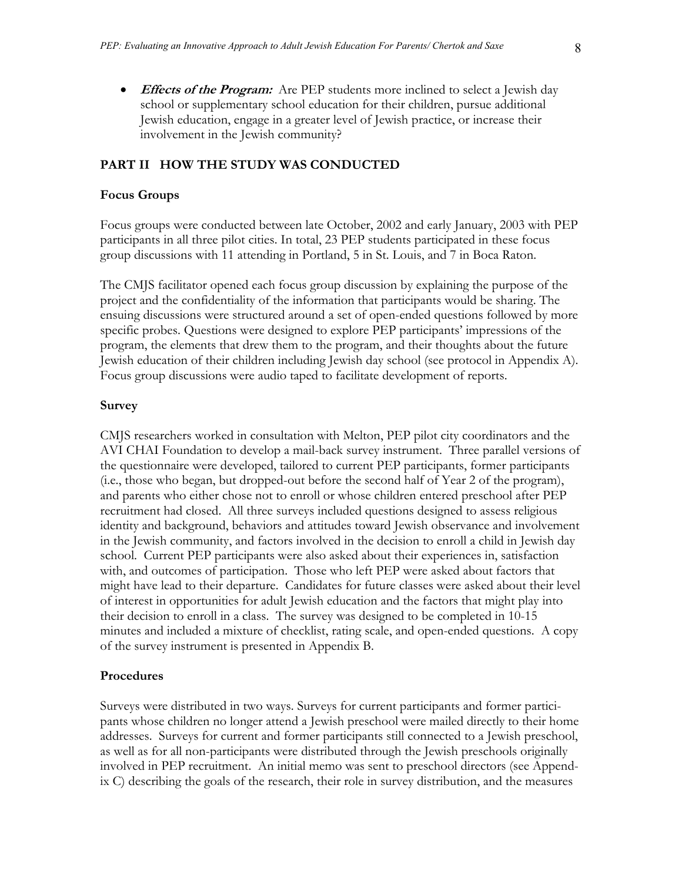- ***Effects of the Program:*** Are PEP students more inclined to select a Jewish day school or supplementary school education for their children, pursue additional Jewish education, engage in a greater level of Jewish practice, or increase their involvement in the Jewish community?

## PART II HOW THE STUDY WAS CONDUCTED

### Focus Groups

Focus groups were conducted between late October, 2002 and early January, 2003 with PEP participants in all three pilot cities. In total, 23 PEP students participated in these focus group discussions with 11 attending in Portland, 5 in St. Louis, and 7 in Boca Raton.

The CMJS facilitator opened each focus group discussion by explaining the purpose of the project and the confidentiality of the information that participants would be sharing. The ensuing discussions were structured around a set of open-ended questions followed by more specific probes. Questions were designed to explore PEP participants' impressions of the program, the elements that drew them to the program, and their thoughts about the future Jewish education of their children including Jewish day school (see protocol in Appendix A). Focus group discussions were audio taped to facilitate development of reports.

### Survey

CMJS researchers worked in consultation with Melton, PEP pilot city coordinators and the AVI CHAI Foundation to develop a mail-back survey instrument. Three parallel versions of the questionnaire were developed, tailored to current PEP participants, former participants (i.e., those who began, but dropped-out before the second half of Year 2 of the program), and parents who either chose not to enroll or whose children entered preschool after PEP recruitment had closed. All three surveys included questions designed to assess religious identity and background, behaviors and attitudes toward Jewish observance and involvement in the Jewish community, and factors involved in the decision to enroll a child in Jewish day school. Current PEP participants were also asked about their experiences in, satisfaction with, and outcomes of participation. Those who left PEP were asked about factors that might have lead to their departure. Candidates for future classes were asked about their level of interest in opportunities for adult Jewish education and the factors that might play into their decision to enroll in a class. The survey was designed to be completed in 10-15 minutes and included a mixture of checklist, rating scale, and open-ended questions. A copy of the survey instrument is presented in Appendix B.

### Procedures

Surveys were distributed in two ways. Surveys for current participants and former participants whose children no longer attend a Jewish preschool were mailed directly to their home addresses. Surveys for current and former participants still connected to a Jewish preschool, as well as for all non-participants were distributed through the Jewish preschools originally involved in PEP recruitment. An initial memo was sent to preschool directors (see Appendix C) describing the goals of the research, their role in survey distribution, and the measures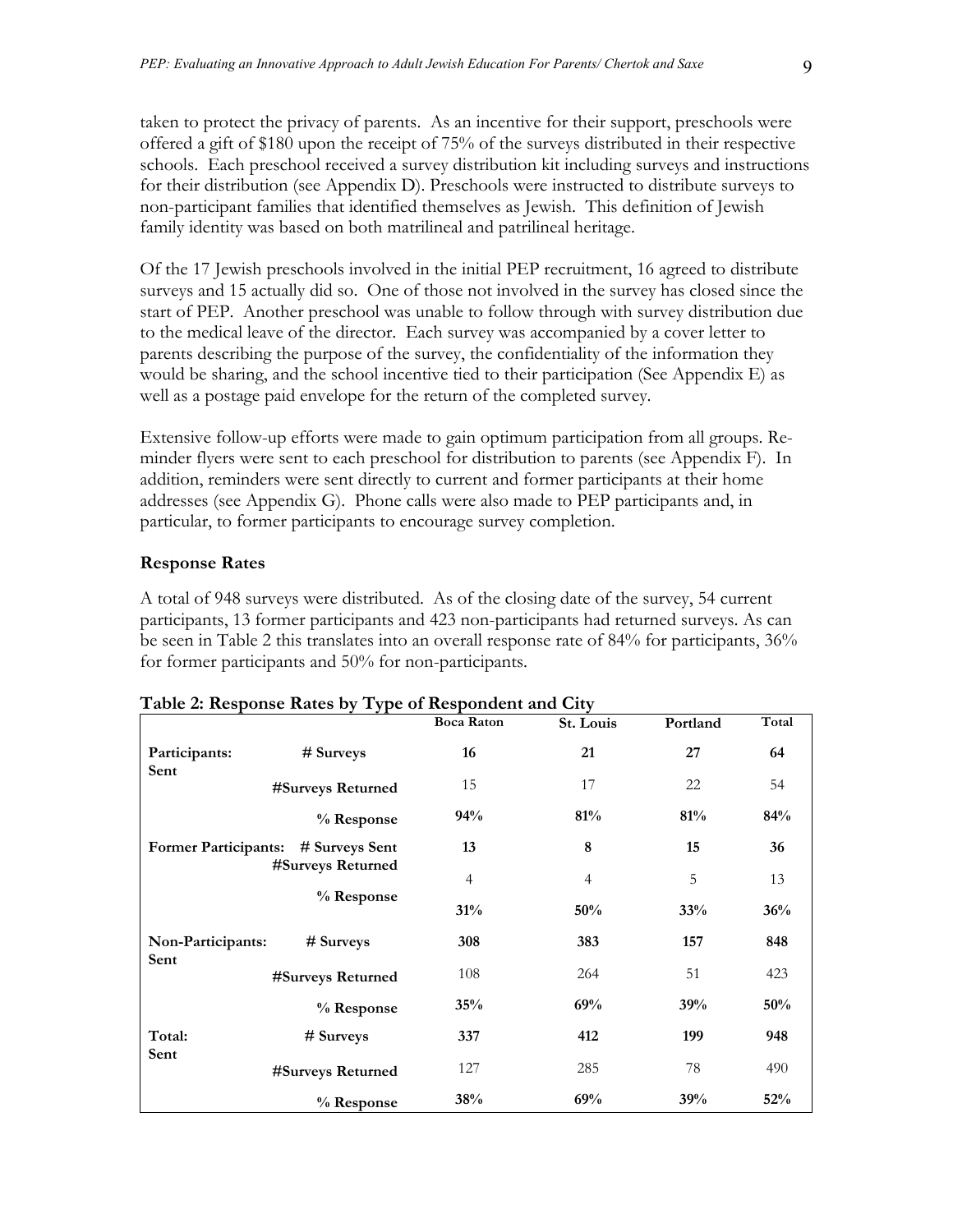taken to protect the privacy of parents. As an incentive for their support, preschools were offered a gift of $180 upon the receipt of 75% of the surveys distributed in their respective schools. Each preschool received a survey distribution kit including surveys and instructions for their distribution (see Appendix D). Preschools were instructed to distribute surveys to non-participant families that identified themselves as Jewish. This definition of Jewish family identity was based on both matrilineal and patrilineal heritage.

Of the 17 Jewish preschools involved in the initial PEP recruitment, 16 agreed to distribute surveys and 15 actually did so. One of those not involved in the survey has closed since the start of PEP. Another preschool was unable to follow through with survey distribution due to the medical leave of the director. Each survey was accompanied by a cover letter to parents describing the purpose of the survey, the confidentiality of the information they would be sharing, and the school incentive tied to their participation (See Appendix E) as well as a postage paid envelope for the return of the completed survey.

Extensive follow-up efforts were made to gain optimum participation from all groups. Reminder flyers were sent to each preschool for distribution to parents (see Appendix F). In addition, reminders were sent directly to current and former participants at their home addresses (see Appendix G). Phone calls were also made to PEP participants and, in particular, to former participants to encourage survey completion.

### Response Rates

A total of 948 surveys were distributed. As of the closing date of the survey, 54 current participants, 13 former participants and 423 non-participants had returned surveys. As can be seen in Table 2 this translates into an overall response rate of 84% for participants, 36% for former participants and 50% for non-participants.

**Table 2: Response Rates by Type of Respondent and City**

| | | Boca Raton | St. Louis | Portland | Total |
|---|---|---|---|---|---|
| **Participants:** | **# Surveys Sent** | **16** | **21** | **27** | **64** |
| | **#Surveys Returned** | 15 | 17 | 22 | 54 |
| | **% Response** | **94%** | **81%** | **81%** | **84%** |
| **Former Participants:** | **# Surveys Sent** | **13** | **8** | **15** | **36** |
| | **#Surveys Returned** | 4 | 4 | 5 | 13 |
| | **% Response** | **31%** | **50%** | **33%** | **36%** |
| **Non-Participants:** | **# Surveys Sent** | **308** | **383** | **157** | **848** |
| | **#Surveys Returned** | 108 | 264 | 51 | 423 |
| | **% Response** | **35%** | **69%** | **39%** | **50%** |
| **Total:** | **# Surveys Sent** | **337** | **412** | **199** | **948** |
| | **#Surveys Returned** | 127 | 285 | 78 | 490 |
| | **% Response** | **38%** | **69%** | **39%** | **52%** |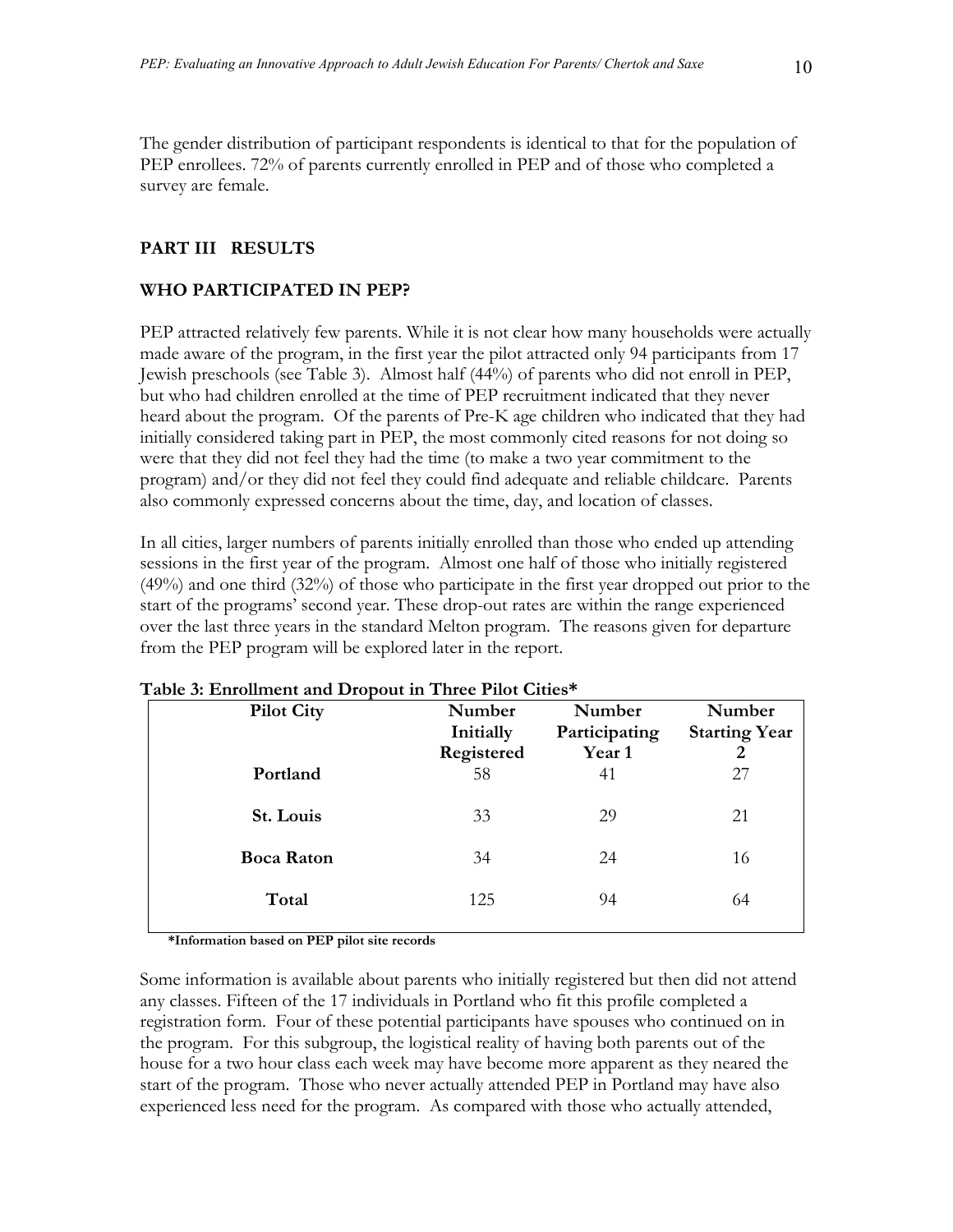The gender distribution of participant respondents is identical to that for the population of PEP enrollees. 72% of parents currently enrolled in PEP and of those who completed a survey are female.

## PART III RESULTS

### WHO PARTICIPATED IN PEP?

PEP attracted relatively few parents. While it is not clear how many households were actually made aware of the program, in the first year the pilot attracted only 94 participants from 17 Jewish preschools (see Table 3). Almost half (44%) of parents who did not enroll in PEP, but who had children enrolled at the time of PEP recruitment indicated that they never heard about the program. Of the parents of Pre-K age children who indicated that they had initially considered taking part in PEP, the most commonly cited reasons for not doing so were that they did not feel they had the time (to make a two year commitment to the program) and/or they did not feel they could find adequate and reliable childcare. Parents also commonly expressed concerns about the time, day, and location of classes.

In all cities, larger numbers of parents initially enrolled than those who ended up attending sessions in the first year of the program. Almost one half of those who initially registered (49%) and one third (32%) of those who participate in the first year dropped out prior to the start of the programs' second year. These drop-out rates are within the range experienced over the last three years in the standard Melton program. The reasons given for departure from the PEP program will be explored later in the report.

**Table 3: Enrollment and Dropout in Three Pilot Cities***

| Pilot City | Number Initially Registered | Number Participating Year 1 | Number Starting Year 2 |
|---|---|---|---|
| **Portland** | 58 | 41 | 27 |
| **St. Louis** | 33 | 29 | 21 |
| **Boca Raton** | 34 | 24 | 16 |
| **Total** | 125 | 94 | 64 |

**\*Information based on PEP pilot site records**

Some information is available about parents who initially registered but then did not attend any classes. Fifteen of the 17 individuals in Portland who fit this profile completed a registration form. Four of these potential participants have spouses who continued on in the program. For this subgroup, the logistical reality of having both parents out of the house for a two hour class each week may have become more apparent as they neared the start of the program. Those who never actually attended PEP in Portland may have also experienced less need for the program. As compared with those who actually attended,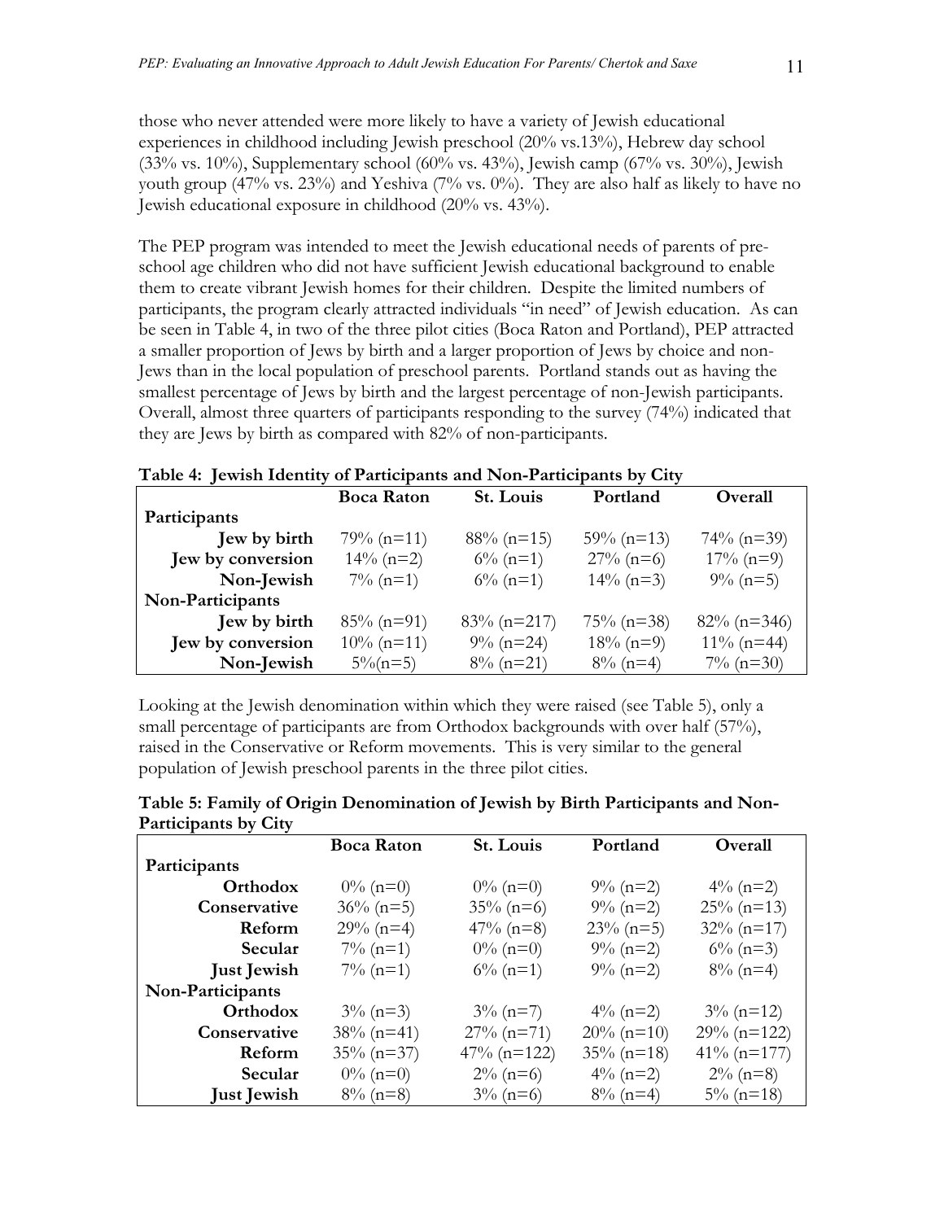those who never attended were more likely to have a variety of Jewish educational experiences in childhood including Jewish preschool (20% vs.13%), Hebrew day school (33% vs. 10%), Supplementary school (60% vs. 43%), Jewish camp (67% vs. 30%), Jewish youth group (47% vs. 23%) and Yeshiva (7% vs. 0%). They are also half as likely to have no Jewish educational exposure in childhood (20% vs. 43%).

The PEP program was intended to meet the Jewish educational needs of parents of pre-school age children who did not have sufficient Jewish educational background to enable them to create vibrant Jewish homes for their children. Despite the limited numbers of participants, the program clearly attracted individuals "in need" of Jewish education. As can be seen in Table 4, in two of the three pilot cities (Boca Raton and Portland), PEP attracted a smaller proportion of Jews by birth and a larger proportion of Jews by choice and non-Jews than in the local population of preschool parents. Portland stands out as having the smallest percentage of Jews by birth and the largest percentage of non-Jewish participants. Overall, almost three quarters of participants responding to the survey (74%) indicated that they are Jews by birth as compared with 82% of non-participants.

**Table 4: Jewish Identity of Participants and Non-Participants by City**

| | Boca Raton | St. Louis | Portland | Overall |
|---|---|---|---|---|
| **Participants** | | | | |
| **Jew by birth** | 79% (n=11) | 88% (n=15) | 59% (n=13) | 74% (n=39) |
| **Jew by conversion** | 14% (n=2) | 6% (n=1) | 27% (n=6) | 17% (n=9) |
| **Non-Jewish** | 7% (n=1) | 6% (n=1) | 14% (n=3) | 9% (n=5) |
| **Non-Participants** | | | | |
| **Jew by birth** | 85% (n=91) | 83% (n=217) | 75% (n=38) | 82% (n=346) |
| **Jew by conversion** | 10% (n=11) | 9% (n=24) | 18% (n=9) | 11% (n=44) |
| **Non-Jewish** | 5%(n=5) | 8% (n=21) | 8% (n=4) | 7% (n=30) |

Looking at the Jewish denomination within which they were raised (see Table 5), only a small percentage of participants are from Orthodox backgrounds with over half (57%), raised in the Conservative or Reform movements. This is very similar to the general population of Jewish preschool parents in the three pilot cities.

**Table 5: Family of Origin Denomination of Jewish by Birth Participants and Non-Participants by City**

| | Boca Raton | St. Louis | Portland | Overall |
|---|---|---|---|---|
| **Participants** | | | | |
| **Orthodox** | 0% (n=0) | 0% (n=0) | 9% (n=2) | 4% (n=2) |
| **Conservative** | 36% (n=5) | 35% (n=6) | 9% (n=2) | 25% (n=13) |
| **Reform** | 29% (n=4) | 47% (n=8) | 23% (n=5) | 32% (n=17) |
| **Secular** | 7% (n=1) | 0% (n=0) | 9% (n=2) | 6% (n=3) |
| **Just Jewish** | 7% (n=1) | 6% (n=1) | 9% (n=2) | 8% (n=4) |
| **Non-Participants** | | | | |
| **Orthodox** | 3% (n=3) | 3% (n=7) | 4% (n=2) | 3% (n=12) |
| **Conservative** | 38% (n=41) | 27% (n=71) | 20% (n=10) | 29% (n=122) |
| **Reform** | 35% (n=37) | 47% (n=122) | 35% (n=18) | 41% (n=177) |
| **Secular** | 0% (n=0) | 2% (n=6) | 4% (n=2) | 2% (n=8) |
| **Just Jewish** | 8% (n=8) | 3% (n=6) | 8% (n=4) | 5% (n=18) |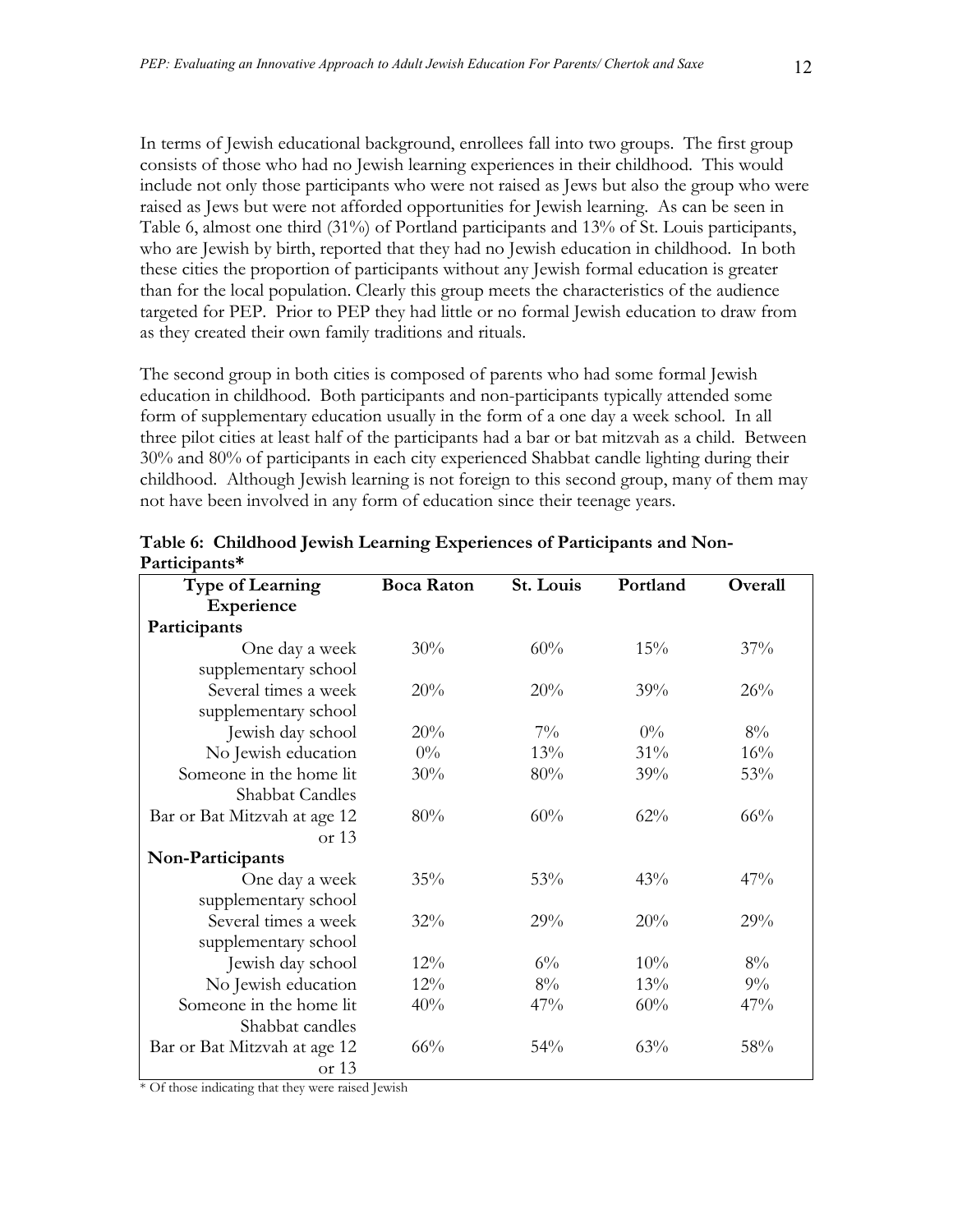In terms of Jewish educational background, enrollees fall into two groups. The first group consists of those who had no Jewish learning experiences in their childhood. This would include not only those participants who were not raised as Jews but also the group who were raised as Jews but were not afforded opportunities for Jewish learning. As can be seen in Table 6, almost one third (31%) of Portland participants and 13% of St. Louis participants, who are Jewish by birth, reported that they had no Jewish education in childhood. In both these cities the proportion of participants without any Jewish formal education is greater than for the local population. Clearly this group meets the characteristics of the audience targeted for PEP. Prior to PEP they had little or no formal Jewish education to draw from as they created their own family traditions and rituals.

The second group in both cities is composed of parents who had some formal Jewish education in childhood. Both participants and non-participants typically attended some form of supplementary education usually in the form of a one day a week school. In all three pilot cities at least half of the participants had a bar or bat mitzvah as a child. Between 30% and 80% of participants in each city experienced Shabbat candle lighting during their childhood. Although Jewish learning is not foreign to this second group, many of them may not have been involved in any form of education since their teenage years.

**Table 6: Childhood Jewish Learning Experiences of Participants and Non-Participants***

| Type of Learning Experience | Boca Raton | St. Louis | Portland | Overall |
|---|---|---|---|---|
| **Participants** | | | | |
| One day a week supplementary school | 30% | 60% | 15% | 37% |
| Several times a week supplementary school | 20% | 20% | 39% | 26% |
| Jewish day school | 20% | 7% | 0% | 8% |
| No Jewish education | 0% | 13% | 31% | 16% |
| Someone in the home lit Shabbat Candles | 30% | 80% | 39% | 53% |
| Bar or Bat Mitzvah at age 12 or 13 | 80% | 60% | 62% | 66% |
| **Non-Participants** | | | | |
| One day a week supplementary school | 35% | 53% | 43% | 47% |
| Several times a week supplementary school | 32% | 29% | 20% | 29% |
| Jewish day school | 12% | 6% | 10% | 8% |
| No Jewish education | 12% | 8% | 13% | 9% |
| Someone in the home lit Shabbat candles | 40% | 47% | 60% | 47% |
| Bar or Bat Mitzvah at age 12 or 13 | 66% | 54% | 63% | 58% |

* Of those indicating that they were raised Jewish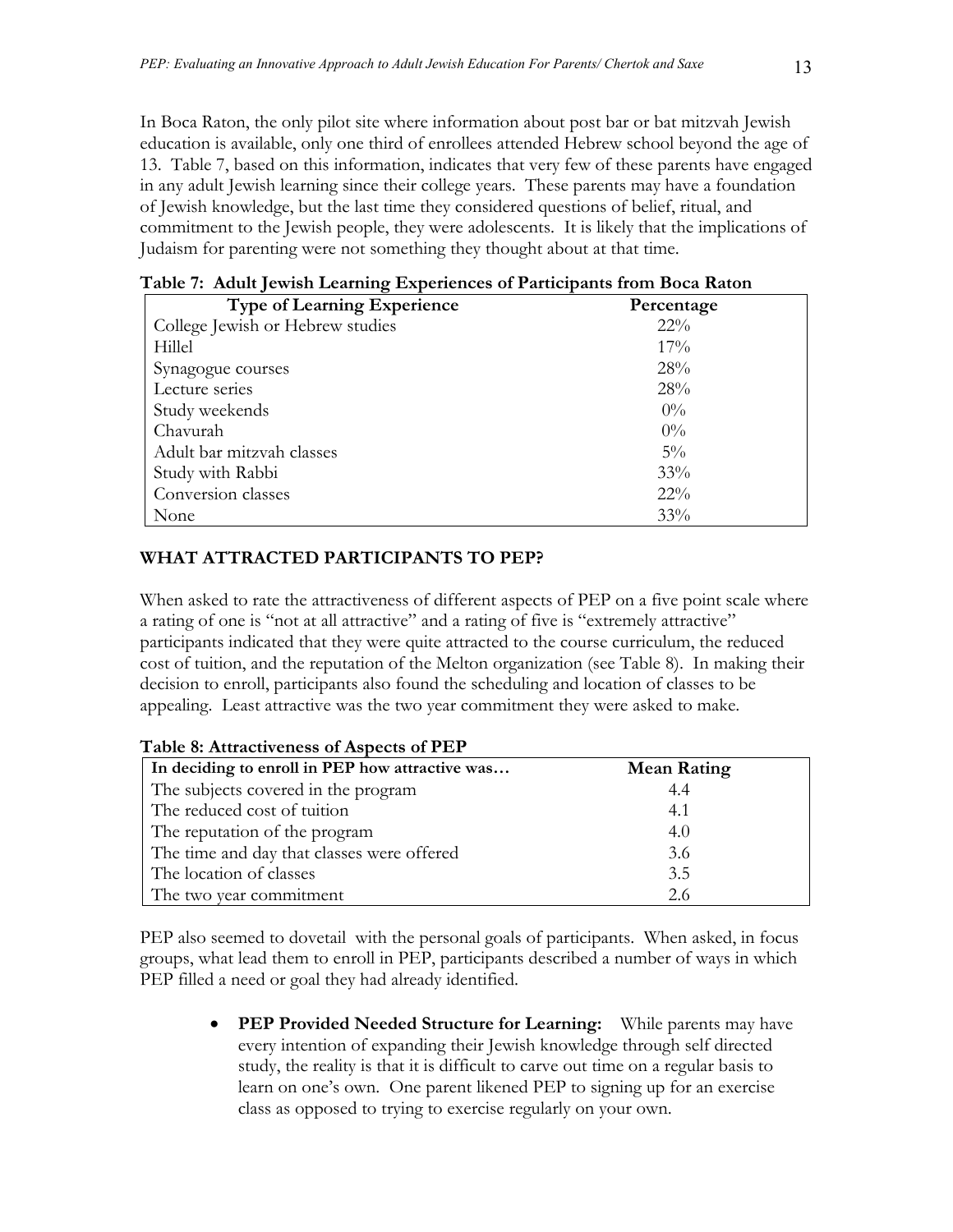In Boca Raton, the only pilot site where information about post bar or bat mitzvah Jewish education is available, only one third of enrollees attended Hebrew school beyond the age of 13. Table 7, based on this information, indicates that very few of these parents have engaged in any adult Jewish learning since their college years. These parents may have a foundation of Jewish knowledge, but the last time they considered questions of belief, ritual, and commitment to the Jewish people, they were adolescents. It is likely that the implications of Judaism for parenting were not something they thought about at that time.

**Table 7: Adult Jewish Learning Experiences of Participants from Boca Raton**

| Type of Learning Experience | Percentage |
|---|---|
| College Jewish or Hebrew studies | 22% |
| Hillel | 17% |
| Synagogue courses | 28% |
| Lecture series | 28% |
| Study weekends | 0% |
| Chavurah | 0% |
| Adult bar mitzvah classes | 5% |
| Study with Rabbi | 33% |
| Conversion classes | 22% |
| None | 33% |

## WHAT ATTRACTED PARTICIPANTS TO PEP?

When asked to rate the attractiveness of different aspects of PEP on a five point scale where a rating of one is "not at all attractive" and a rating of five is "extremely attractive" participants indicated that they were quite attracted to the course curriculum, the reduced cost of tuition, and the reputation of the Melton organization (see Table 8). In making their decision to enroll, participants also found the scheduling and location of classes to be appealing. Least attractive was the two year commitment they were asked to make.

**Table 8: Attractiveness of Aspects of PEP**

| In deciding to enroll in PEP how attractive was… | Mean Rating |
|---|---|
| The subjects covered in the program | 4.4 |
| The reduced cost of tuition | 4.1 |
| The reputation of the program | 4.0 |
| The time and day that classes were offered | 3.6 |
| The location of classes | 3.5 |
| The two year commitment | 2.6 |

PEP also seemed to dovetail with the personal goals of participants. When asked, in focus groups, what lead them to enroll in PEP, participants described a number of ways in which PEP filled a need or goal they had already identified.

- **PEP Provided Needed Structure for Learning:** While parents may have every intention of expanding their Jewish knowledge through self directed study, the reality is that it is difficult to carve out time on a regular basis to learn on one's own. One parent likened PEP to signing up for an exercise class as opposed to trying to exercise regularly on your own.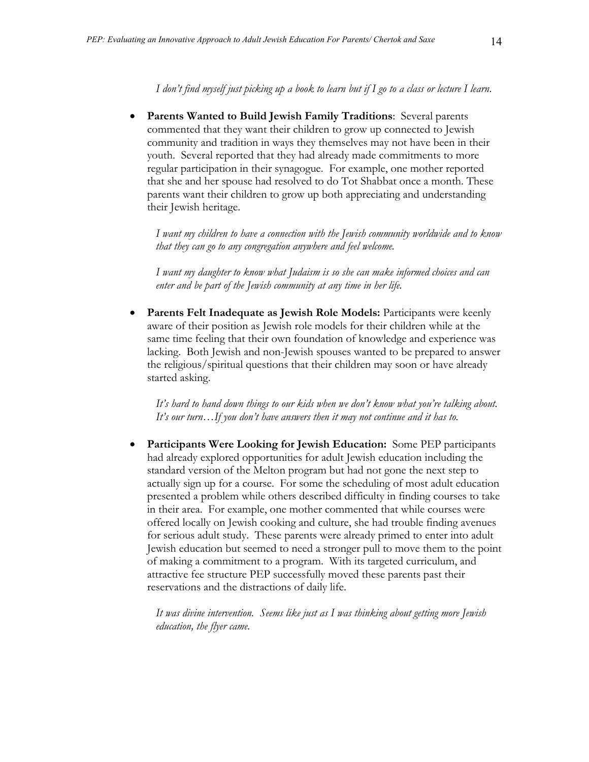*I don't find myself just picking up a book to learn but if I go to a class or lecture I learn.*

- **Parents Wanted to Build Jewish Family Traditions**: Several parents commented that they want their children to grow up connected to Jewish community and tradition in ways they themselves may not have been in their youth. Several reported that they had already made commitments to more regular participation in their synagogue. For example, one mother reported that she and her spouse had resolved to do Tot Shabbat once a month. These parents want their children to grow up both appreciating and understanding their Jewish heritage.

  *I want my children to have a connection with the Jewish community worldwide and to know that they can go to any congregation anywhere and feel welcome.*

  *I want my daughter to know what Judaism is so she can make informed choices and can enter and be part of the Jewish community at any time in her life.*

- **Parents Felt Inadequate as Jewish Role Models:** Participants were keenly aware of their position as Jewish role models for their children while at the same time feeling that their own foundation of knowledge and experience was lacking. Both Jewish and non-Jewish spouses wanted to be prepared to answer the religious/spiritual questions that their children may soon or have already started asking.

  *It's hard to hand down things to our kids when we don't know what you're talking about. It's our turn…If you don't have answers then it may not continue and it has to.*

- **Participants Were Looking for Jewish Education:** Some PEP participants had already explored opportunities for adult Jewish education including the standard version of the Melton program but had not gone the next step to actually sign up for a course. For some the scheduling of most adult education presented a problem while others described difficulty in finding courses to take in their area. For example, one mother commented that while courses were offered locally on Jewish cooking and culture, she had trouble finding avenues for serious adult study. These parents were already primed to enter into adult Jewish education but seemed to need a stronger pull to move them to the point of making a commitment to a program. With its targeted curriculum, and attractive fee structure PEP successfully moved these parents past their reservations and the distractions of daily life.

  *It was divine intervention. Seems like just as I was thinking about getting more Jewish education, the flyer came.*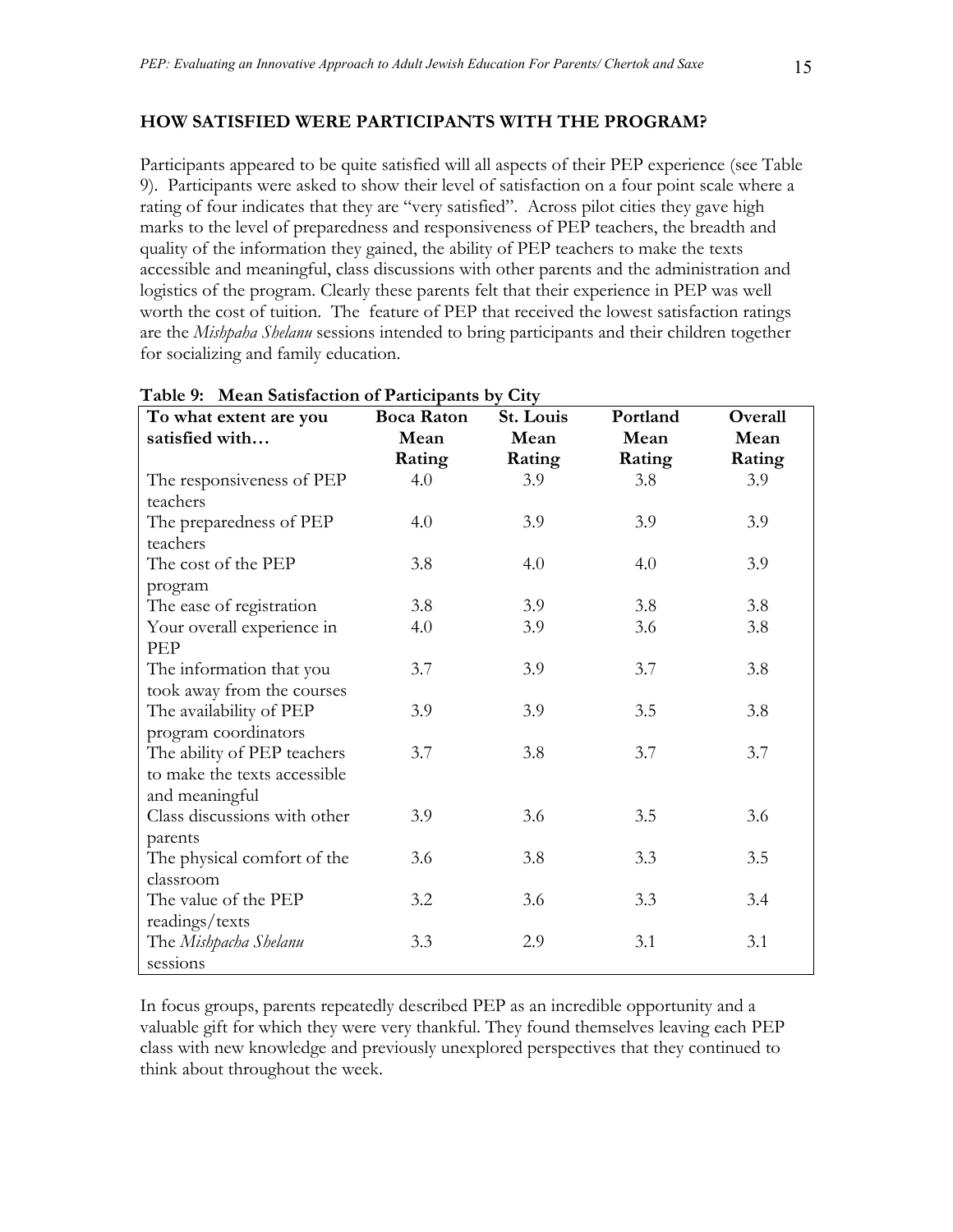## HOW SATISFIED WERE PARTICIPANTS WITH THE PROGRAM?

Participants appeared to be quite satisfied will all aspects of their PEP experience (see Table 9). Participants were asked to show their level of satisfaction on a four point scale where a rating of four indicates that they are "very satisfied". Across pilot cities they gave high marks to the level of preparedness and responsiveness of PEP teachers, the breadth and quality of the information they gained, the ability of PEP teachers to make the texts accessible and meaningful, class discussions with other parents and the administration and logistics of the program. Clearly these parents felt that their experience in PEP was well worth the cost of tuition. The feature of PEP that received the lowest satisfaction ratings are the *Mishpaha Shelanu* sessions intended to bring participants and their children together for socializing and family education.

**Table 9: Mean Satisfaction of Participants by City**

| To what extent are you satisfied with… | Boca Raton Mean Rating | St. Louis Mean Rating | Portland Mean Rating | Overall Mean Rating |
|---|---|---|---|---|
| The responsiveness of PEP teachers | 4.0 | 3.9 | 3.8 | 3.9 |
| The preparedness of PEP teachers | 4.0 | 3.9 | 3.9 | 3.9 |
| The cost of the PEP program | 3.8 | 4.0 | 4.0 | 3.9 |
| The ease of registration | 3.8 | 3.9 | 3.8 | 3.8 |
| Your overall experience in PEP | 4.0 | 3.9 | 3.6 | 3.8 |
| The information that you took away from the courses | 3.7 | 3.9 | 3.7 | 3.8 |
| The availability of PEP program coordinators | 3.9 | 3.9 | 3.5 | 3.8 |
| The ability of PEP teachers to make the texts accessible and meaningful | 3.7 | 3.8 | 3.7 | 3.7 |
| Class discussions with other parents | 3.9 | 3.6 | 3.5 | 3.6 |
| The physical comfort of the classroom | 3.6 | 3.8 | 3.3 | 3.5 |
| The value of the PEP readings/texts | 3.2 | 3.6 | 3.3 | 3.4 |
| The *Mishpacha Shelanu* sessions | 3.3 | 2.9 | 3.1 | 3.1 |

In focus groups, parents repeatedly described PEP as an incredible opportunity and a valuable gift for which they were very thankful. They found themselves leaving each PEP class with new knowledge and previously unexplored perspectives that they continued to think about throughout the week.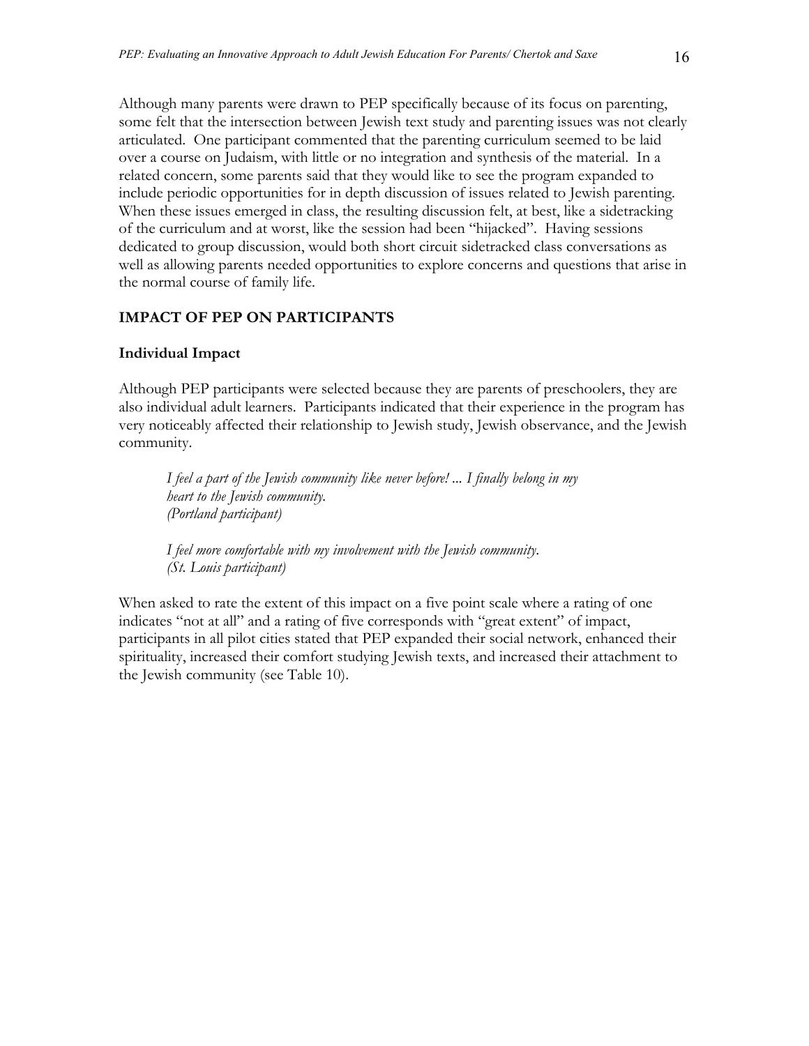Although many parents were drawn to PEP specifically because of its focus on parenting, some felt that the intersection between Jewish text study and parenting issues was not clearly articulated. One participant commented that the parenting curriculum seemed to be laid over a course on Judaism, with little or no integration and synthesis of the material. In a related concern, some parents said that they would like to see the program expanded to include periodic opportunities for in depth discussion of issues related to Jewish parenting. When these issues emerged in class, the resulting discussion felt, at best, like a sidetracking of the curriculum and at worst, like the session had been "hijacked". Having sessions dedicated to group discussion, would both short circuit sidetracked class conversations as well as allowing parents needed opportunities to explore concerns and questions that arise in the normal course of family life.

## IMPACT OF PEP ON PARTICIPANTS

### Individual Impact

Although PEP participants were selected because they are parents of preschoolers, they are also individual adult learners. Participants indicated that their experience in the program has very noticeably affected their relationship to Jewish study, Jewish observance, and the Jewish community.

> *I feel a part of the Jewish community like never before! ... I finally belong in my heart to the Jewish community.*
> *(Portland participant)*

> *I feel more comfortable with my involvement with the Jewish community.*
> *(St. Louis participant)*

When asked to rate the extent of this impact on a five point scale where a rating of one indicates "not at all" and a rating of five corresponds with "great extent" of impact, participants in all pilot cities stated that PEP expanded their social network, enhanced their spirituality, increased their comfort studying Jewish texts, and increased their attachment to the Jewish community (see Table 10).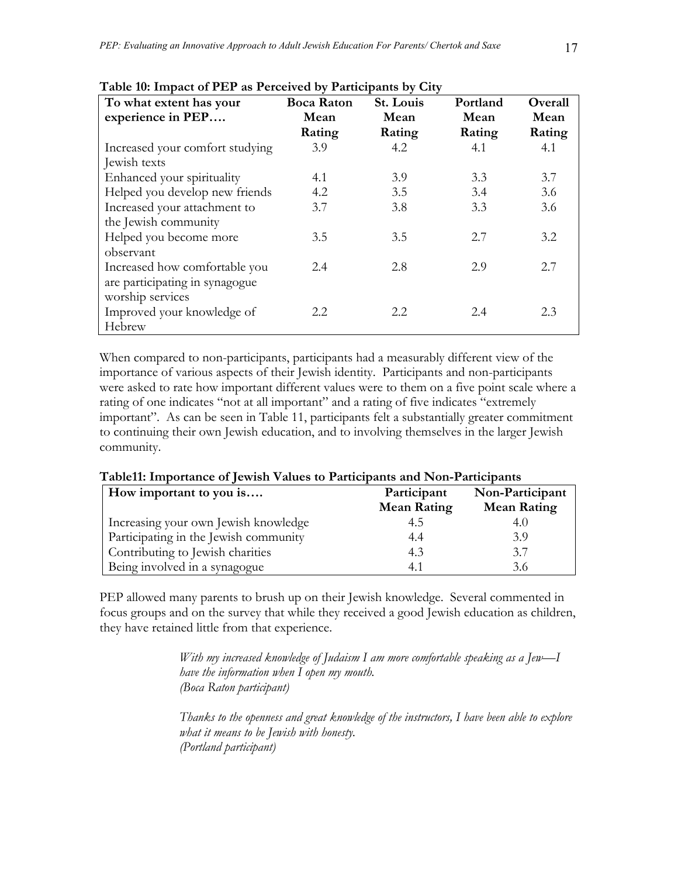**Table 10: Impact of PEP as Perceived by Participants by City**

| To what extent has your experience in PEP…. | Boca Raton Mean Rating | St. Louis Mean Rating | Portland Mean Rating | Overall Mean Rating |
|---|---|---|---|---|
| Increased your comfort studying Jewish texts | 3.9 | 4.2 | 4.1 | 4.1 |
| Enhanced your spirituality | 4.1 | 3.9 | 3.3 | 3.7 |
| Helped you develop new friends | 4.2 | 3.5 | 3.4 | 3.6 |
| Increased your attachment to the Jewish community | 3.7 | 3.8 | 3.3 | 3.6 |
| Helped you become more observant | 3.5 | 3.5 | 2.7 | 3.2 |
| Increased how comfortable you are participating in synagogue worship services | 2.4 | 2.8 | 2.9 | 2.7 |
| Improved your knowledge of Hebrew | 2.2 | 2.2 | 2.4 | 2.3 |

When compared to non-participants, participants had a measurably different view of the importance of various aspects of their Jewish identity. Participants and non-participants were asked to rate how important different values were to them on a five point scale where a rating of one indicates "not at all important" and a rating of five indicates "extremely important". As can be seen in Table 11, participants felt a substantially greater commitment to continuing their own Jewish education, and to involving themselves in the larger Jewish community.

**Table11: Importance of Jewish Values to Participants and Non-Participants**

| How important to you is…. | Participant Mean Rating | Non-Participant Mean Rating |
|---|---|---|
| Increasing your own Jewish knowledge | 4.5 | 4.0 |
| Participating in the Jewish community | 4.4 | 3.9 |
| Contributing to Jewish charities | 4.3 | 3.7 |
| Being involved in a synagogue | 4.1 | 3.6 |

PEP allowed many parents to brush up on their Jewish knowledge. Several commented in focus groups and on the survey that while they received a good Jewish education as children, they have retained little from that experience.

> *With my increased knowledge of Judaism I am more comfortable speaking as a Jew—I have the information when I open my mouth.*
> *(Boca Raton participant)*

> *Thanks to the openness and great knowledge of the instructors, I have been able to explore what it means to be Jewish with honesty.*
> *(Portland participant)*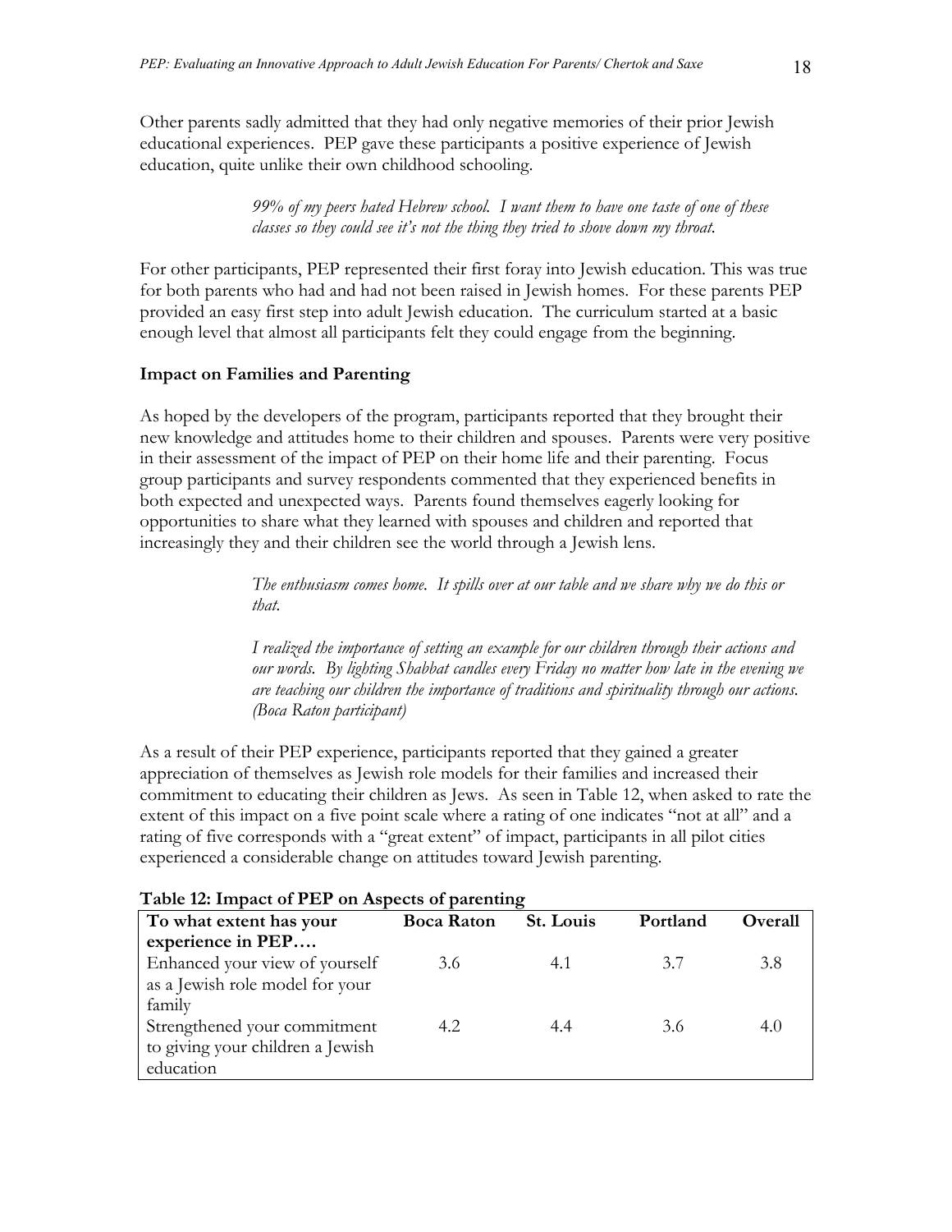Other parents sadly admitted that they had only negative memories of their prior Jewish educational experiences. PEP gave these participants a positive experience of Jewish education, quite unlike their own childhood schooling.

> *99% of my peers hated Hebrew school. I want them to have one taste of one of these classes so they could see it's not the thing they tried to shove down my throat.*

For other participants, PEP represented their first foray into Jewish education. This was true for both parents who had and had not been raised in Jewish homes. For these parents PEP provided an easy first step into adult Jewish education. The curriculum started at a basic enough level that almost all participants felt they could engage from the beginning.

**Impact on Families and Parenting**

As hoped by the developers of the program, participants reported that they brought their new knowledge and attitudes home to their children and spouses. Parents were very positive in their assessment of the impact of PEP on their home life and their parenting. Focus group participants and survey respondents commented that they experienced benefits in both expected and unexpected ways. Parents found themselves eagerly looking for opportunities to share what they learned with spouses and children and reported that increasingly they and their children see the world through a Jewish lens.

> *The enthusiasm comes home. It spills over at our table and we share why we do this or that.*
>
> *I realized the importance of setting an example for our children through their actions and our words. By lighting Shabbat candles every Friday no matter how late in the evening we are teaching our children the importance of traditions and spirituality through our actions. (Boca Raton participant)*

As a result of their PEP experience, participants reported that they gained a greater appreciation of themselves as Jewish role models for their families and increased their commitment to educating their children as Jews. As seen in Table 12, when asked to rate the extent of this impact on a five point scale where a rating of one indicates "not at all" and a rating of five corresponds with a "great extent" of impact, participants in all pilot cities experienced a considerable change on attitudes toward Jewish parenting.

**Table 12: Impact of PEP on Aspects of parenting**

| To what extent has your experience in PEP…. | Boca Raton | St. Louis | Portland | Overall |
|---|---|---|---|---|
| Enhanced your view of yourself as a Jewish role model for your family | 3.6 | 4.1 | 3.7 | 3.8 |
| Strengthened your commitment to giving your children a Jewish education | 4.2 | 4.4 | 3.6 | 4.0 |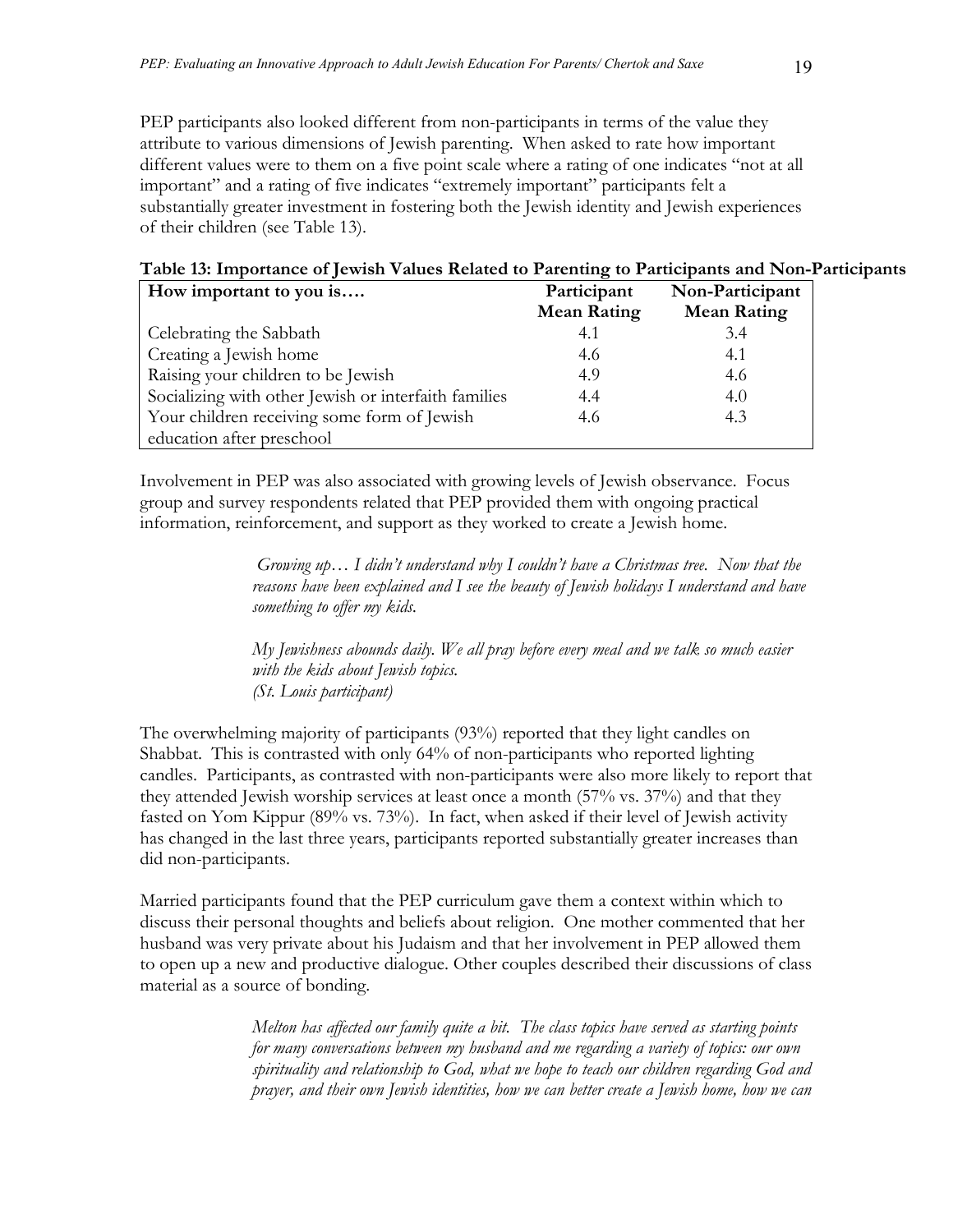PEP participants also looked different from non-participants in terms of the value they attribute to various dimensions of Jewish parenting. When asked to rate how important different values were to them on a five point scale where a rating of one indicates "not at all important" and a rating of five indicates "extremely important" participants felt a substantially greater investment in fostering both the Jewish identity and Jewish experiences of their children (see Table 13).

**Table 13: Importance of Jewish Values Related to Parenting to Participants and Non-Participants**

| How important to you is…. | Participant Mean Rating | Non-Participant Mean Rating |
|---|---|---|
| Celebrating the Sabbath | 4.1 | 3.4 |
| Creating a Jewish home | 4.6 | 4.1 |
| Raising your children to be Jewish | 4.9 | 4.6 |
| Socializing with other Jewish or interfaith families | 4.4 | 4.0 |
| Your children receiving some form of Jewish education after preschool | 4.6 | 4.3 |

Involvement in PEP was also associated with growing levels of Jewish observance. Focus group and survey respondents related that PEP provided them with ongoing practical information, reinforcement, and support as they worked to create a Jewish home.

> *Growing up… I didn't understand why I couldn't have a Christmas tree. Now that the reasons have been explained and I see the beauty of Jewish holidays I understand and have something to offer my kids.*
>
> *My Jewishness abounds daily. We all pray before every meal and we talk so much easier with the kids about Jewish topics.*
> *(St. Louis participant)*

The overwhelming majority of participants (93%) reported that they light candles on Shabbat. This is contrasted with only 64% of non-participants who reported lighting candles. Participants, as contrasted with non-participants were also more likely to report that they attended Jewish worship services at least once a month (57% vs. 37%) and that they fasted on Yom Kippur (89% vs. 73%). In fact, when asked if their level of Jewish activity has changed in the last three years, participants reported substantially greater increases than did non-participants.

Married participants found that the PEP curriculum gave them a context within which to discuss their personal thoughts and beliefs about religion. One mother commented that her husband was very private about his Judaism and that her involvement in PEP allowed them to open up a new and productive dialogue. Other couples described their discussions of class material as a source of bonding.

> *Melton has affected our family quite a bit. The class topics have served as starting points for many conversations between my husband and me regarding a variety of topics: our own spirituality and relationship to God, what we hope to teach our children regarding God and prayer, and their own Jewish identities, how we can better create a Jewish home, how we can*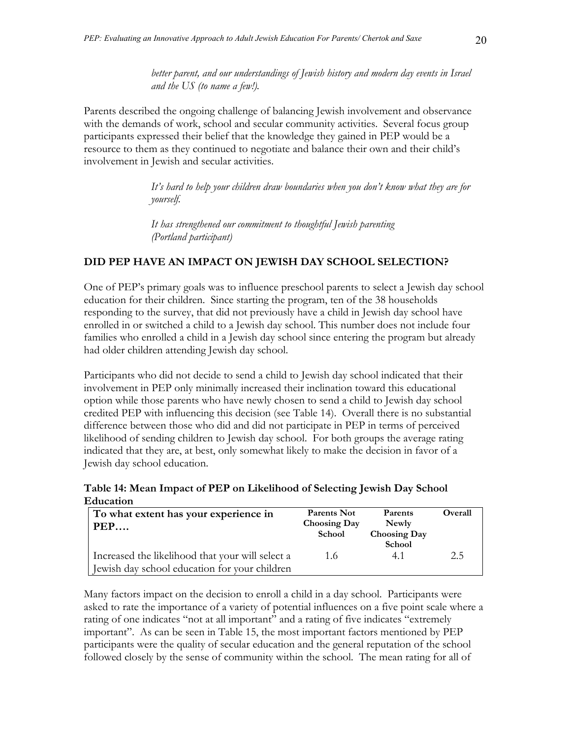*better parent, and our understandings of Jewish history and modern day events in Israel and the US (to name a few!).*

Parents described the ongoing challenge of balancing Jewish involvement and observance with the demands of work, school and secular community activities. Several focus group participants expressed their belief that the knowledge they gained in PEP would be a resource to them as they continued to negotiate and balance their own and their child's involvement in Jewish and secular activities.

*It's hard to help your children draw boundaries when you don't know what they are for yourself.*

*It has strengthened our commitment to thoughtful Jewish parenting (Portland participant)*

## DID PEP HAVE AN IMPACT ON JEWISH DAY SCHOOL SELECTION?

One of PEP's primary goals was to influence preschool parents to select a Jewish day school education for their children. Since starting the program, ten of the 38 households responding to the survey, that did not previously have a child in Jewish day school have enrolled in or switched a child to a Jewish day school. This number does not include four families who enrolled a child in a Jewish day school since entering the program but already had older children attending Jewish day school.

Participants who did not decide to send a child to Jewish day school indicated that their involvement in PEP only minimally increased their inclination toward this educational option while those parents who have newly chosen to send a child to Jewish day school credited PEP with influencing this decision (see Table 14). Overall there is no substantial difference between those who did and did not participate in PEP in terms of perceived likelihood of sending children to Jewish day school. For both groups the average rating indicated that they are, at best, only somewhat likely to make the decision in favor of a Jewish day school education.

**Table 14: Mean Impact of PEP on Likelihood of Selecting Jewish Day School Education**

| To what extent has your experience in PEP…. | Parents Not Choosing Day School | Parents Newly Choosing Day School | Overall |
|---|---|---|---|
| Increased the likelihood that your will select a Jewish day school education for your children | 1.6 | 4.1 | 2.5 |

Many factors impact on the decision to enroll a child in a day school. Participants were asked to rate the importance of a variety of potential influences on a five point scale where a rating of one indicates "not at all important" and a rating of five indicates "extremely important". As can be seen in Table 15, the most important factors mentioned by PEP participants were the quality of secular education and the general reputation of the school followed closely by the sense of community within the school. The mean rating for all of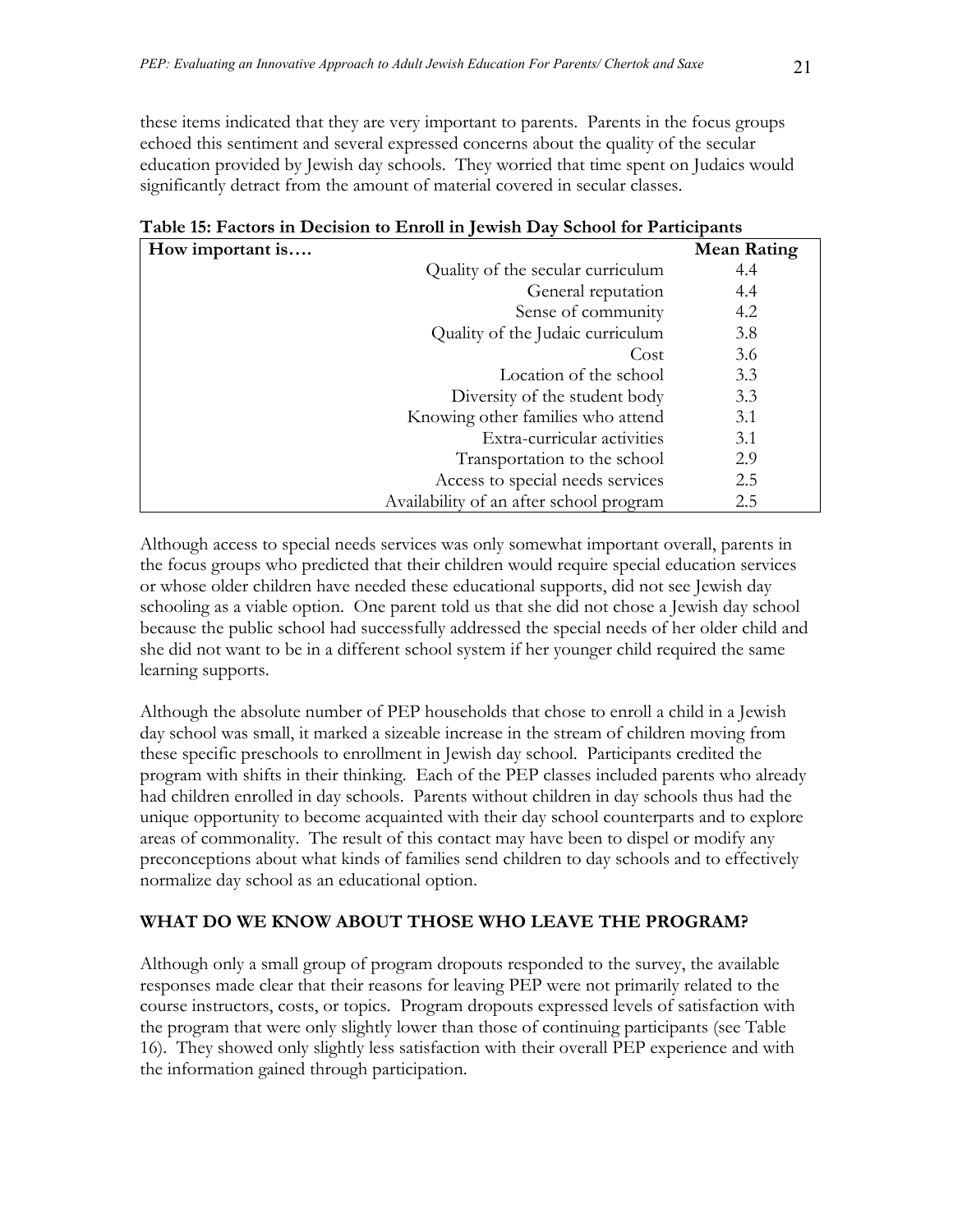these items indicated that they are very important to parents. Parents in the focus groups echoed this sentiment and several expressed concerns about the quality of the secular education provided by Jewish day schools. They worried that time spent on Judaics would significantly detract from the amount of material covered in secular classes.

**Table 15: Factors in Decision to Enroll in Jewish Day School for Participants**

| How important is…. | Mean Rating |
|---|---|
| Quality of the secular curriculum | 4.4 |
| General reputation | 4.4 |
| Sense of community | 4.2 |
| Quality of the Judaic curriculum | 3.8 |
| Cost | 3.6 |
| Location of the school | 3.3 |
| Diversity of the student body | 3.3 |
| Knowing other families who attend | 3.1 |
| Extra-curricular activities | 3.1 |
| Transportation to the school | 2.9 |
| Access to special needs services | 2.5 |
| Availability of an after school program | 2.5 |

Although access to special needs services was only somewhat important overall, parents in the focus groups who predicted that their children would require special education services or whose older children have needed these educational supports, did not see Jewish day schooling as a viable option. One parent told us that she did not chose a Jewish day school because the public school had successfully addressed the special needs of her older child and she did not want to be in a different school system if her younger child required the same learning supports.

Although the absolute number of PEP households that chose to enroll a child in a Jewish day school was small, it marked a sizeable increase in the stream of children moving from these specific preschools to enrollment in Jewish day school. Participants credited the program with shifts in their thinking. Each of the PEP classes included parents who already had children enrolled in day schools. Parents without children in day schools thus had the unique opportunity to become acquainted with their day school counterparts and to explore areas of commonality. The result of this contact may have been to dispel or modify any preconceptions about what kinds of families send children to day schools and to effectively normalize day school as an educational option.

## WHAT DO WE KNOW ABOUT THOSE WHO LEAVE THE PROGRAM?

Although only a small group of program dropouts responded to the survey, the available responses made clear that their reasons for leaving PEP were not primarily related to the course instructors, costs, or topics. Program dropouts expressed levels of satisfaction with the program that were only slightly lower than those of continuing participants (see Table 16). They showed only slightly less satisfaction with their overall PEP experience and with the information gained through participation.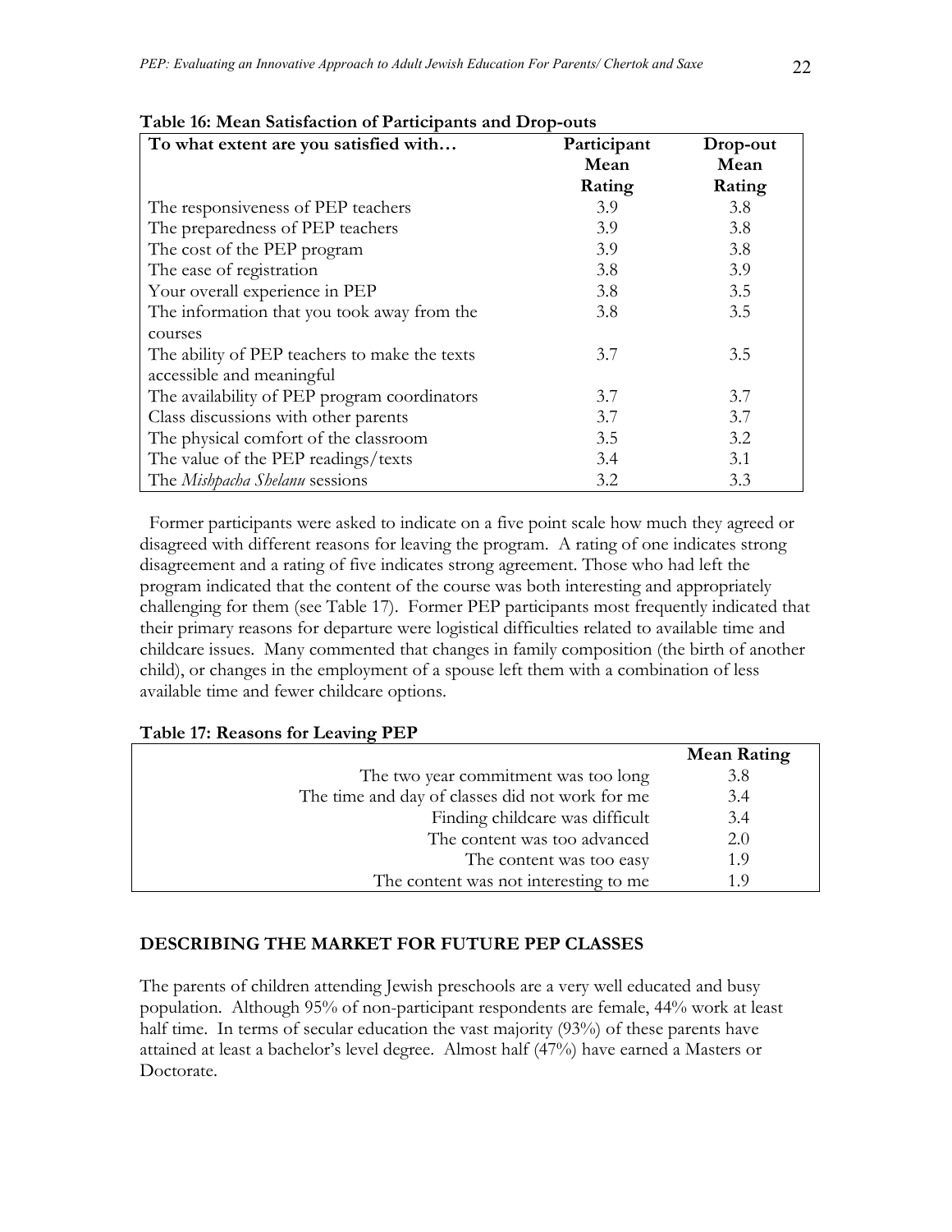**Table 16: Mean Satisfaction of Participants and Drop-outs**

| To what extent are you satisfied with… | Participant Mean Rating | Drop-out Mean Rating |
|---|---|---|
| The responsiveness of PEP teachers | 3.9 | 3.8 |
| The preparedness of PEP teachers | 3.9 | 3.8 |
| The cost of the PEP program | 3.9 | 3.8 |
| The ease of registration | 3.8 | 3.9 |
| Your overall experience in PEP | 3.8 | 3.5 |
| The information that you took away from the courses | 3.8 | 3.5 |
| The ability of PEP teachers to make the texts accessible and meaningful | 3.7 | 3.5 |
| The availability of PEP program coordinators | 3.7 | 3.7 |
| Class discussions with other parents | 3.7 | 3.7 |
| The physical comfort of the classroom | 3.5 | 3.2 |
| The value of the PEP readings/texts | 3.4 | 3.1 |
| The *Mishpacha Shelanu* sessions | 3.2 | 3.3 |

Former participants were asked to indicate on a five point scale how much they agreed or disagreed with different reasons for leaving the program. A rating of one indicates strong disagreement and a rating of five indicates strong agreement. Those who had left the program indicated that the content of the course was both interesting and appropriately challenging for them (see Table 17). Former PEP participants most frequently indicated that their primary reasons for departure were logistical difficulties related to available time and childcare issues. Many commented that changes in family composition (the birth of another child), or changes in the employment of a spouse left them with a combination of less available time and fewer childcare options.

**Table 17: Reasons for Leaving PEP**

| | Mean Rating |
|---|---|
| The two year commitment was too long | 3.8 |
| The time and day of classes did not work for me | 3.4 |
| Finding childcare was difficult | 3.4 |
| The content was too advanced | 2.0 |
| The content was too easy | 1.9 |
| The content was not interesting to me | 1.9 |

## DESCRIBING THE MARKET FOR FUTURE PEP CLASSES

The parents of children attending Jewish preschools are a very well educated and busy population. Although 95% of non-participant respondents are female, 44% work at least half time. In terms of secular education the vast majority (93%) of these parents have attained at least a bachelor's level degree. Almost half (47%) have earned a Masters or Doctorate.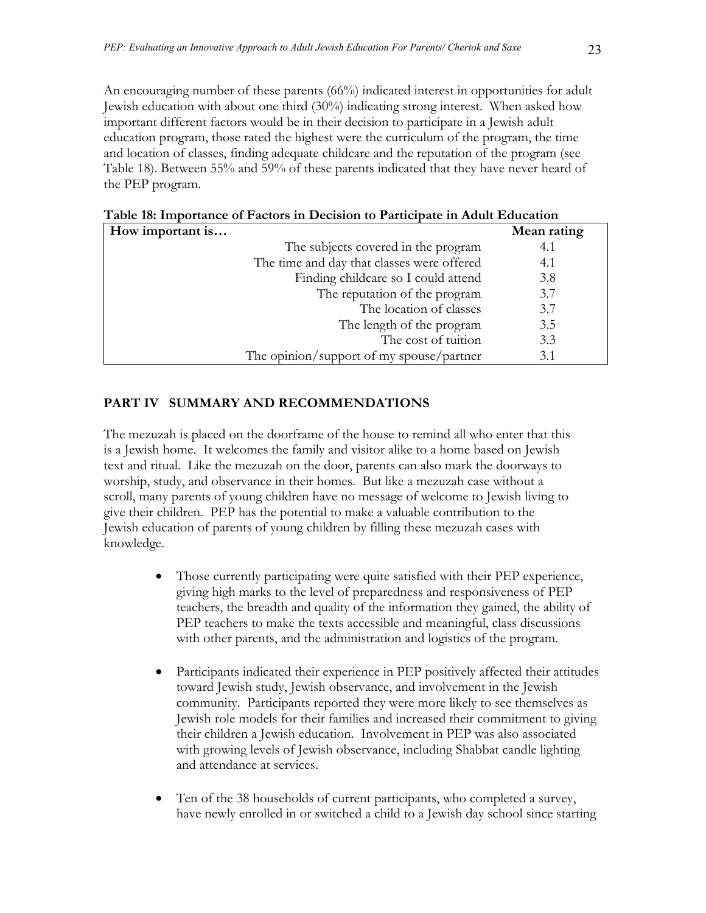An encouraging number of these parents (66%) indicated interest in opportunities for adult Jewish education with about one third (30%) indicating strong interest. When asked how important different factors would be in their decision to participate in a Jewish adult education program, those rated the highest were the curriculum of the program, the time and location of classes, finding adequate childcare and the reputation of the program (see Table 18). Between 55% and 59% of these parents indicated that they have never heard of the PEP program.

**Table 18: Importance of Factors in Decision to Participate in Adult Education**

| How important is… | Mean rating |
|---|---|
| The subjects covered in the program | 4.1 |
| The time and day that classes were offered | 4.1 |
| Finding childcare so I could attend | 3.8 |
| The reputation of the program | 3.7 |
| The location of classes | 3.7 |
| The length of the program | 3.5 |
| The cost of tuition | 3.3 |
| The opinion/support of my spouse/partner | 3.1 |

## PART IV SUMMARY AND RECOMMENDATIONS

The mezuzah is placed on the doorframe of the house to remind all who enter that this is a Jewish home. It welcomes the family and visitor alike to a home based on Jewish text and ritual. Like the mezuzah on the door, parents can also mark the doorways to worship, study, and observance in their homes. But like a mezuzah case without a scroll, many parents of young children have no message of welcome to Jewish living to give their children. PEP has the potential to make a valuable contribution to the Jewish education of parents of young children by filling these mezuzah cases with knowledge.

- Those currently participating were quite satisfied with their PEP experience, giving high marks to the level of preparedness and responsiveness of PEP teachers, the breadth and quality of the information they gained, the ability of PEP teachers to make the texts accessible and meaningful, class discussions with other parents, and the administration and logistics of the program.

- Participants indicated their experience in PEP positively affected their attitudes toward Jewish study, Jewish observance, and involvement in the Jewish community. Participants reported they were more likely to see themselves as Jewish role models for their families and increased their commitment to giving their children a Jewish education. Involvement in PEP was also associated with growing levels of Jewish observance, including Shabbat candle lighting and attendance at services.

- Ten of the 38 households of current participants, who completed a survey, have newly enrolled in or switched a child to a Jewish day school since starting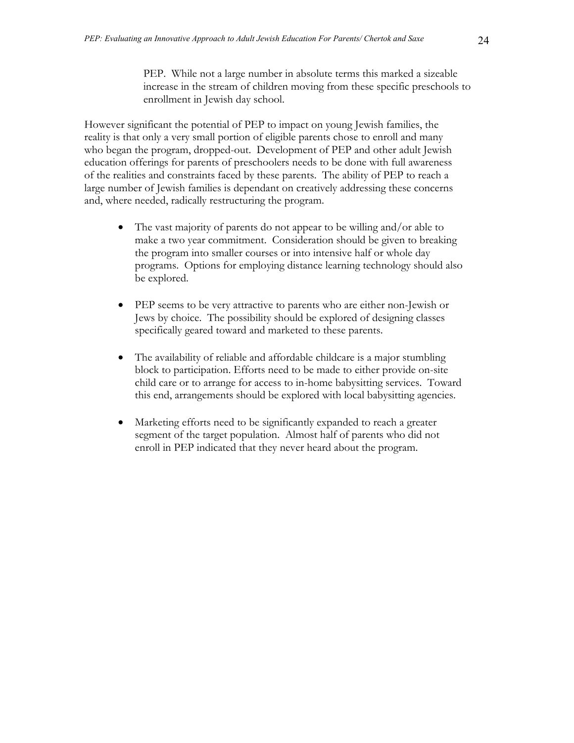PEP. While not a large number in absolute terms this marked a sizeable increase in the stream of children moving from these specific preschools to enrollment in Jewish day school.

However significant the potential of PEP to impact on young Jewish families, the reality is that only a very small portion of eligible parents chose to enroll and many who began the program, dropped-out. Development of PEP and other adult Jewish education offerings for parents of preschoolers needs to be done with full awareness of the realities and constraints faced by these parents. The ability of PEP to reach a large number of Jewish families is dependant on creatively addressing these concerns and, where needed, radically restructuring the program.

- The vast majority of parents do not appear to be willing and/or able to make a two year commitment. Consideration should be given to breaking the program into smaller courses or into intensive half or whole day programs. Options for employing distance learning technology should also be explored.

- PEP seems to be very attractive to parents who are either non-Jewish or Jews by choice. The possibility should be explored of designing classes specifically geared toward and marketed to these parents.

- The availability of reliable and affordable childcare is a major stumbling block to participation. Efforts need to be made to either provide on-site child care or to arrange for access to in-home babysitting services. Toward this end, arrangements should be explored with local babysitting agencies.

- Marketing efforts need to be significantly expanded to reach a greater segment of the target population. Almost half of parents who did not enroll in PEP indicated that they never heard about the program.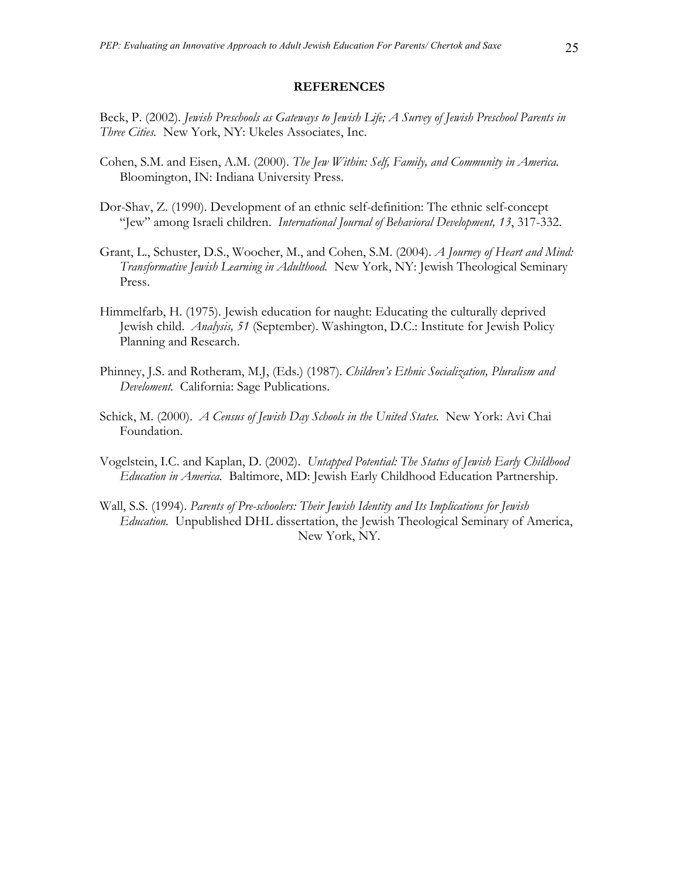## REFERENCES

Beck, P. (2002). *Jewish Preschools as Gateways to Jewish Life; A Survey of Jewish Preschool Parents in Three Cities.* New York, NY: Ukeles Associates, Inc.

Cohen, S.M. and Eisen, A.M. (2000). *The Jew Within: Self, Family, and Community in America.* Bloomington, IN: Indiana University Press.

Dor-Shav, Z. (1990). Development of an ethnic self-definition: The ethnic self-concept "Jew" among Israeli children. *International Journal of Behavioral Development, 13*, 317-332.

Grant, L., Schuster, D.S., Woocher, M., and Cohen, S.M. (2004). *A Journey of Heart and Mind: Transformative Jewish Learning in Adulthood.* New York, NY: Jewish Theological Seminary Press.

Himmelfarb, H. (1975). Jewish education for naught: Educating the culturally deprived Jewish child. *Analysis, 51* (September). Washington, D.C.: Institute for Jewish Policy Planning and Research.

Phinney, J.S. and Rotheram, M.J, (Eds.) (1987). *Children's Ethnic Socialization, Pluralism and Develoment.* California: Sage Publications.

Schick, M. (2000). *A Census of Jewish Day Schools in the United States.* New York: Avi Chai Foundation.

Vogelstein, I.C. and Kaplan, D. (2002). *Untapped Potential: The Status of Jewish Early Childhood Education in America.* Baltimore, MD: Jewish Early Childhood Education Partnership.

Wall, S.S. (1994). *Parents of Pre-schoolers: Their Jewish Identity and Its Implications for Jewish Education.* Unpublished DHL dissertation, the Jewish Theological Seminary of America, New York, NY.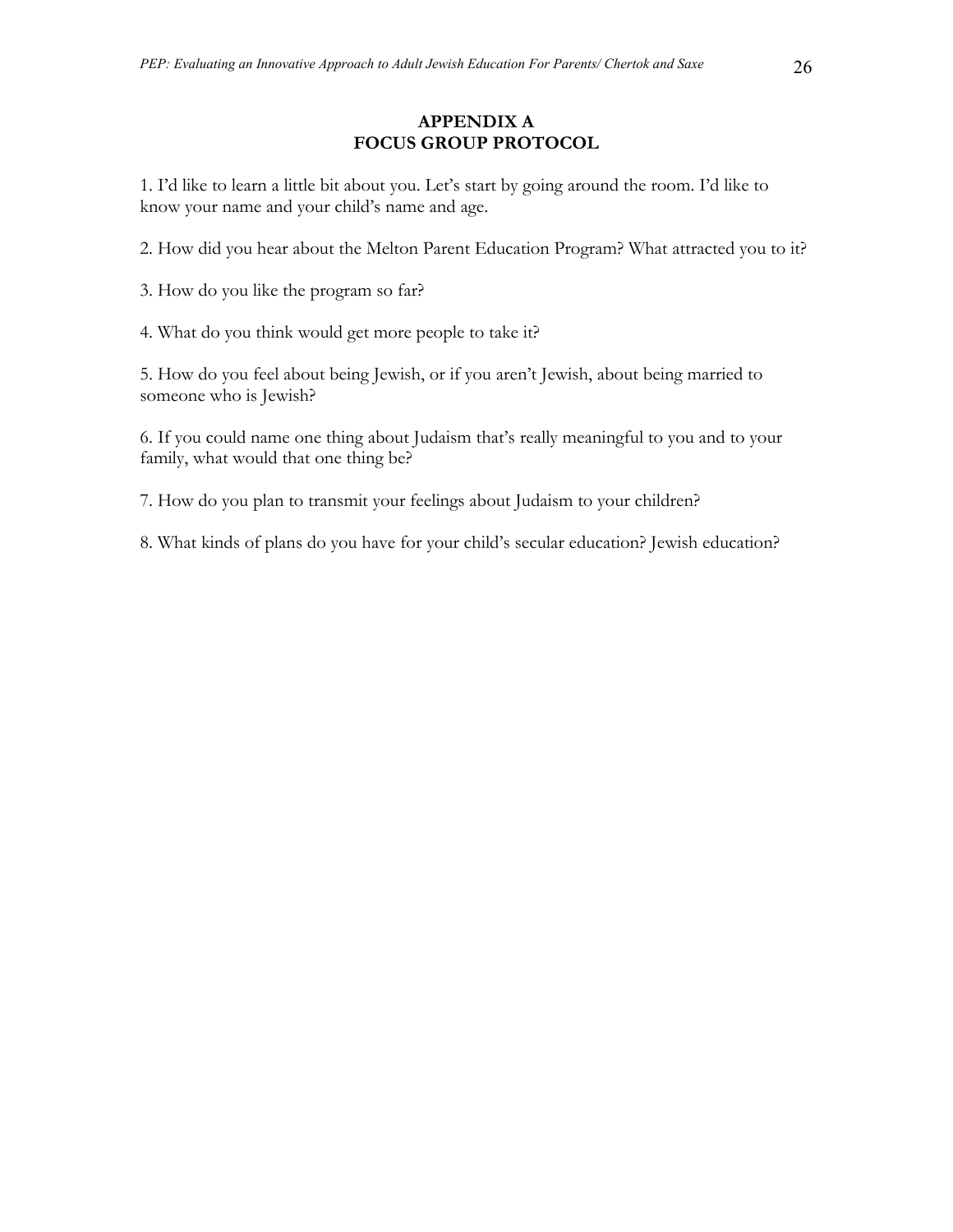## APPENDIX A
## FOCUS GROUP PROTOCOL

1. I'd like to learn a little bit about you. Let's start by going around the room. I'd like to know your name and your child's name and age.

2. How did you hear about the Melton Parent Education Program? What attracted you to it?

3. How do you like the program so far?

4. What do you think would get more people to take it?

5. How do you feel about being Jewish, or if you aren't Jewish, about being married to someone who is Jewish?

6. If you could name one thing about Judaism that's really meaningful to you and to your family, what would that one thing be?

7. How do you plan to transmit your feelings about Judaism to your children?

8. What kinds of plans do you have for your child's secular education? Jewish education?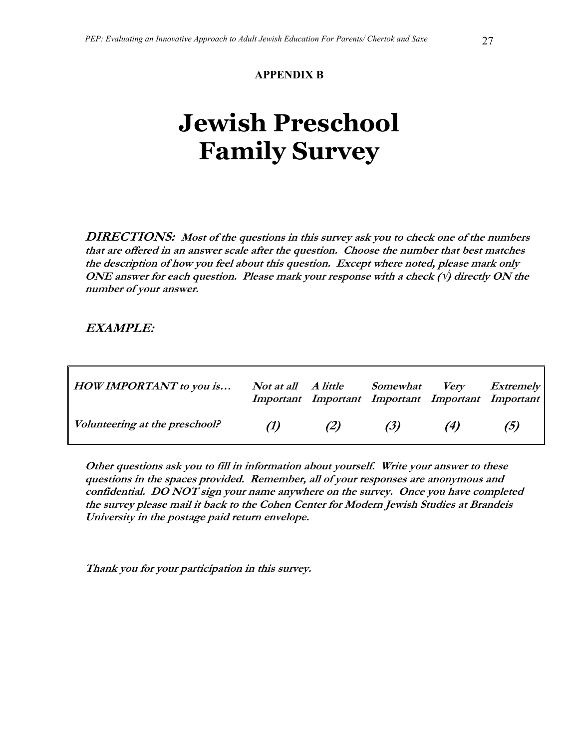**APPENDIX B**

# Jewish Preschool Family Survey

***DIRECTIONS:*** ***Most of the questions in this survey ask you to check one of the numbers that are offered in an answer scale after the question. Choose the number that best matches the description of how you feel about this question. Except where noted, please mark only ONE answer for each question. Please mark your response with a check (√) directly ON the number of your answer.***

***EXAMPLE:***

| *HOW IMPORTANT to you is…* | *Not at all Important* | *A little Important* | *Somewhat Important* | *Very Important* | *Extremely Important* |
|---|---|---|---|---|---|
| *Volunteering at the preschool?* | *(1)* | *(2)* | *(3)* | *(4)* | *(5)* |

***Other questions ask you to fill in information about yourself. Write your answer to these questions in the spaces provided. Remember, all of your responses are anonymous and confidential. DO NOT sign your name anywhere on the survey. Once you have completed the survey please mail it back to the Cohen Center for Modern Jewish Studies at Brandeis University in the postage paid return envelope.***

***Thank you for your participation in this survey.***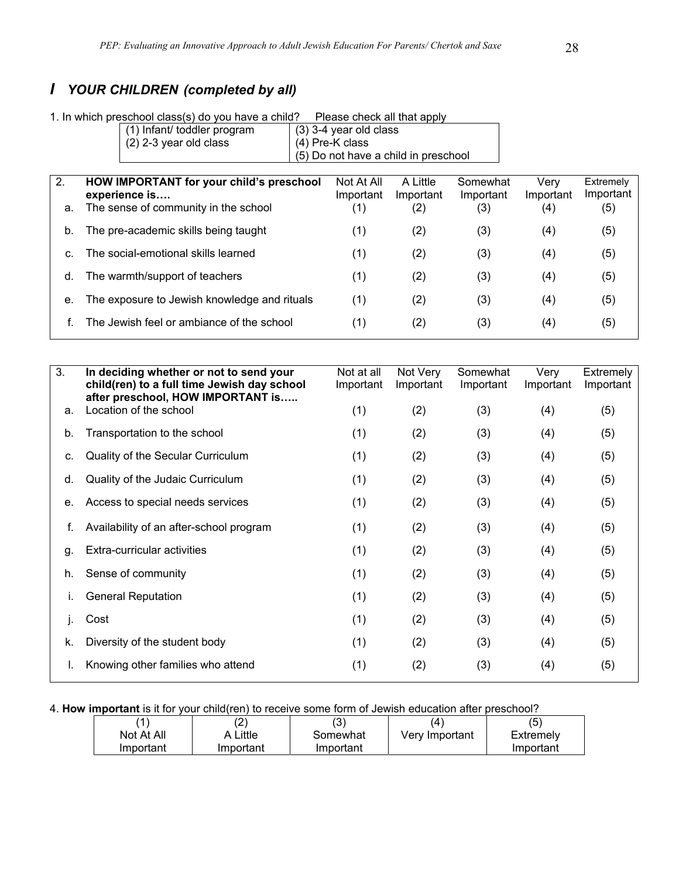## I YOUR CHILDREN (completed by all)

1. In which preschool class(s) do you have a child? Please check all that apply

| (1) Infant/ toddler program | (3) 3-4 year old class |
|---|---|
| (2) 2-3 year old class | (4) Pre-K class |
| | (5) Do not have a child in preschool |

| 2. | **HOW IMPORTANT for your child's preschool experience is….** | Not At All Important | A Little Important | Somewhat Important | Very Important | Extremely Important |
|---|---|---|---|---|---|---|
| a. | The sense of community in the school | (1) | (2) | (3) | (4) | (5) |
| b. | The pre-academic skills being taught | (1) | (2) | (3) | (4) | (5) |
| c. | The social-emotional skills learned | (1) | (2) | (3) | (4) | (5) |
| d. | The warmth/support of teachers | (1) | (2) | (3) | (4) | (5) |
| e. | The exposure to Jewish knowledge and rituals | (1) | (2) | (3) | (4) | (5) |
| f. | The Jewish feel or ambiance of the school | (1) | (2) | (3) | (4) | (5) |

| 3. | **In deciding whether or not to send your child(ren) to a full time Jewish day school after preschool, HOW IMPORTANT is…..** | Not at all Important | Not Very Important | Somewhat Important | Very Important | Extremely Important |
|---|---|---|---|---|---|---|
| a. | Location of the school | (1) | (2) | (3) | (4) | (5) |
| b. | Transportation to the school | (1) | (2) | (3) | (4) | (5) |
| c. | Quality of the Secular Curriculum | (1) | (2) | (3) | (4) | (5) |
| d. | Quality of the Judaic Curriculum | (1) | (2) | (3) | (4) | (5) |
| e. | Access to special needs services | (1) | (2) | (3) | (4) | (5) |
| f. | Availability of an after-school program | (1) | (2) | (3) | (4) | (5) |
| g. | Extra-curricular activities | (1) | (2) | (3) | (4) | (5) |
| h. | Sense of community | (1) | (2) | (3) | (4) | (5) |
| i. | General Reputation | (1) | (2) | (3) | (4) | (5) |
| j. | Cost | (1) | (2) | (3) | (4) | (5) |
| k. | Diversity of the student body | (1) | (2) | (3) | (4) | (5) |
| l. | Knowing other families who attend | (1) | (2) | (3) | (4) | (5) |

4. **How important** is it for your child(ren) to receive some form of Jewish education after preschool?

| (1) | (2) | (3) | (4) | (5) |
|---|---|---|---|---|
| Not At All Important | A Little Important | Somewhat Important | Very Important | Extremely Important |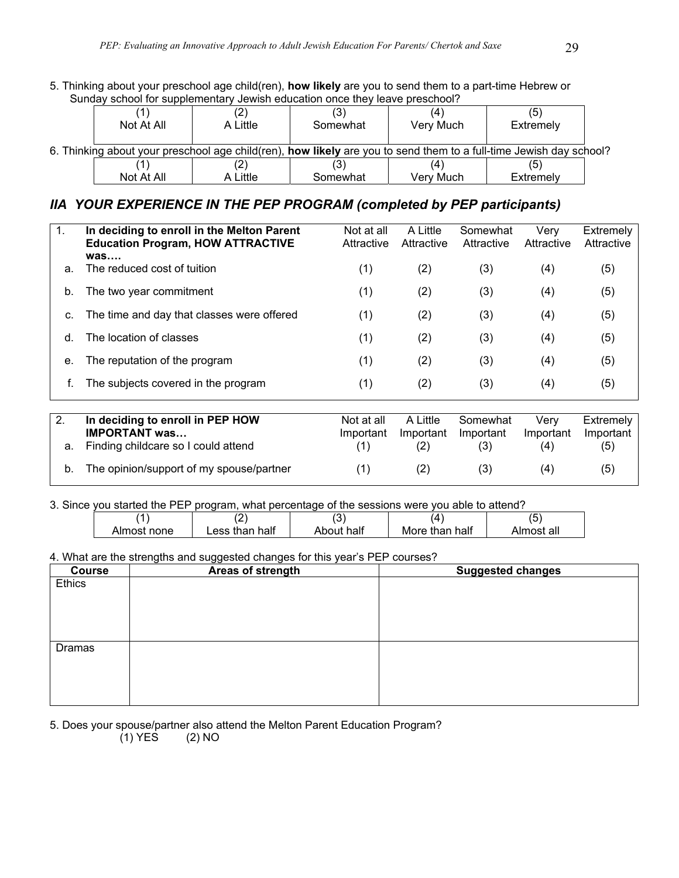5. Thinking about your preschool age child(ren), **how likely** are you to send them to a part-time Hebrew or Sunday school for supplementary Jewish education once they leave preschool?

| (1) | (2) | (3) | (4) | (5) |
|---|---|---|---|---|
| Not At All | A Little | Somewhat | Very Much | Extremely |

6. Thinking about your preschool age child(ren), **how likely** are you to send them to a full-time Jewish day school?

| (1) | (2) | (3) | (4) | (5) |
|---|---|---|---|---|
| Not At All | A Little | Somewhat | Very Much | Extremely |

## *IIA YOUR EXPERIENCE IN THE PEP PROGRAM (completed by PEP participants)*

| 1. | **In deciding to enroll in the Melton Parent Education Program, HOW ATTRACTIVE was….** | Not at all Attractive | A Little Attractive | Somewhat Attractive | Very Attractive | Extremely Attractive |
|---|---|---|---|---|---|---|
| a. | The reduced cost of tuition | (1) | (2) | (3) | (4) | (5) |
| b. | The two year commitment | (1) | (2) | (3) | (4) | (5) |
| c. | The time and day that classes were offered | (1) | (2) | (3) | (4) | (5) |
| d. | The location of classes | (1) | (2) | (3) | (4) | (5) |
| e. | The reputation of the program | (1) | (2) | (3) | (4) | (5) |
| f. | The subjects covered in the program | (1) | (2) | (3) | (4) | (5) |

| 2. | **In deciding to enroll in PEP HOW IMPORTANT was…** | Not at all Important | A Little Important | Somewhat Important | Very Important | Extremely Important |
|---|---|---|---|---|---|---|
| a. | Finding childcare so I could attend | (1) | (2) | (3) | (4) | (5) |
| b. | The opinion/support of my spouse/partner | (1) | (2) | (3) | (4) | (5) |

3. Since you started the PEP program, what percentage of the sessions were you able to attend?

| (1) | (2) | (3) | (4) | (5) |
|---|---|---|---|---|
| Almost none | Less than half | About half | More than half | Almost all |

4. What are the strengths and suggested changes for this year's PEP courses?

| Course | Areas of strength | Suggested changes |
|---|---|---|
| Ethics | | |
| Dramas | | |

5. Does your spouse/partner also attend the Melton Parent Education Program?
(1) YES (2) NO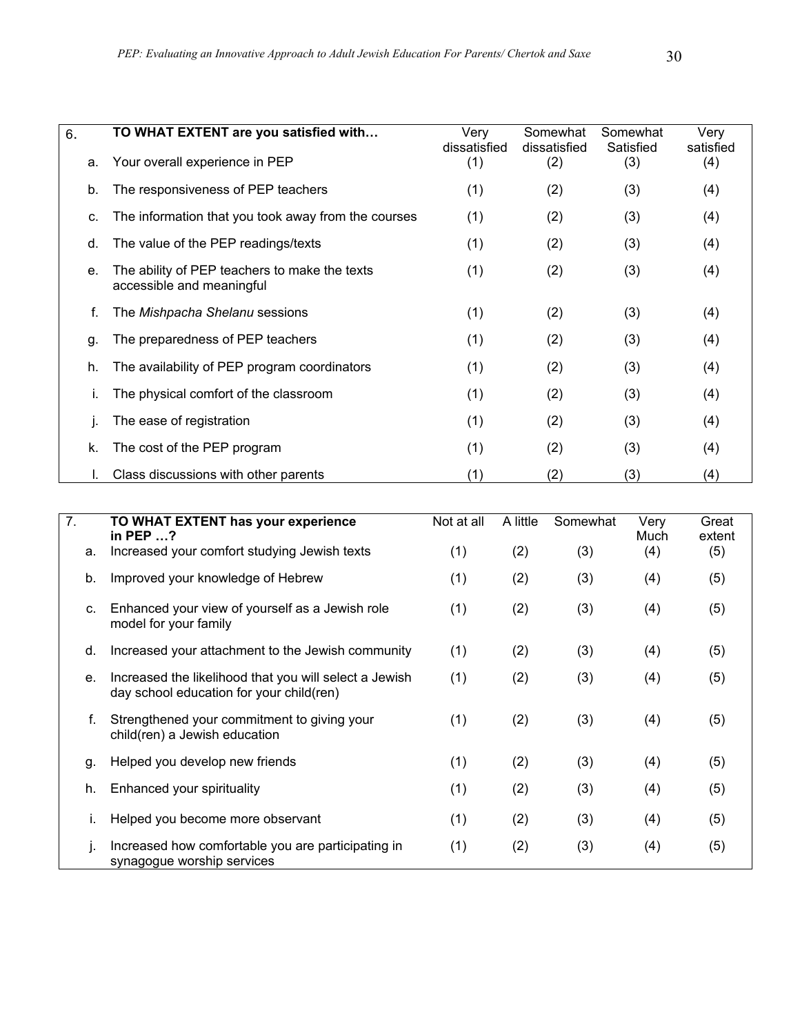| 6. | TO WHAT EXTENT are you satisfied with… | Very dissatisfied | Somewhat dissatisfied | Somewhat Satisfied | Very satisfied |
|---|---|---|---|---|---|
| a. | Your overall experience in PEP | (1) | (2) | (3) | (4) |
| b. | The responsiveness of PEP teachers | (1) | (2) | (3) | (4) |
| c. | The information that you took away from the courses | (1) | (2) | (3) | (4) |
| d. | The value of the PEP readings/texts | (1) | (2) | (3) | (4) |
| e. | The ability of PEP teachers to make the texts accessible and meaningful | (1) | (2) | (3) | (4) |
| f. | The *Mishpacha Shelanu* sessions | (1) | (2) | (3) | (4) |
| g. | The preparedness of PEP teachers | (1) | (2) | (3) | (4) |
| h. | The availability of PEP program coordinators | (1) | (2) | (3) | (4) |
| i. | The physical comfort of the classroom | (1) | (2) | (3) | (4) |
| j. | The ease of registration | (1) | (2) | (3) | (4) |
| k. | The cost of the PEP program | (1) | (2) | (3) | (4) |
| l. | Class discussions with other parents | (1) | (2) | (3) | (4) |

| 7. | TO WHAT EXTENT has your experience in PEP …? | Not at all | A little | Somewhat | Very Much | Great extent |
|---|---|---|---|---|---|---|
| a. | Increased your comfort studying Jewish texts | (1) | (2) | (3) | (4) | (5) |
| b. | Improved your knowledge of Hebrew | (1) | (2) | (3) | (4) | (5) |
| c. | Enhanced your view of yourself as a Jewish role model for your family | (1) | (2) | (3) | (4) | (5) |
| d. | Increased your attachment to the Jewish community | (1) | (2) | (3) | (4) | (5) |
| e. | Increased the likelihood that you will select a Jewish day school education for your child(ren) | (1) | (2) | (3) | (4) | (5) |
| f. | Strengthened your commitment to giving your child(ren) a Jewish education | (1) | (2) | (3) | (4) | (5) |
| g. | Helped you develop new friends | (1) | (2) | (3) | (4) | (5) |
| h. | Enhanced your spirituality | (1) | (2) | (3) | (4) | (5) |
| i. | Helped you become more observant | (1) | (2) | (3) | (4) | (5) |
| j. | Increased how comfortable you are participating in synagogue worship services | (1) | (2) | (3) | (4) | (5) |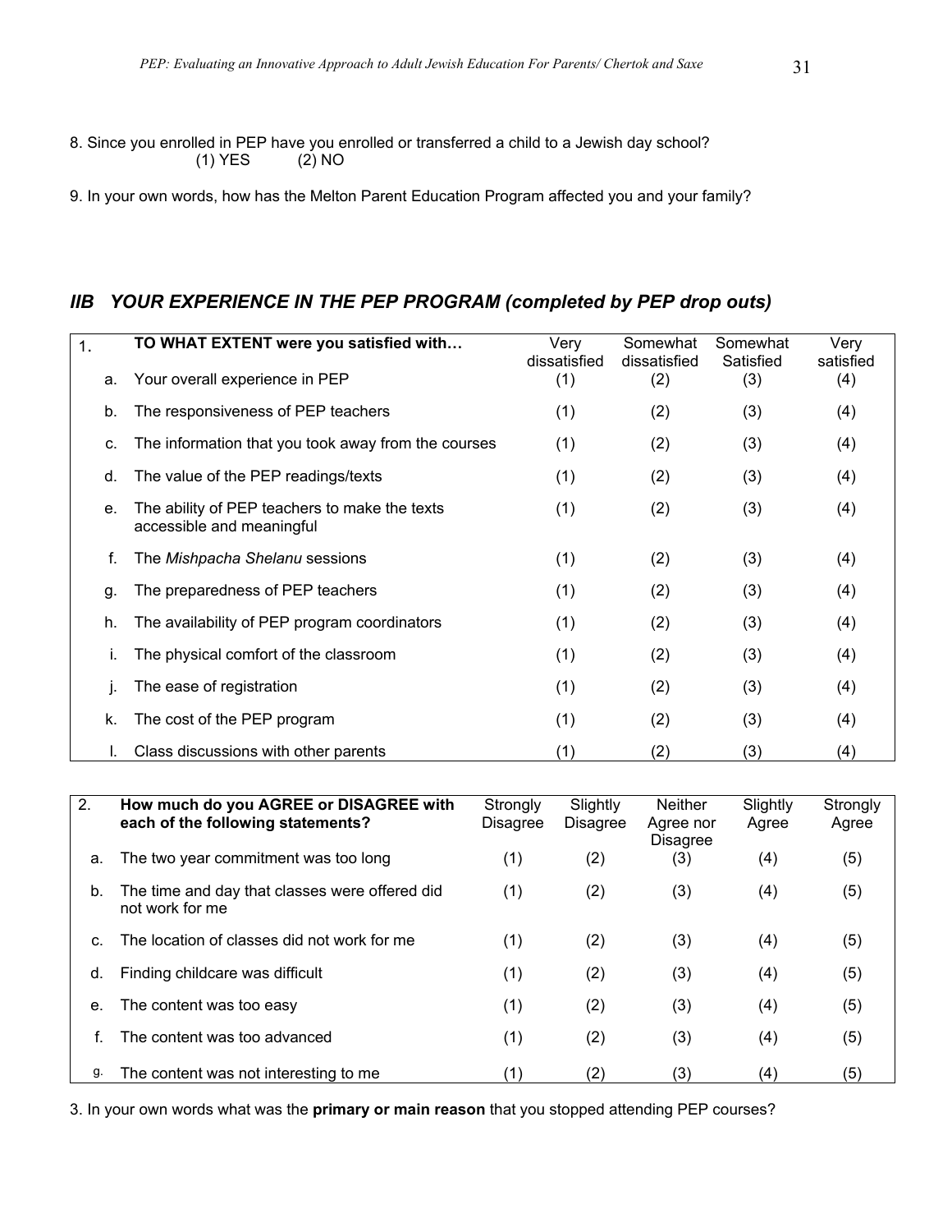8. Since you enrolled in PEP have you enrolled or transferred a child to a Jewish day school?
(1) YES (2) NO

9. In your own words, how has the Melton Parent Education Program affected you and your family?

## *IIB YOUR EXPERIENCE IN THE PEP PROGRAM (completed by PEP drop outs)*

| 1. | TO WHAT EXTENT were you satisfied with… | Very dissatisfied | Somewhat dissatisfied | Somewhat Satisfied | Very satisfied |
|---|---|---|---|---|---|
| a. | Your overall experience in PEP | (1) | (2) | (3) | (4) |
| b. | The responsiveness of PEP teachers | (1) | (2) | (3) | (4) |
| c. | The information that you took away from the courses | (1) | (2) | (3) | (4) |
| d. | The value of the PEP readings/texts | (1) | (2) | (3) | (4) |
| e. | The ability of PEP teachers to make the texts accessible and meaningful | (1) | (2) | (3) | (4) |
| f. | The *Mishpacha Shelanu* sessions | (1) | (2) | (3) | (4) |
| g. | The preparedness of PEP teachers | (1) | (2) | (3) | (4) |
| h. | The availability of PEP program coordinators | (1) | (2) | (3) | (4) |
| i. | The physical comfort of the classroom | (1) | (2) | (3) | (4) |
| j. | The ease of registration | (1) | (2) | (3) | (4) |
| k. | The cost of the PEP program | (1) | (2) | (3) | (4) |
| l. | Class discussions with other parents | (1) | (2) | (3) | (4) |

| 2. | How much do you AGREE or DISAGREE with each of the following statements? | Strongly Disagree | Slightly Disagree | Neither Agree nor Disagree | Slightly Agree | Strongly Agree |
|---|---|---|---|---|---|---|
| a. | The two year commitment was too long | (1) | (2) | (3) | (4) | (5) |
| b. | The time and day that classes were offered did not work for me | (1) | (2) | (3) | (4) | (5) |
| c. | The location of classes did not work for me | (1) | (2) | (3) | (4) | (5) |
| d. | Finding childcare was difficult | (1) | (2) | (3) | (4) | (5) |
| e. | The content was too easy | (1) | (2) | (3) | (4) | (5) |
| f. | The content was too advanced | (1) | (2) | (3) | (4) | (5) |
| g. | The content was not interesting to me | (1) | (2) | (3) | (4) | (5) |

3. In your own words what was the **primary or main reason** that you stopped attending PEP courses?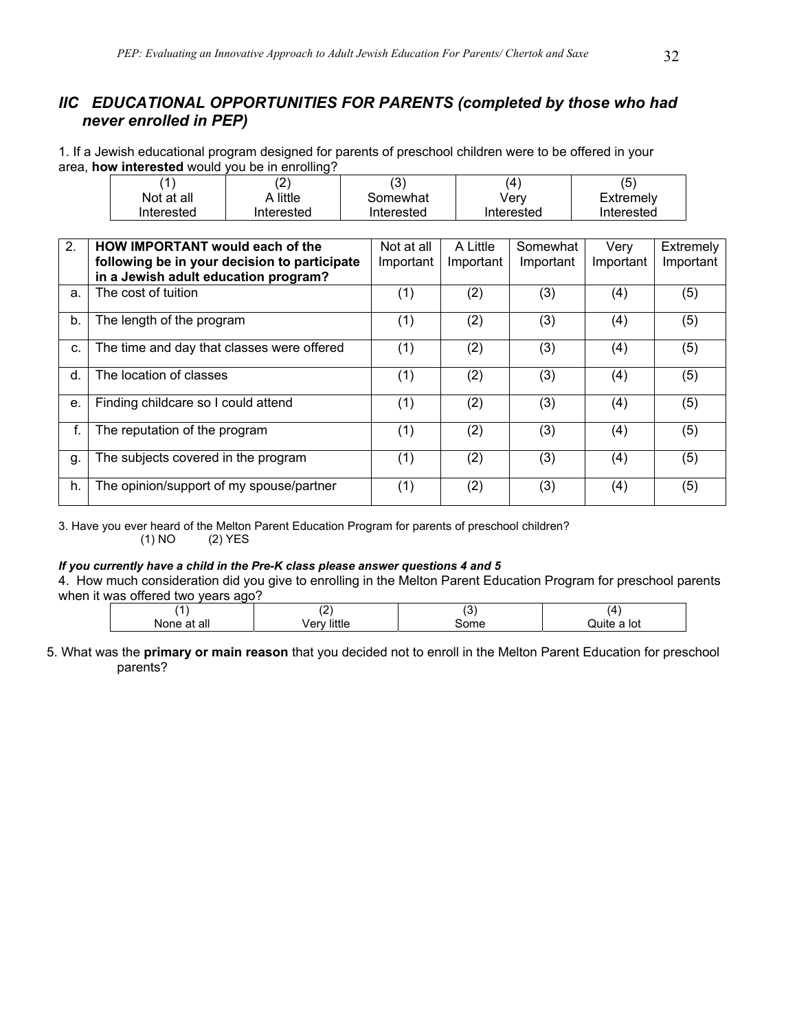## *IIC EDUCATIONAL OPPORTUNITIES FOR PARENTS (completed by those who had never enrolled in PEP)*

1. If a Jewish educational program designed for parents of preschool children were to be offered in your area, **how interested** would you be in enrolling?

| (1) Not at all Interested | (2) A little Interested | (3) Somewhat Interested | (4) Very Interested | (5) Extremely Interested |
|---|---|---|---|---|

| 2. | **HOW IMPORTANT would each of the following be in your decision to participate in a Jewish adult education program?** | Not at all Important | A Little Important | Somewhat Important | Very Important | Extremely Important |
|---|---|---|---|---|---|---|
| a. | The cost of tuition | (1) | (2) | (3) | (4) | (5) |
| b. | The length of the program | (1) | (2) | (3) | (4) | (5) |
| c. | The time and day that classes were offered | (1) | (2) | (3) | (4) | (5) |
| d. | The location of classes | (1) | (2) | (3) | (4) | (5) |
| e. | Finding childcare so I could attend | (1) | (2) | (3) | (4) | (5) |
| f. | The reputation of the program | (1) | (2) | (3) | (4) | (5) |
| g. | The subjects covered in the program | (1) | (2) | (3) | (4) | (5) |
| h. | The opinion/support of my spouse/partner | (1) | (2) | (3) | (4) | (5) |

3. Have you ever heard of the Melton Parent Education Program for parents of preschool children?
(1) NO (2) YES

***If you currently have a child in the Pre-K class please answer questions 4 and 5***

4. How much consideration did you give to enrolling in the Melton Parent Education Program for preschool parents when it was offered two years ago?

| (1) None at all | (2) Very little | (3) Some | (4) Quite a lot |
|---|---|---|---|

5. What was the **primary or main reason** that you decided not to enroll in the Melton Parent Education for preschool parents?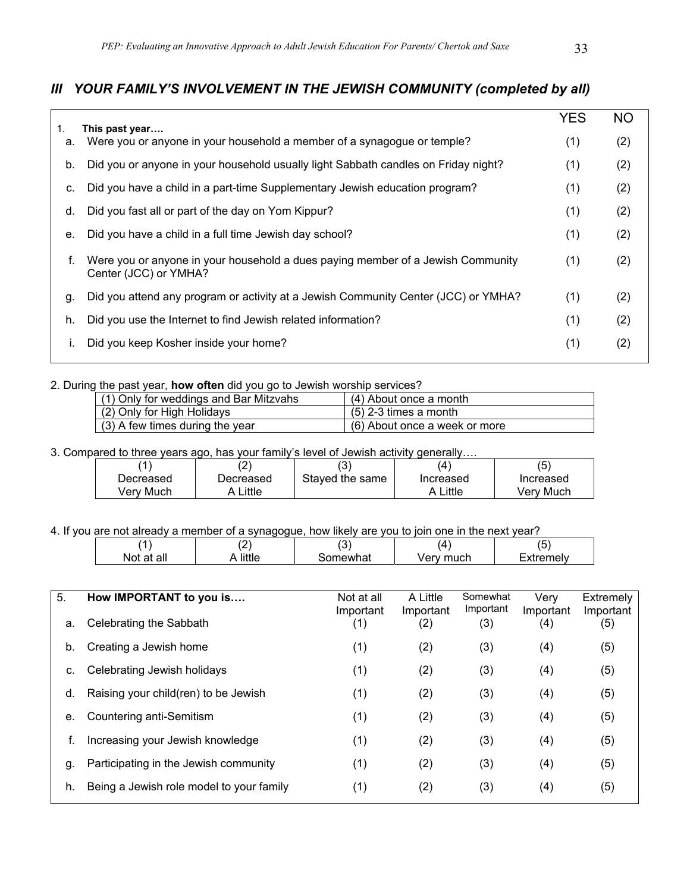## *III YOUR FAMILY'S INVOLVEMENT IN THE JEWISH COMMUNITY (completed by all)*

| 1. | **This past year….** | YES | NO |
|---|---|---|---|
| a. | Were you or anyone in your household a member of a synagogue or temple? | (1) | (2) |
| b. | Did you or anyone in your household usually light Sabbath candles on Friday night? | (1) | (2) |
| c. | Did you have a child in a part-time Supplementary Jewish education program? | (1) | (2) |
| d. | Did you fast all or part of the day on Yom Kippur? | (1) | (2) |
| e. | Did you have a child in a full time Jewish day school? | (1) | (2) |
| f. | Were you or anyone in your household a dues paying member of a Jewish Community Center (JCC) or YMHA? | (1) | (2) |
| g. | Did you attend any program or activity at a Jewish Community Center (JCC) or YMHA? | (1) | (2) |
| h. | Did you use the Internet to find Jewish related information? | (1) | (2) |
| i. | Did you keep Kosher inside your home? | (1) | (2) |

2. During the past year, **how often** did you go to Jewish worship services?

| | |
|---|---|
| (1) Only for weddings and Bar Mitzvahs | (4) About once a month |
| (2) Only for High Holidays | (5) 2-3 times a month |
| (3) A few times during the year | (6) About once a week or more |

3. Compared to three years ago, has your family's level of Jewish activity generally….

| (1) | (2) | (3) | (4) | (5) |
|---|---|---|---|---|
| Decreased Very Much | Decreased A Little | Stayed the same | Increased A Little | Increased Very Much |

4. If you are not already a member of a synagogue, how likely are you to join one in the next year?

| (1) | (2) | (3) | (4) | (5) |
|---|---|---|---|---|
| Not at all | A little | Somewhat | Very much | Extremely |

| 5. | **How IMPORTANT to you is….** | Not at all Important | A Little Important | Somewhat Important | Very Important | Extremely Important |
|---|---|---|---|---|---|---|
| a. | Celebrating the Sabbath | (1) | (2) | (3) | (4) | (5) |
| b. | Creating a Jewish home | (1) | (2) | (3) | (4) | (5) |
| c. | Celebrating Jewish holidays | (1) | (2) | (3) | (4) | (5) |
| d. | Raising your child(ren) to be Jewish | (1) | (2) | (3) | (4) | (5) |
| e. | Countering anti-Semitism | (1) | (2) | (3) | (4) | (5) |
| f. | Increasing your Jewish knowledge | (1) | (2) | (3) | (4) | (5) |
| g. | Participating in the Jewish community | (1) | (2) | (3) | (4) | (5) |
| h. | Being a Jewish role model to your family | (1) | (2) | (3) | (4) | (5) |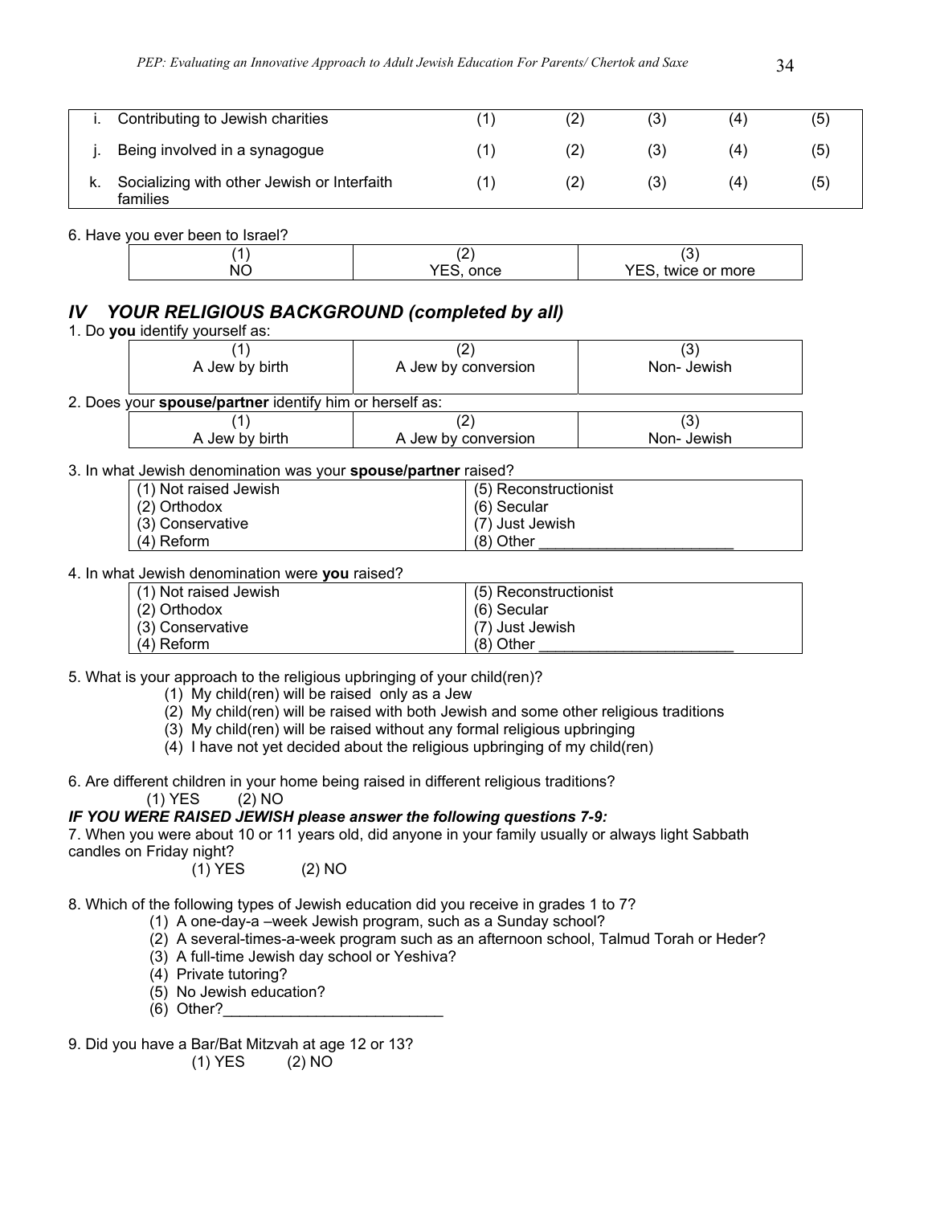| | | | | | | |
|---|---|---|---|---|---|---|
| i. | Contributing to Jewish charities | (1) | (2) | (3) | (4) | (5) |
| j. | Being involved in a synagogue | (1) | (2) | (3) | (4) | (5) |
| k. | Socializing with other Jewish or Interfaith families | (1) | (2) | (3) | (4) | (5) |

6. Have you ever been to Israel?

| (1) | (2) | (3) |
|---|---|---|
| NO | YES, once | YES, twice or more |

## *IV YOUR RELIGIOUS BACKGROUND (completed by all)*

1. Do **you** identify yourself as:

| (1) | (2) | (3) |
|---|---|---|
| A Jew by birth | A Jew by conversion | Non- Jewish |

2. Does your **spouse/partner** identify him or herself as:

| (1) | (2) | (3) |
|---|---|---|
| A Jew by birth | A Jew by conversion | Non- Jewish |

3. In what Jewish denomination was your **spouse/partner** raised?

| | |
|---|---|
| (1) Not raised Jewish | (5) Reconstructionist |
| (2) Orthodox | (6) Secular |
| (3) Conservative | (7) Just Jewish |
| (4) Reform | (8) Other _______________________ |

4. In what Jewish denomination were **you** raised?

| | |
|---|---|
| (1) Not raised Jewish | (5) Reconstructionist |
| (2) Orthodox | (6) Secular |
| (3) Conservative | (7) Just Jewish |
| (4) Reform | (8) Other _______________________ |

5. What is your approach to the religious upbringing of your child(ren)?
   (1) My child(ren) will be raised only as a Jew
   (2) My child(ren) will be raised with both Jewish and some other religious traditions
   (3) My child(ren) will be raised without any formal religious upbringing
   (4) I have not yet decided about the religious upbringing of my child(ren)

6. Are different children in your home being raised in different religious traditions?
   (1) YES (2) NO

***IF YOU WERE RAISED JEWISH please answer the following questions 7-9:***

7. When you were about 10 or 11 years old, did anyone in your family usually or always light Sabbath candles on Friday night?
   (1) YES (2) NO

8. Which of the following types of Jewish education did you receive in grades 1 to 7?
   (1) A one-day-a –week Jewish program, such as a Sunday school?
   (2) A several-times-a-week program such as an afternoon school, Talmud Torah or Heder?
   (3) A full-time Jewish day school or Yeshiva?
   (4) Private tutoring?
   (5) No Jewish education?
   (6) Other?__________________________

9. Did you have a Bar/Bat Mitzvah at age 12 or 13?
   (1) YES (2) NO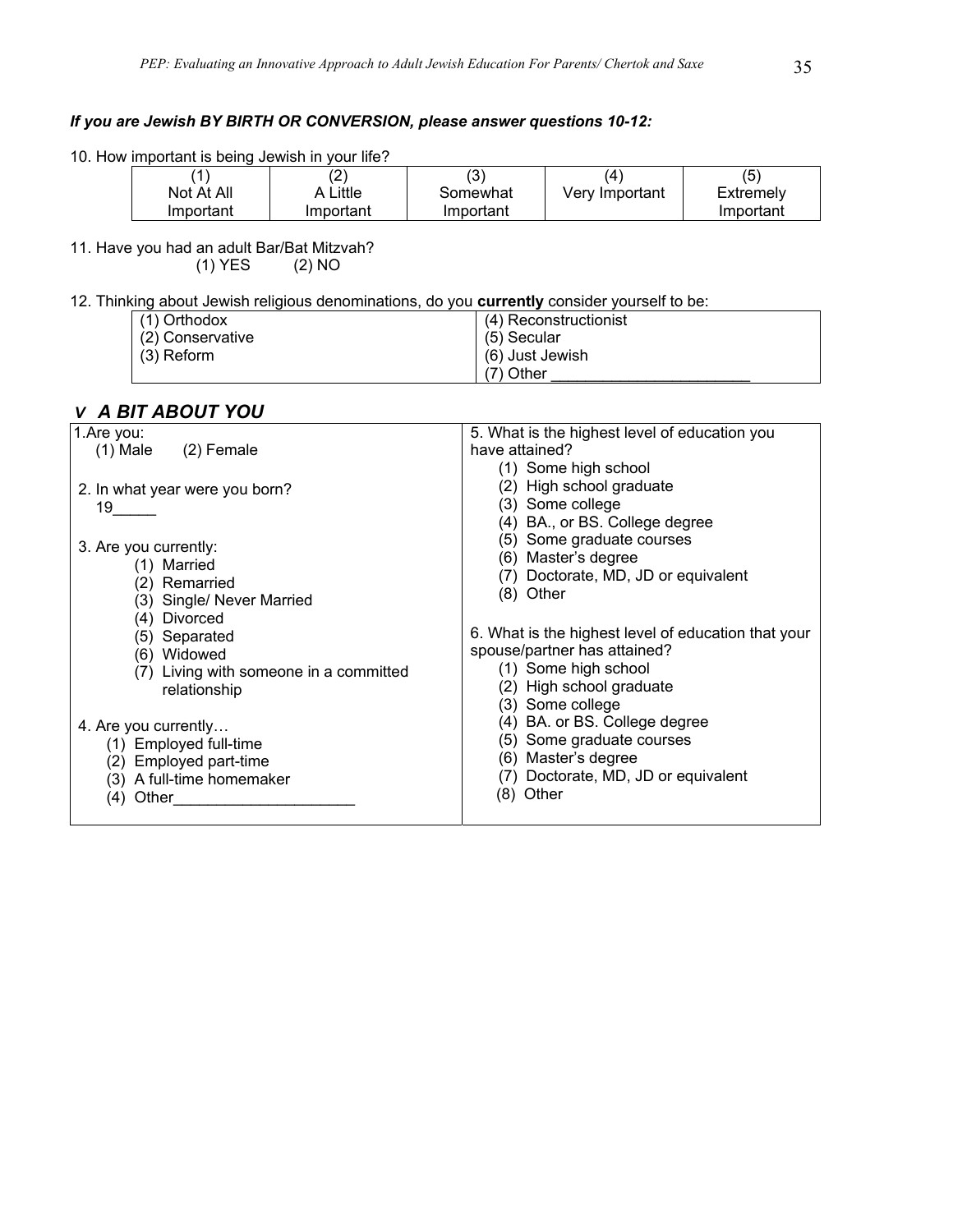***If you are Jewish BY BIRTH OR CONVERSION, please answer questions 10-12:***

10. How important is being Jewish in your life?

| (1) Not At All Important | (2) A Little Important | (3) Somewhat Important | (4) Very Important | (5) Extremely Important |
|---|---|---|---|---|

11. Have you had an adult Bar/Bat Mitzvah?
(1) YES (2) NO

12. Thinking about Jewish religious denominations, do you **currently** consider yourself to be:

| | |
|---|---|
| (1) Orthodox | (4) Reconstructionist |
| (2) Conservative | (5) Secular |
| (3) Reform | (6) Just Jewish |
| | (7) Other ______________________ |

## *V A BIT ABOUT YOU*

1. Are you:
(1) Male (2) Female

2. In what year were you born?
19_____

3. Are you currently:
   1. Married
   2. Remarried
   3. Single/ Never Married
   4. Divorced
   5. Separated
   6. Widowed
   7. Living with someone in a committed relationship

4. Are you currently…
   1. Employed full-time
   2. Employed part-time
   3. A full-time homemaker
   4. Other____________________

5. What is the highest level of education you have attained?
   1. Some high school
   2. High school graduate
   3. Some college
   4. BA., or BS. College degree
   5. Some graduate courses
   6. Master's degree
   7. Doctorate, MD, JD or equivalent
   8. Other

6. What is the highest level of education that your spouse/partner has attained?
   1. Some high school
   2. High school graduate
   3. Some college
   4. BA. or BS. College degree
   5. Some graduate courses
   6. Master's degree
   7. Doctorate, MD, JD or equivalent
   8. Other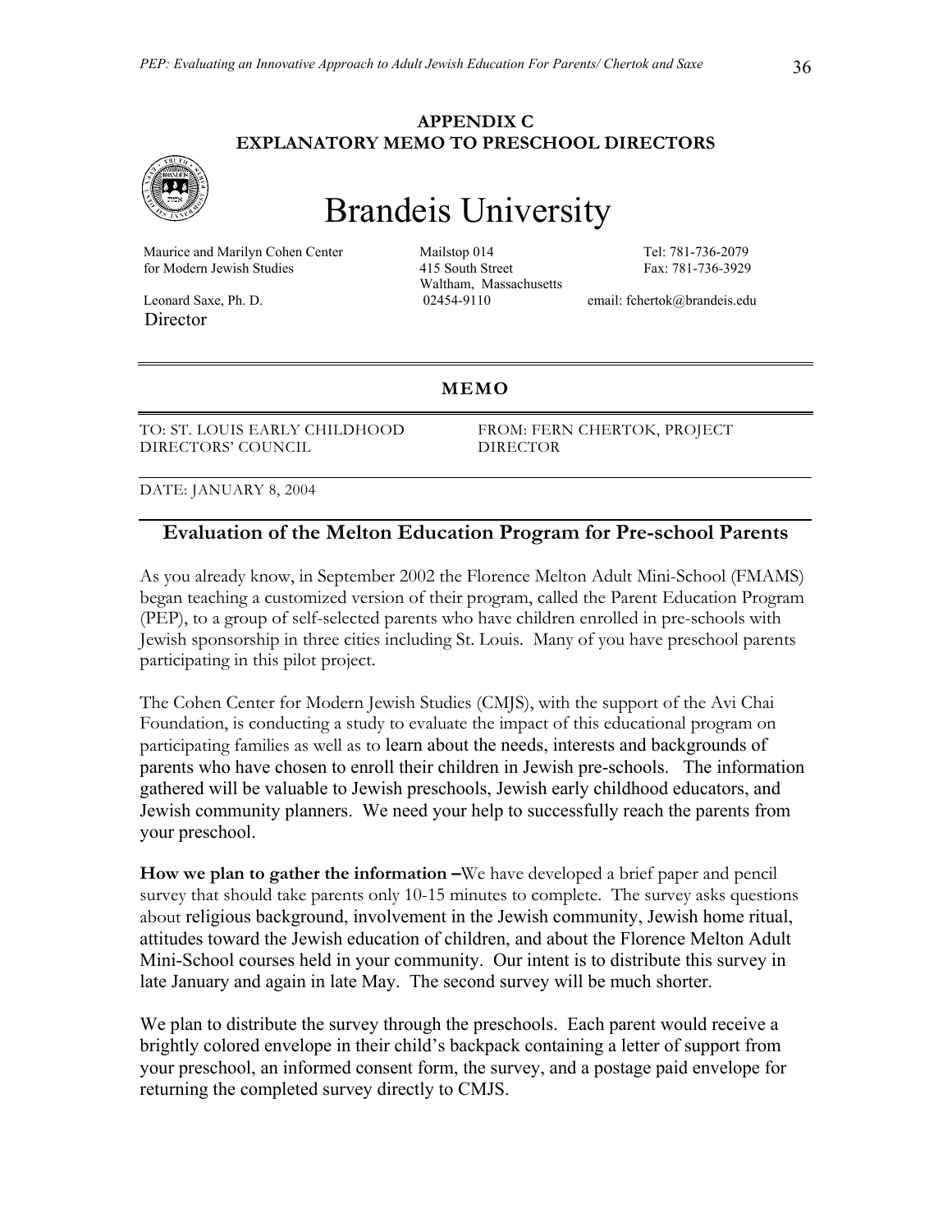## APPENDIX C
## EXPLANATORY MEMO TO PRESCHOOL DIRECTORS

# Brandeis University

Maurice and Marilyn Cohen Center for Modern Jewish Studies

Mailstop 014
415 South Street
Waltham, Massachusetts
02454-9110

Tel: 781-736-2079
Fax: 781-736-3929
email: fchertok@brandeis.edu

Leonard Saxe, Ph. D.
Director

---

**MEMO**

---

TO: ST. LOUIS EARLY CHILDHOOD DIRECTORS' COUNCIL

FROM: FERN CHERTOK, PROJECT DIRECTOR

DATE: JANUARY 8, 2004

### Evaluation of the Melton Education Program for Pre-school Parents

As you already know, in September 2002 the Florence Melton Adult Mini-School (FMAMS) began teaching a customized version of their program, called the Parent Education Program (PEP), to a group of self-selected parents who have children enrolled in pre-schools with Jewish sponsorship in three cities including St. Louis. Many of you have preschool parents participating in this pilot project.

The Cohen Center for Modern Jewish Studies (CMJS), with the support of the Avi Chai Foundation, is conducting a study to evaluate the impact of this educational program on participating families as well as to learn about the needs, interests and backgrounds of parents who have chosen to enroll their children in Jewish pre-schools. The information gathered will be valuable to Jewish preschools, Jewish early childhood educators, and Jewish community planners. We need your help to successfully reach the parents from your preschool.

**How we plan to gather the information –**We have developed a brief paper and pencil survey that should take parents only 10-15 minutes to complete. The survey asks questions about religious background, involvement in the Jewish community, Jewish home ritual, attitudes toward the Jewish education of children, and about the Florence Melton Adult Mini-School courses held in your community. Our intent is to distribute this survey in late January and again in late May. The second survey will be much shorter.

We plan to distribute the survey through the preschools. Each parent would receive a brightly colored envelope in their child's backpack containing a letter of support from your preschool, an informed consent form, the survey, and a postage paid envelope for returning the completed survey directly to CMJS.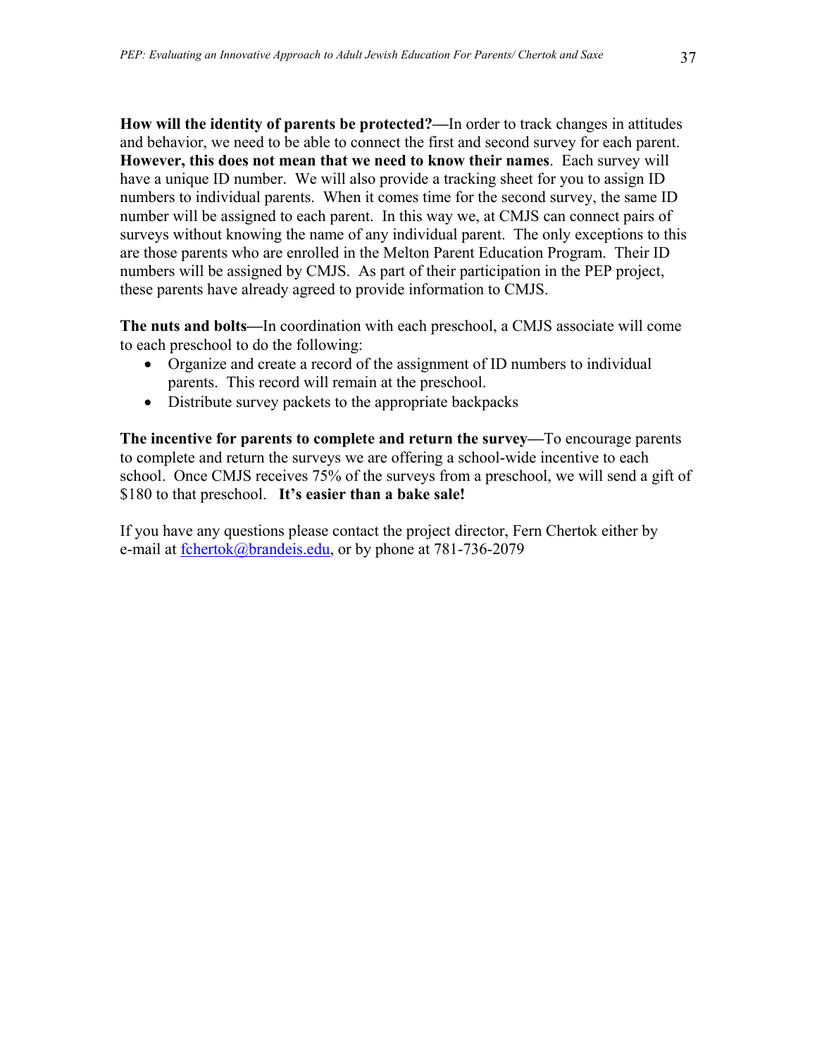**How will the identity of parents be protected?—**In order to track changes in attitudes and behavior, we need to be able to connect the first and second survey for each parent. **However, this does not mean that we need to know their names**. Each survey will have a unique ID number. We will also provide a tracking sheet for you to assign ID numbers to individual parents. When it comes time for the second survey, the same ID number will be assigned to each parent. In this way we, at CMJS can connect pairs of surveys without knowing the name of any individual parent. The only exceptions to this are those parents who are enrolled in the Melton Parent Education Program. Their ID numbers will be assigned by CMJS. As part of their participation in the PEP project, these parents have already agreed to provide information to CMJS.

**The nuts and bolts—**In coordination with each preschool, a CMJS associate will come to each preschool to do the following:

- Organize and create a record of the assignment of ID numbers to individual parents. This record will remain at the preschool.
- Distribute survey packets to the appropriate backpacks

**The incentive for parents to complete and return the survey—**To encourage parents to complete and return the surveys we are offering a school-wide incentive to each school. Once CMJS receives 75% of the surveys from a preschool, we will send a gift of $180 to that preschool. **It's easier than a bake sale!**

If you have any questions please contact the project director, Fern Chertok either by e-mail at fchertok@brandeis.edu, or by phone at 781-736-2079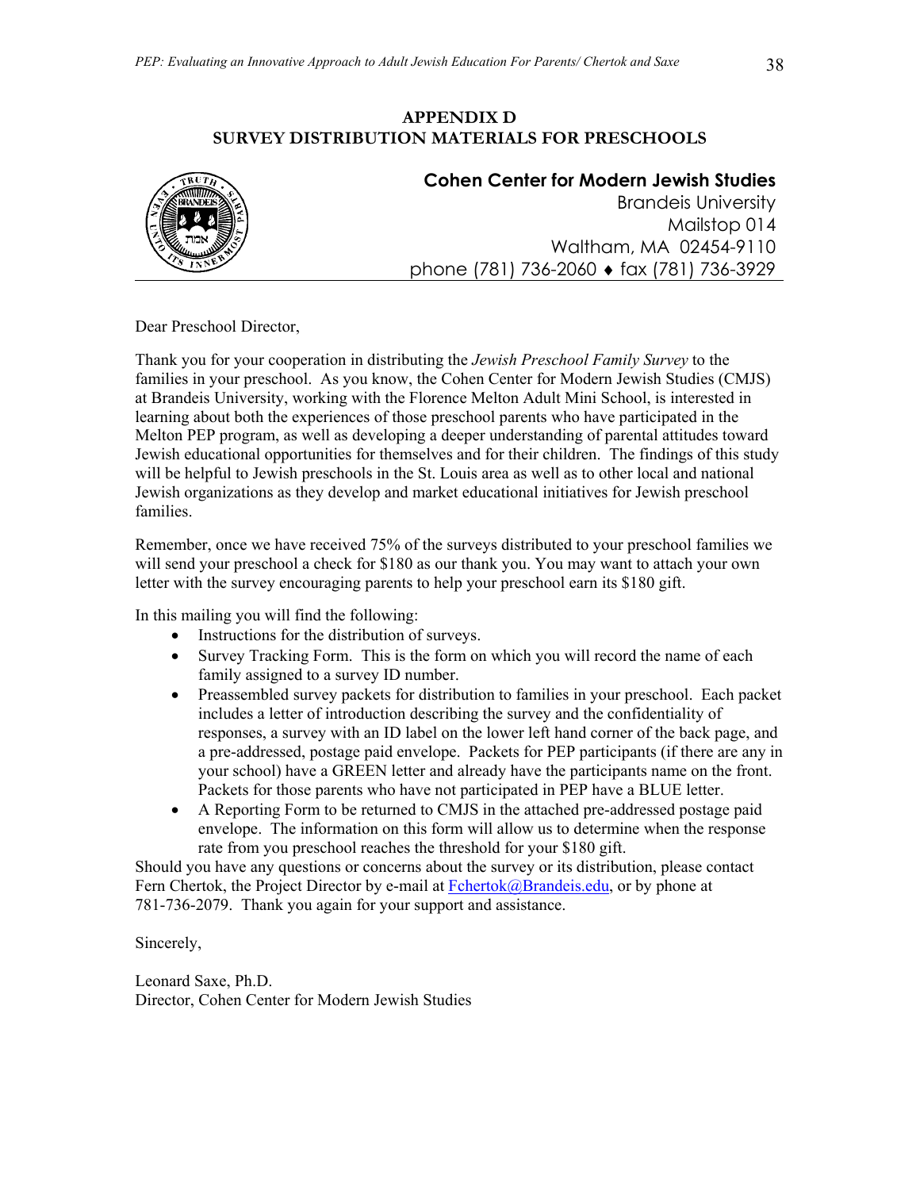# APPENDIX D
# SURVEY DISTRIBUTION MATERIALS FOR PRESCHOOLS

**Cohen Center for Modern Jewish Studies**
Brandeis University
Mailstop 014
Waltham, MA 02454-9110
phone (781) 736-2060 ♦ fax (781) 736-3929

Dear Preschool Director,

Thank you for your cooperation in distributing the *Jewish Preschool Family Survey* to the families in your preschool. As you know, the Cohen Center for Modern Jewish Studies (CMJS) at Brandeis University, working with the Florence Melton Adult Mini School, is interested in learning about both the experiences of those preschool parents who have participated in the Melton PEP program, as well as developing a deeper understanding of parental attitudes toward Jewish educational opportunities for themselves and for their children. The findings of this study will be helpful to Jewish preschools in the St. Louis area as well as to other local and national Jewish organizations as they develop and market educational initiatives for Jewish preschool families.

Remember, once we have received 75% of the surveys distributed to your preschool families we will send your preschool a check for $180 as our thank you. You may want to attach your own letter with the survey encouraging parents to help your preschool earn its $180 gift.

In this mailing you will find the following:

- Instructions for the distribution of surveys.
- Survey Tracking Form. This is the form on which you will record the name of each family assigned to a survey ID number.
- Preassembled survey packets for distribution to families in your preschool. Each packet includes a letter of introduction describing the survey and the confidentiality of responses, a survey with an ID label on the lower left hand corner of the back page, and a pre-addressed, postage paid envelope. Packets for PEP participants (if there are any in your school) have a GREEN letter and already have the participants name on the front. Packets for those parents who have not participated in PEP have a BLUE letter.
- A Reporting Form to be returned to CMJS in the attached pre-addressed postage paid envelope. The information on this form will allow us to determine when the response rate from you preschool reaches the threshold for your $180 gift.

Should you have any questions or concerns about the survey or its distribution, please contact Fern Chertok, the Project Director by e-mail at Fchertok@Brandeis.edu, or by phone at 781-736-2079. Thank you again for your support and assistance.

Sincerely,

Leonard Saxe, Ph.D.
Director, Cohen Center for Modern Jewish Studies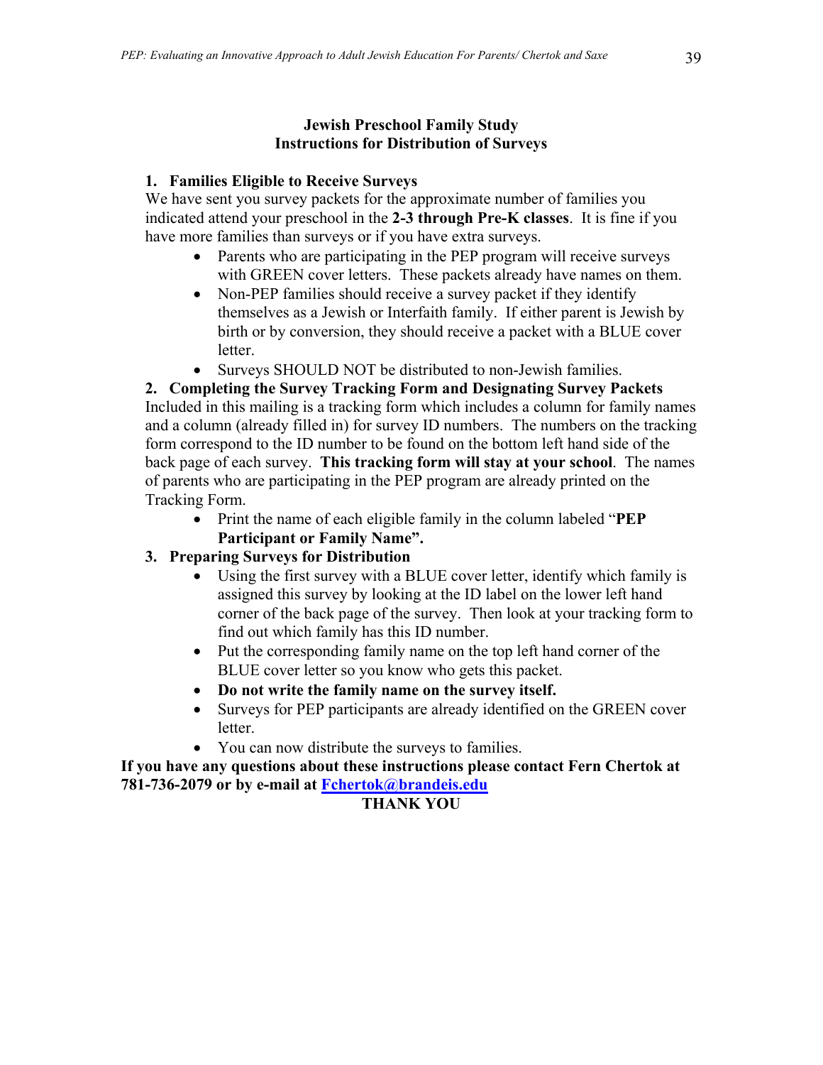## Jewish Preschool Family Study
## Instructions for Distribution of Surveys

1. **Families Eligible to Receive Surveys**

We have sent you survey packets for the approximate number of families you indicated attend your preschool in the **2-3 through Pre-K classes**. It is fine if you have more families than surveys or if you have extra surveys.

- Parents who are participating in the PEP program will receive surveys with GREEN cover letters. These packets already have names on them.
- Non-PEP families should receive a survey packet if they identify themselves as a Jewish or Interfaith family. If either parent is Jewish by birth or by conversion, they should receive a packet with a BLUE cover letter.
- Surveys SHOULD NOT be distributed to non-Jewish families.

2. **Completing the Survey Tracking Form and Designating Survey Packets**

Included in this mailing is a tracking form which includes a column for family names and a column (already filled in) for survey ID numbers. The numbers on the tracking form correspond to the ID number to be found on the bottom left hand side of the back page of each survey. **This tracking form will stay at your school**. The names of parents who are participating in the PEP program are already printed on the Tracking Form.

- Print the name of each eligible family in the column labeled "**PEP Participant or Family Name".**

3. **Preparing Surveys for Distribution**

- Using the first survey with a BLUE cover letter, identify which family is assigned this survey by looking at the ID label on the lower left hand corner of the back page of the survey. Then look at your tracking form to find out which family has this ID number.
- Put the corresponding family name on the top left hand corner of the BLUE cover letter so you know who gets this packet.
- **Do not write the family name on the survey itself.**
- Surveys for PEP participants are already identified on the GREEN cover letter.
- You can now distribute the surveys to families.

**If you have any questions about these instructions please contact Fern Chertok at 781-736-2079 or by e-mail at Fchertok@brandeis.edu**

**THANK YOU**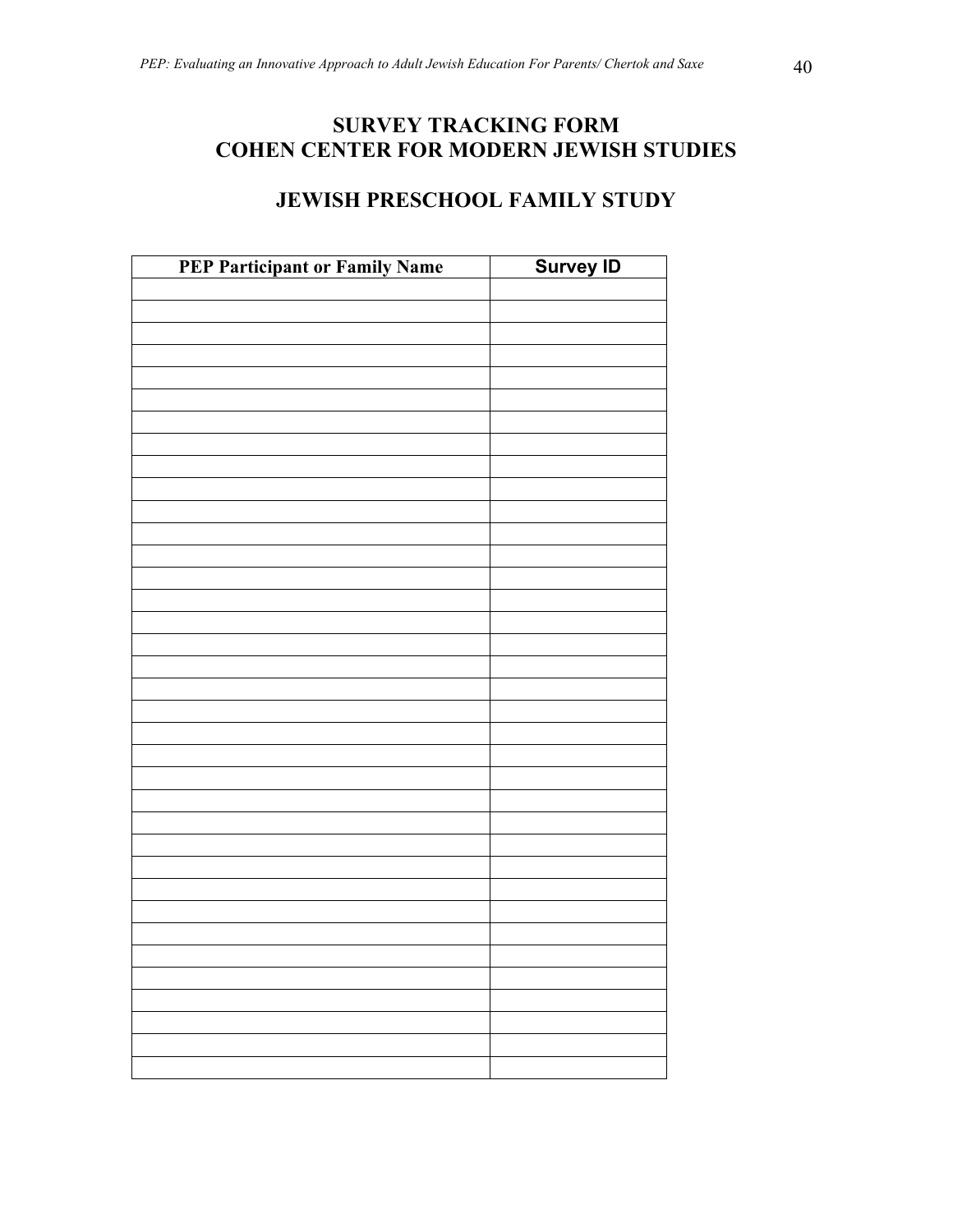## SURVEY TRACKING FORM
## COHEN CENTER FOR MODERN JEWISH STUDIES

## JEWISH PRESCHOOL FAMILY STUDY

| PEP Participant or Family Name | Survey ID |
|---|---|
| | |
| | |
| | |
| | |
| | |
| | |
| | |
| | |
| | |
| | |
| | |
| | |
| | |
| | |
| | |
| | |
| | |
| | |
| | |
| | |
| | |
| | |
| | |
| | |
| | |
| | |
| | |
| | |
| | |
| | |
| | |
| | |
| | |
| | |
| | |
| | |
| | |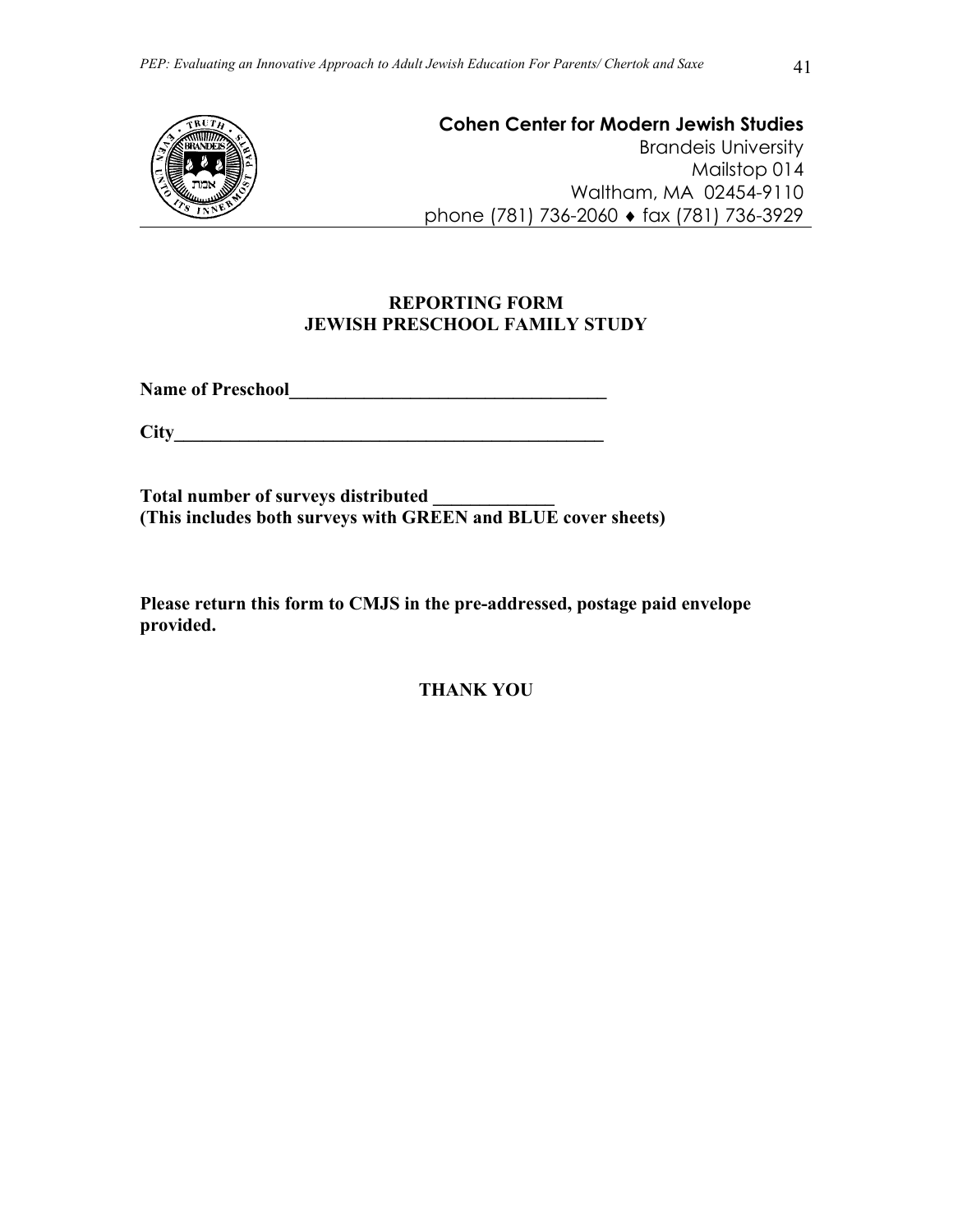**Cohen Center for Modern Jewish Studies**
Brandeis University
Mailstop 014
Waltham, MA 02454-9110
phone (781) 736-2060 ♦ fax (781) 736-3929

---

**REPORTING FORM**
**JEWISH PRESCHOOL FAMILY STUDY**

**Name of Preschool**___________________________________

**City**______________________________________________

**Total number of surveys distributed** _____________
**(This includes both surveys with GREEN and BLUE cover sheets)**

**Please return this form to CMJS in the pre-addressed, postage paid envelope provided.**

**THANK YOU**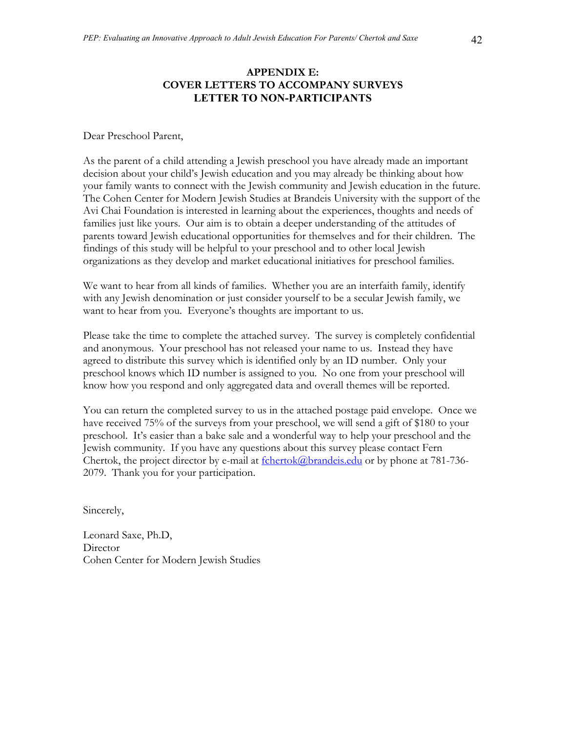# APPENDIX E:
# COVER LETTERS TO ACCOMPANY SURVEYS
# LETTER TO NON-PARTICIPANTS

Dear Preschool Parent,

As the parent of a child attending a Jewish preschool you have already made an important decision about your child's Jewish education and you may already be thinking about how your family wants to connect with the Jewish community and Jewish education in the future. The Cohen Center for Modern Jewish Studies at Brandeis University with the support of the Avi Chai Foundation is interested in learning about the experiences, thoughts and needs of families just like yours. Our aim is to obtain a deeper understanding of the attitudes of parents toward Jewish educational opportunities for themselves and for their children. The findings of this study will be helpful to your preschool and to other local Jewish organizations as they develop and market educational initiatives for preschool families.

We want to hear from all kinds of families. Whether you are an interfaith family, identify with any Jewish denomination or just consider yourself to be a secular Jewish family, we want to hear from you. Everyone's thoughts are important to us.

Please take the time to complete the attached survey. The survey is completely confidential and anonymous. Your preschool has not released your name to us. Instead they have agreed to distribute this survey which is identified only by an ID number. Only your preschool knows which ID number is assigned to you. No one from your preschool will know how you respond and only aggregated data and overall themes will be reported.

You can return the completed survey to us in the attached postage paid envelope. Once we have received 75% of the surveys from your preschool, we will send a gift of $180 to your preschool. It's easier than a bake sale and a wonderful way to help your preschool and the Jewish community. If you have any questions about this survey please contact Fern Chertok, the project director by e-mail at fchertok@brandeis.edu or by phone at 781-736-2079. Thank you for your participation.

Sincerely,

Leonard Saxe, Ph.D,
Director
Cohen Center for Modern Jewish Studies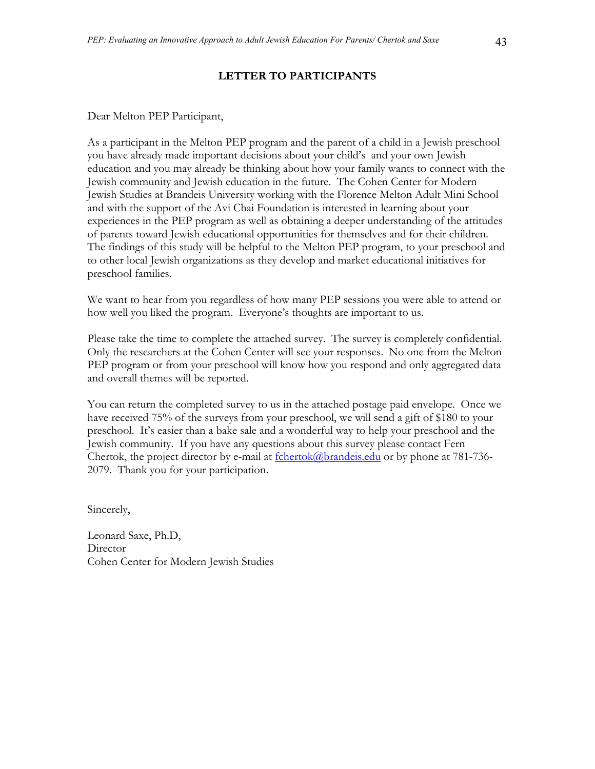## LETTER TO PARTICIPANTS

Dear Melton PEP Participant,

As a participant in the Melton PEP program and the parent of a child in a Jewish preschool you have already made important decisions about your child's and your own Jewish education and you may already be thinking about how your family wants to connect with the Jewish community and Jewish education in the future. The Cohen Center for Modern Jewish Studies at Brandeis University working with the Florence Melton Adult Mini School and with the support of the Avi Chai Foundation is interested in learning about your experiences in the PEP program as well as obtaining a deeper understanding of the attitudes of parents toward Jewish educational opportunities for themselves and for their children. The findings of this study will be helpful to the Melton PEP program, to your preschool and to other local Jewish organizations as they develop and market educational initiatives for preschool families.

We want to hear from you regardless of how many PEP sessions you were able to attend or how well you liked the program. Everyone's thoughts are important to us.

Please take the time to complete the attached survey. The survey is completely confidential. Only the researchers at the Cohen Center will see your responses. No one from the Melton PEP program or from your preschool will know how you respond and only aggregated data and overall themes will be reported.

You can return the completed survey to us in the attached postage paid envelope. Once we have received 75% of the surveys from your preschool, we will send a gift of $180 to your preschool. It's easier than a bake sale and a wonderful way to help your preschool and the Jewish community. If you have any questions about this survey please contact Fern Chertok, the project director by e-mail at fchertok@brandeis.edu or by phone at 781-736-2079. Thank you for your participation.

Sincerely,

Leonard Saxe, Ph.D,
Director
Cohen Center for Modern Jewish Studies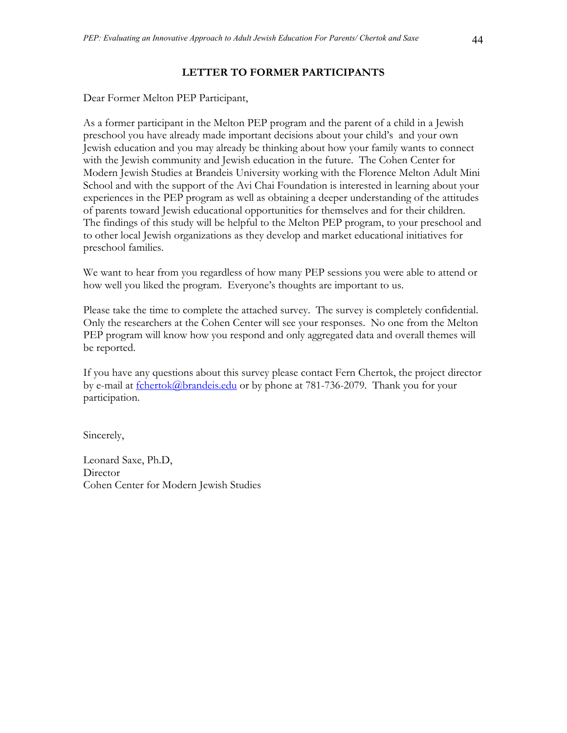**LETTER TO FORMER PARTICIPANTS**

Dear Former Melton PEP Participant,

As a former participant in the Melton PEP program and the parent of a child in a Jewish preschool you have already made important decisions about your child's and your own Jewish education and you may already be thinking about how your family wants to connect with the Jewish community and Jewish education in the future. The Cohen Center for Modern Jewish Studies at Brandeis University working with the Florence Melton Adult Mini School and with the support of the Avi Chai Foundation is interested in learning about your experiences in the PEP program as well as obtaining a deeper understanding of the attitudes of parents toward Jewish educational opportunities for themselves and for their children. The findings of this study will be helpful to the Melton PEP program, to your preschool and to other local Jewish organizations as they develop and market educational initiatives for preschool families.

We want to hear from you regardless of how many PEP sessions you were able to attend or how well you liked the program. Everyone's thoughts are important to us.

Please take the time to complete the attached survey. The survey is completely confidential. Only the researchers at the Cohen Center will see your responses. No one from the Melton PEP program will know how you respond and only aggregated data and overall themes will be reported.

If you have any questions about this survey please contact Fern Chertok, the project director by e-mail at fchertok@brandeis.edu or by phone at 781-736-2079. Thank you for your participation.

Sincerely,

Leonard Saxe, Ph.D,
Director
Cohen Center for Modern Jewish Studies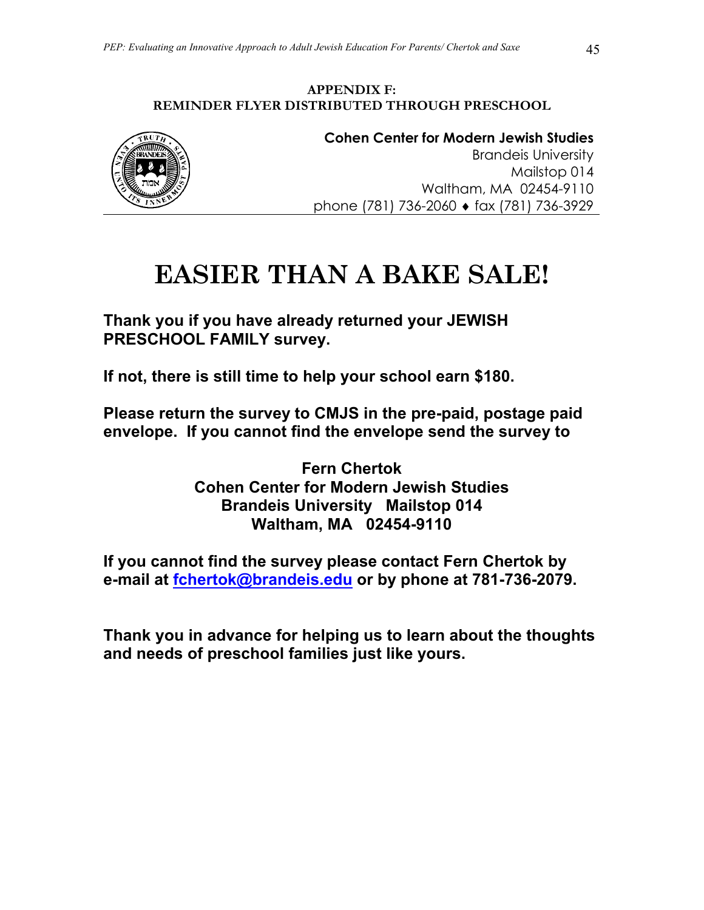## APPENDIX F:
## REMINDER FLYER DISTRIBUTED THROUGH PRESCHOOL

**Cohen Center for Modern Jewish Studies**
Brandeis University
Mailstop 014
Waltham, MA 02454-9110
phone (781) 736-2060 ♦ fax (781) 736-3929

# EASIER THAN A BAKE SALE!

**Thank you if you have already returned your JEWISH PRESCHOOL FAMILY survey.**

**If not, there is still time to help your school earn $180.**

**Please return the survey to CMJS in the pre-paid, postage paid envelope. If you cannot find the envelope send the survey to**

**Fern Chertok**
**Cohen Center for Modern Jewish Studies**
**Brandeis University Mailstop 014**
**Waltham, MA 02454-9110**

**If you cannot find the survey please contact Fern Chertok by e-mail at fchertok@brandeis.edu or by phone at 781-736-2079.**

**Thank you in advance for helping us to learn about the thoughts and needs of preschool families just like yours.**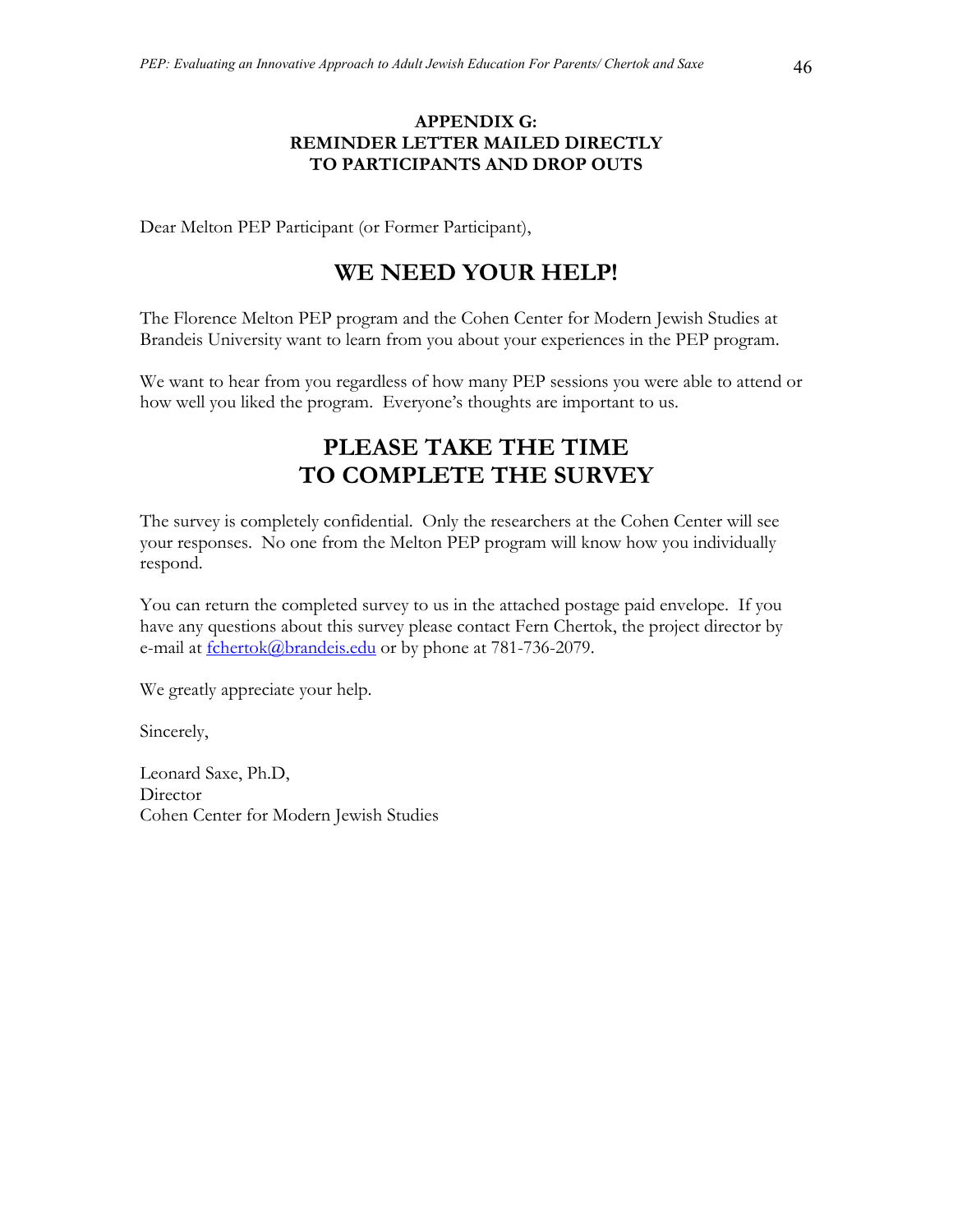## APPENDIX G: REMINDER LETTER MAILED DIRECTLY TO PARTICIPANTS AND DROP OUTS

Dear Melton PEP Participant (or Former Participant),

# WE NEED YOUR HELP!

The Florence Melton PEP program and the Cohen Center for Modern Jewish Studies at Brandeis University want to learn from you about your experiences in the PEP program.

We want to hear from you regardless of how many PEP sessions you were able to attend or how well you liked the program. Everyone's thoughts are important to us.

# PLEASE TAKE THE TIME TO COMPLETE THE SURVEY

The survey is completely confidential. Only the researchers at the Cohen Center will see your responses. No one from the Melton PEP program will know how you individually respond.

You can return the completed survey to us in the attached postage paid envelope. If you have any questions about this survey please contact Fern Chertok, the project director by e-mail at fchertok@brandeis.edu or by phone at 781-736-2079.

We greatly appreciate your help.

Sincerely,

Leonard Saxe, Ph.D,
Director
Cohen Center for Modern Jewish Studies